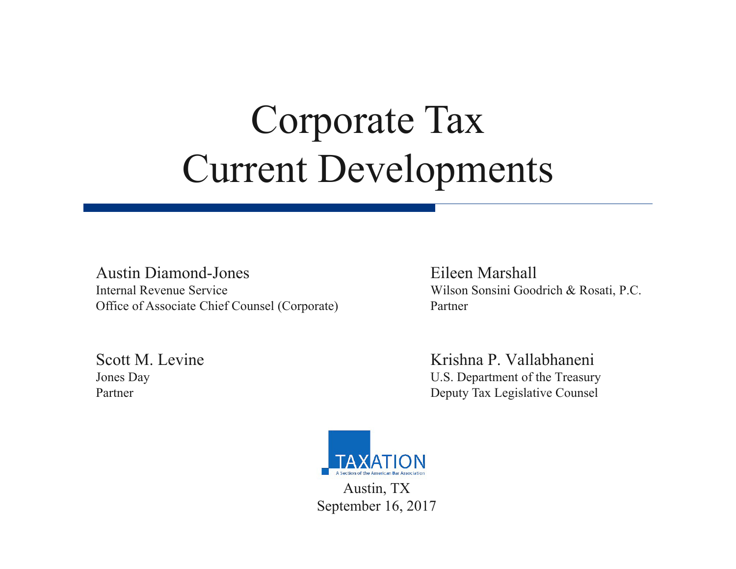# Corporate Tax
# Current Developments

Austin Diamond-Jones
Internal Revenue Service
Office of Associate Chief Counsel (Corporate)

Eileen Marshall
Wilson Sonsini Goodrich & Rosati, P.C.
Partner

Scott M. Levine
Jones Day
Partner

Krishna P. Vallabhaneni
U.S. Department of the Treasury
Deputy Tax Legislative Counsel

TAXATION
A Section of the American Bar Association

Austin, TX
September 16, 2017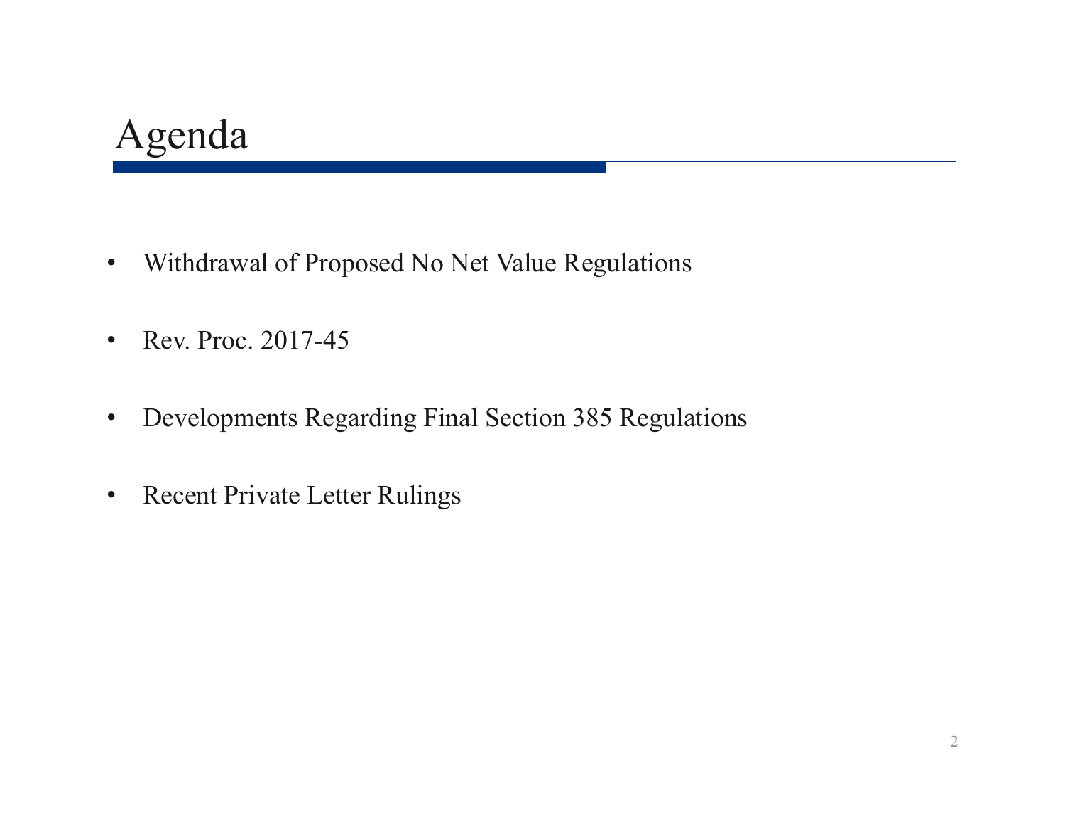# Agenda

- Withdrawal of Proposed No Net Value Regulations
- Rev. Proc. 2017-45
- Developments Regarding Final Section 385 Regulations
- Recent Private Letter Rulings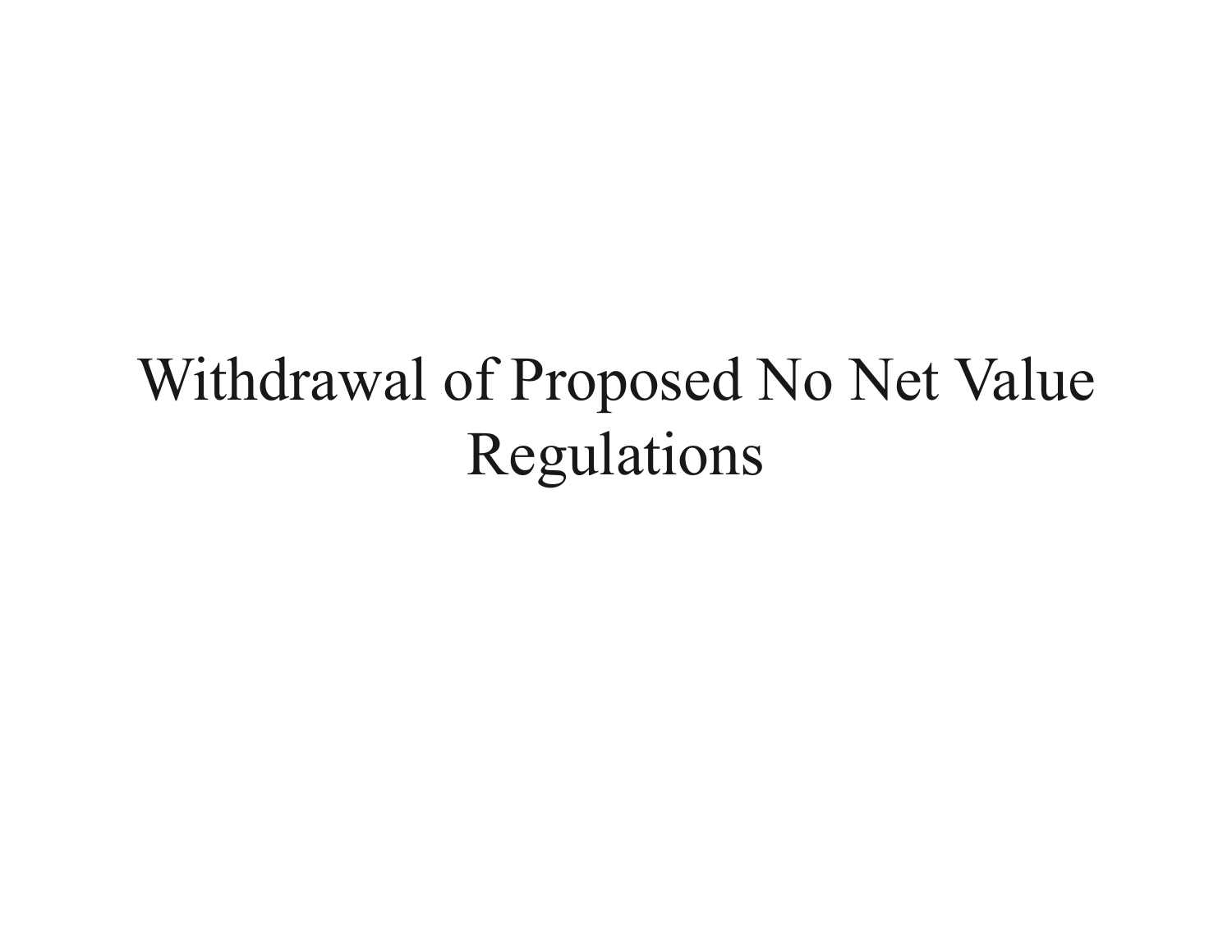# Withdrawal of Proposed No Net Value Regulations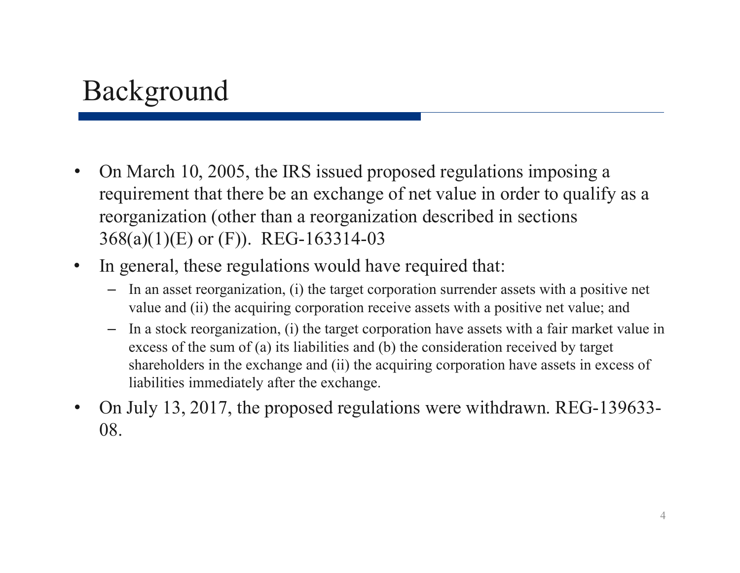# Background

- On March 10, 2005, the IRS issued proposed regulations imposing a requirement that there be an exchange of net value in order to qualify as a reorganization (other than a reorganization described in sections 368(a)(1)(E) or (F)). REG-163314-03
- In general, these regulations would have required that:
  - In an asset reorganization, (i) the target corporation surrender assets with a positive net value and (ii) the acquiring corporation receive assets with a positive net value; and
  - In a stock reorganization, (i) the target corporation have assets with a fair market value in excess of the sum of (a) its liabilities and (b) the consideration received by target shareholders in the exchange and (ii) the acquiring corporation have assets in excess of liabilities immediately after the exchange.
- On July 13, 2017, the proposed regulations were withdrawn. REG-139633-08.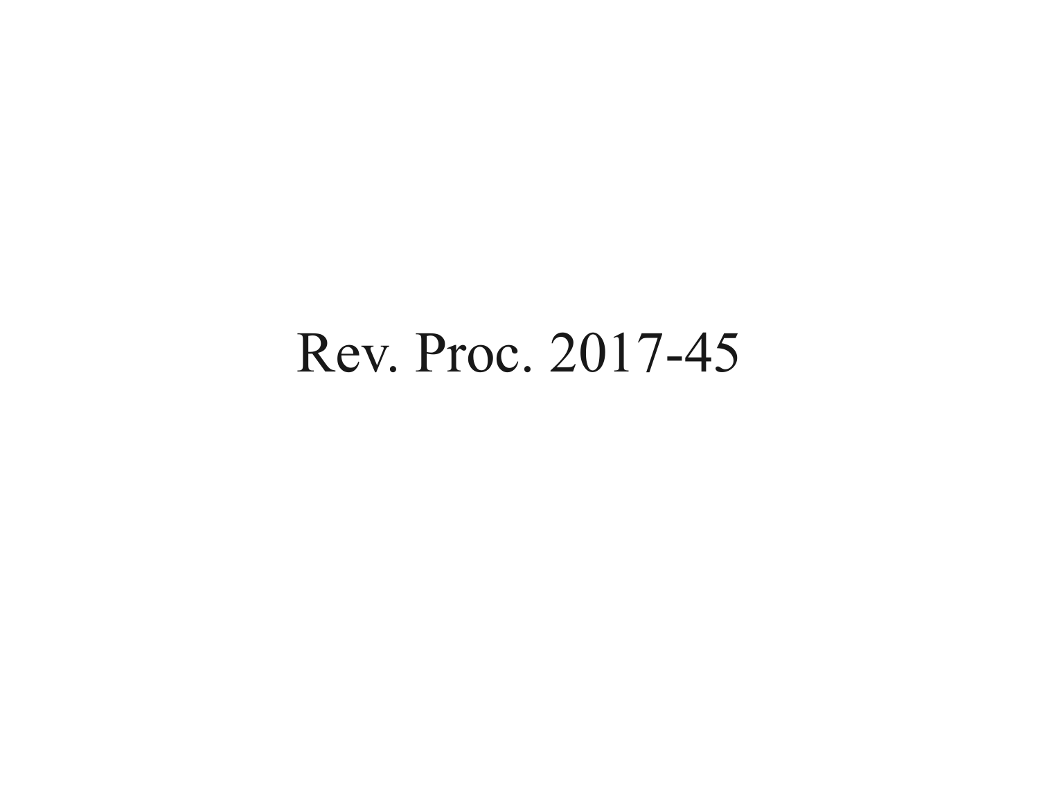# Rev. Proc. 2017-45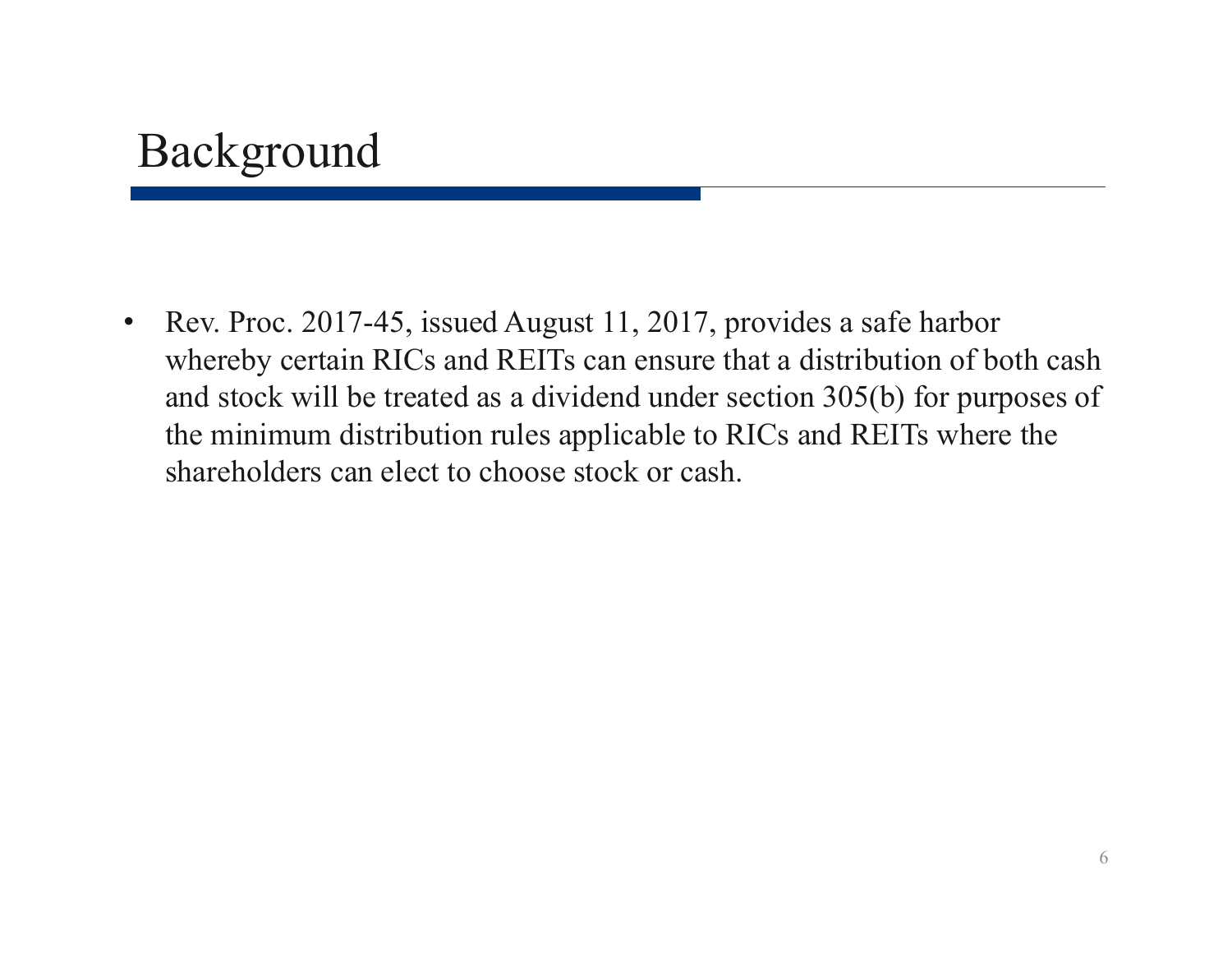# Background

- Rev. Proc. 2017-45, issued August 11, 2017, provides a safe harbor whereby certain RICs and REITs can ensure that a distribution of both cash and stock will be treated as a dividend under section 305(b) for purposes of the minimum distribution rules applicable to RICs and REITs where the shareholders can elect to choose stock or cash.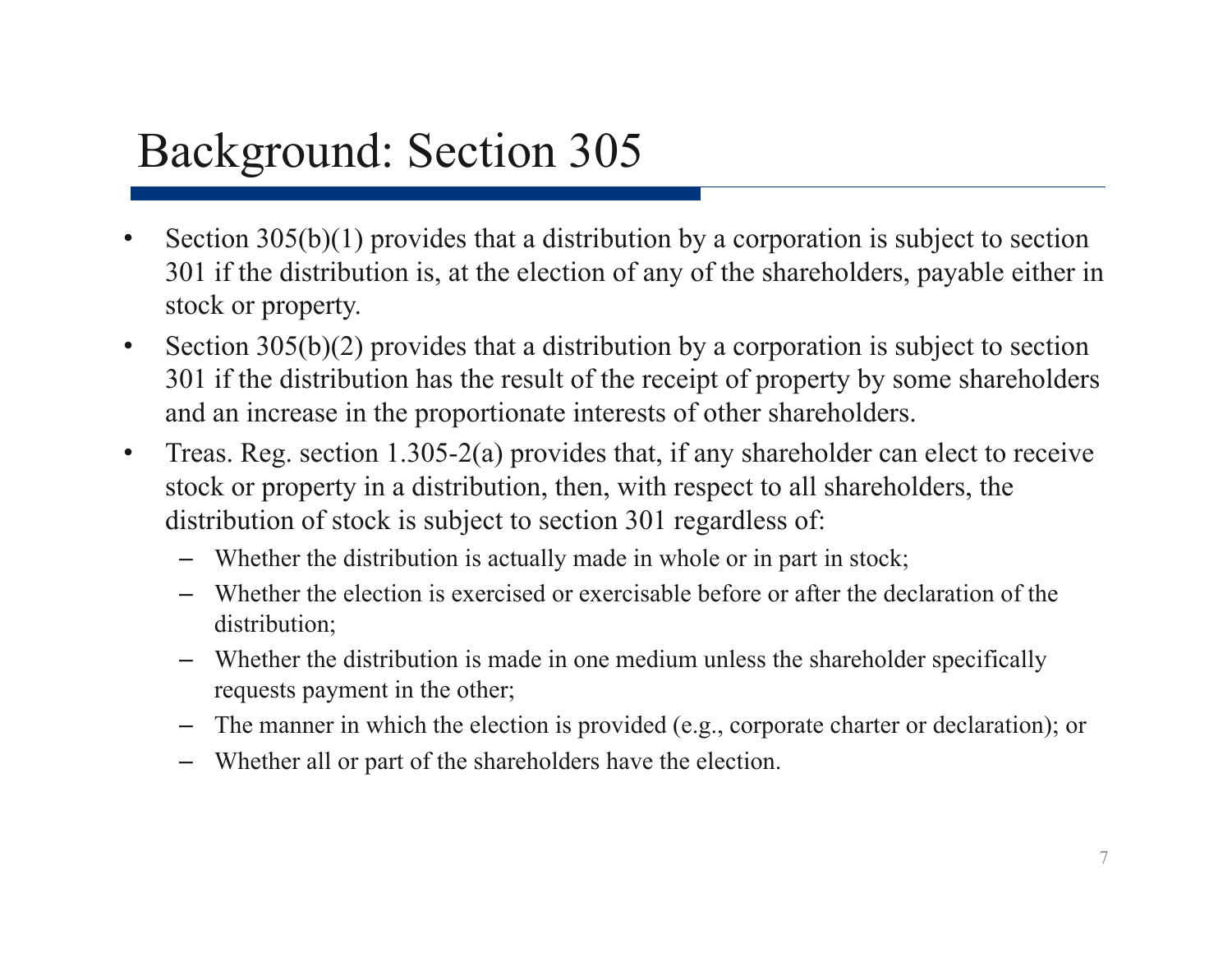# Background: Section 305

- Section 305(b)(1) provides that a distribution by a corporation is subject to section 301 if the distribution is, at the election of any of the shareholders, payable either in stock or property.
- Section 305(b)(2) provides that a distribution by a corporation is subject to section 301 if the distribution has the result of the receipt of property by some shareholders and an increase in the proportionate interests of other shareholders.
- Treas. Reg. section 1.305-2(a) provides that, if any shareholder can elect to receive stock or property in a distribution, then, with respect to all shareholders, the distribution of stock is subject to section 301 regardless of:
  - Whether the distribution is actually made in whole or in part in stock;
  - Whether the election is exercised or exercisable before or after the declaration of the distribution;
  - Whether the distribution is made in one medium unless the shareholder specifically requests payment in the other;
  - The manner in which the election is provided (e.g., corporate charter or declaration); or
  - Whether all or part of the shareholders have the election.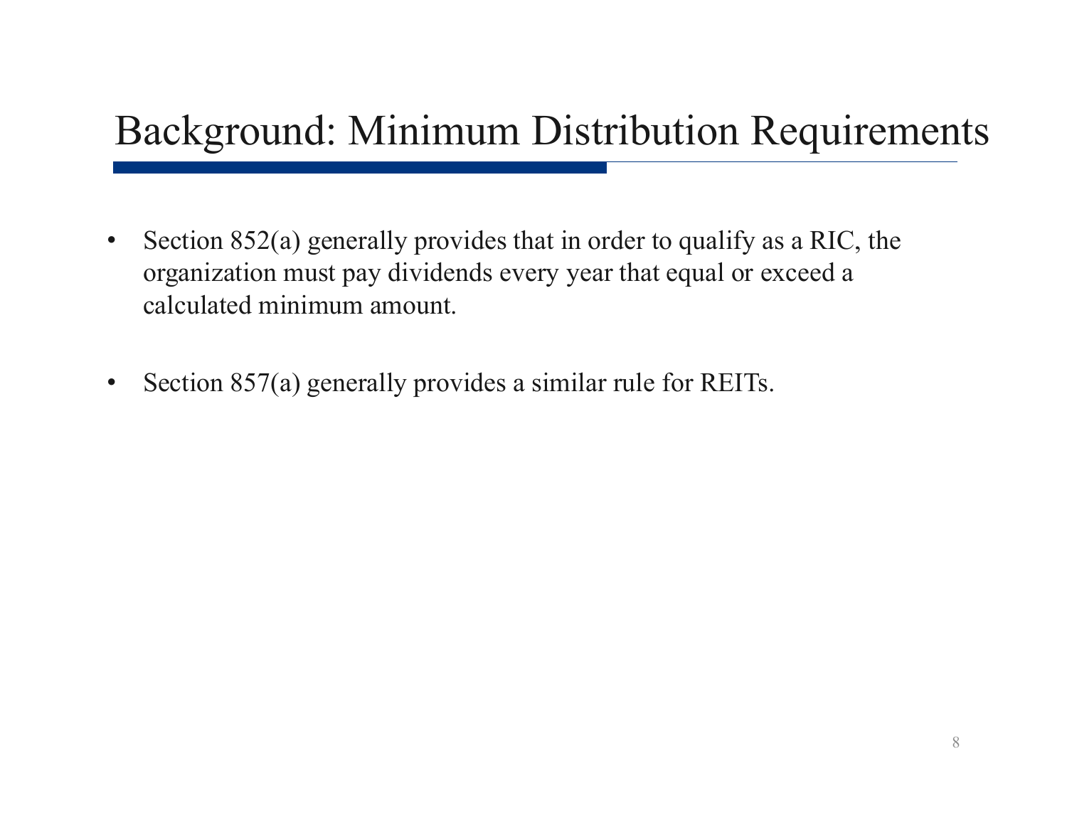# Background: Minimum Distribution Requirements

- Section 852(a) generally provides that in order to qualify as a RIC, the organization must pay dividends every year that equal or exceed a calculated minimum amount.

- Section 857(a) generally provides a similar rule for REITs.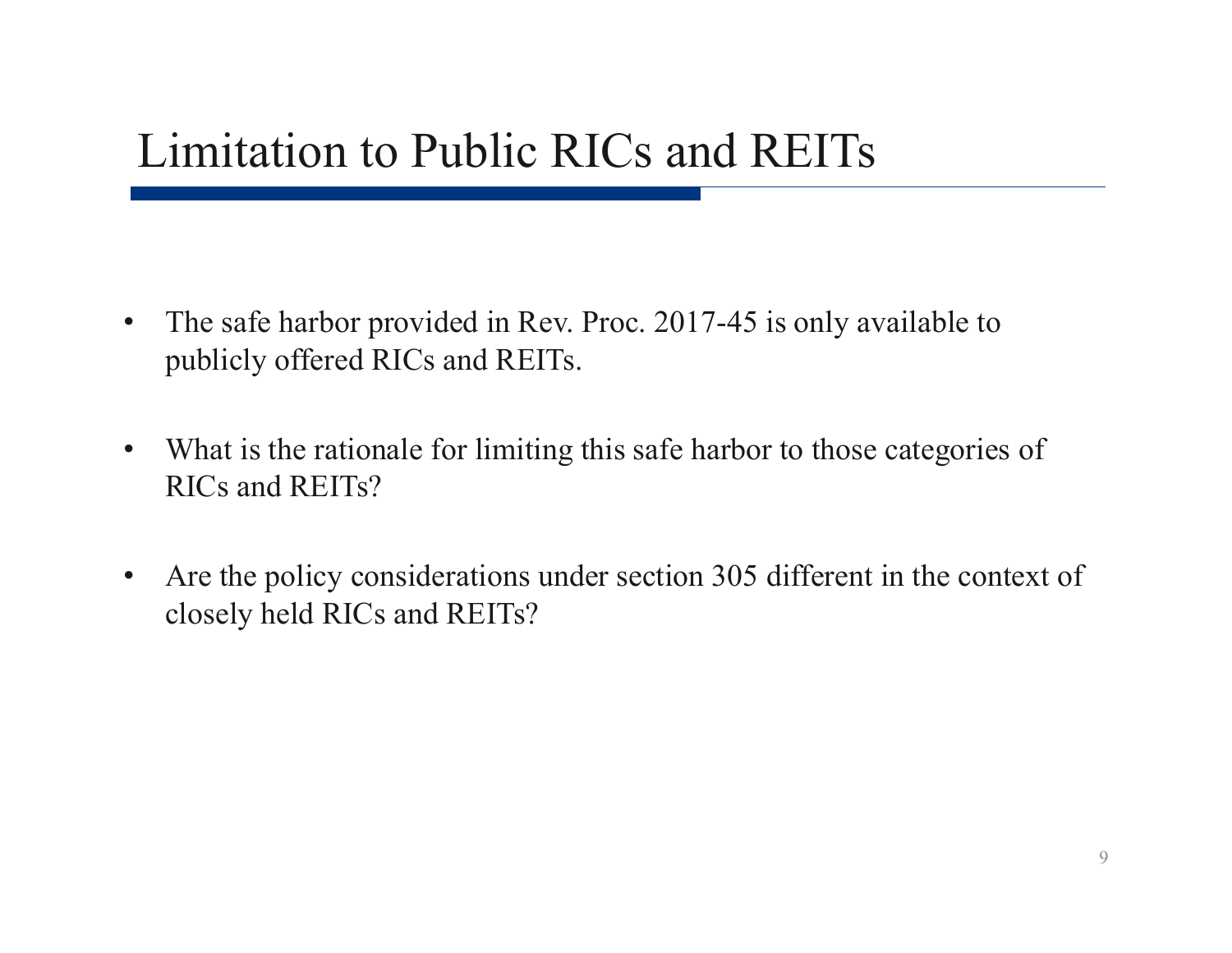# Limitation to Public RICs and REITs

- The safe harbor provided in Rev. Proc. 2017-45 is only available to publicly offered RICs and REITs.
- What is the rationale for limiting this safe harbor to those categories of RICs and REITs?
- Are the policy considerations under section 305 different in the context of closely held RICs and REITs?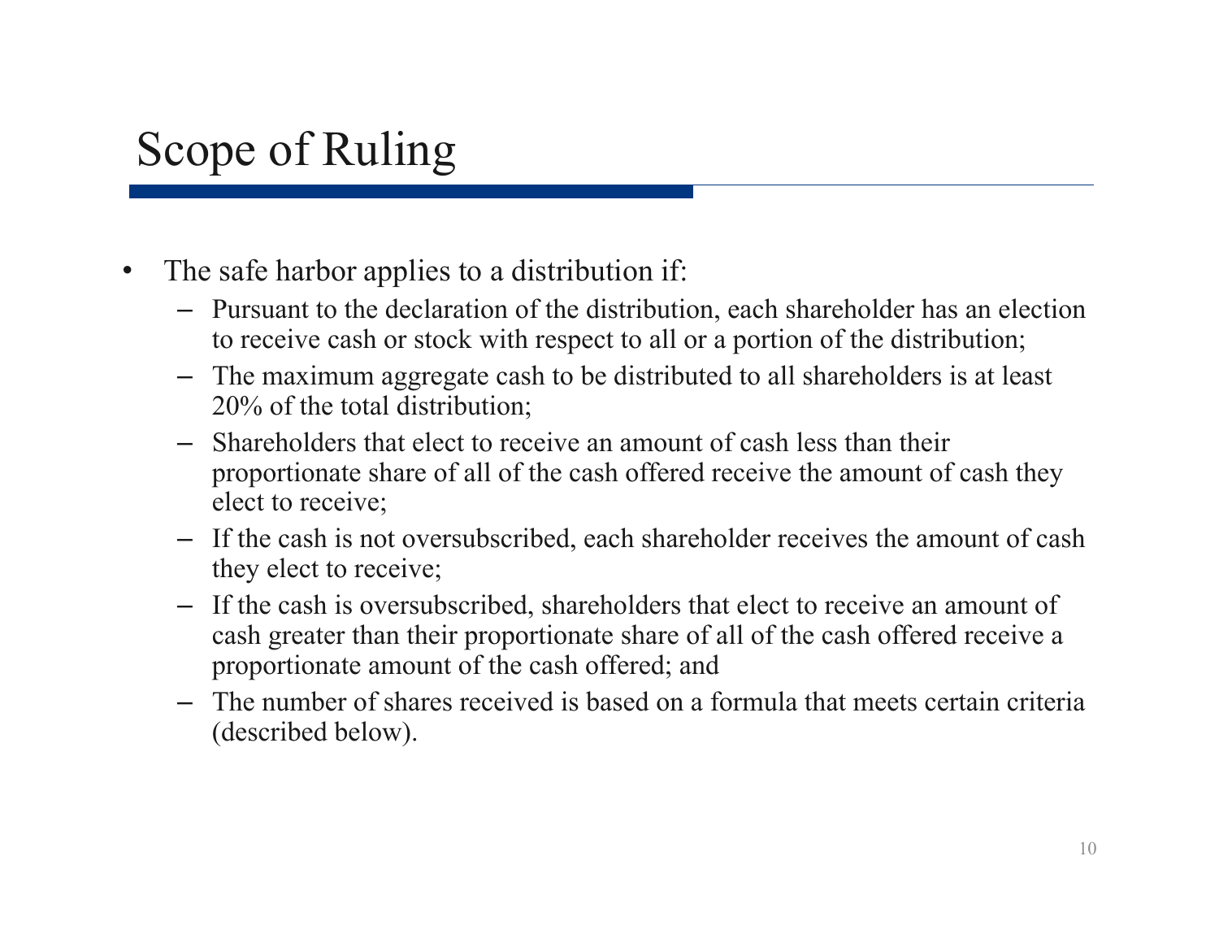# Scope of Ruling

- The safe harbor applies to a distribution if:
  - Pursuant to the declaration of the distribution, each shareholder has an election to receive cash or stock with respect to all or a portion of the distribution;
  - The maximum aggregate cash to be distributed to all shareholders is at least 20% of the total distribution;
  - Shareholders that elect to receive an amount of cash less than their proportionate share of all of the cash offered receive the amount of cash they elect to receive;
  - If the cash is not oversubscribed, each shareholder receives the amount of cash they elect to receive;
  - If the cash is oversubscribed, shareholders that elect to receive an amount of cash greater than their proportionate share of all of the cash offered receive a proportionate amount of the cash offered; and
  - The number of shares received is based on a formula that meets certain criteria (described below).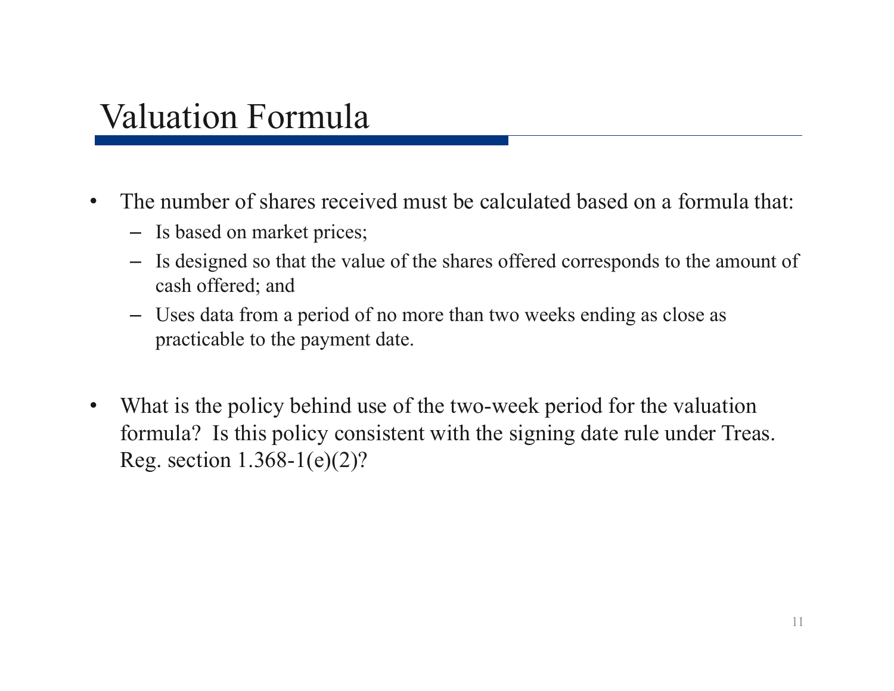# Valuation Formula

- The number of shares received must be calculated based on a formula that:
  - Is based on market prices;
  - Is designed so that the value of the shares offered corresponds to the amount of cash offered; and
  - Uses data from a period of no more than two weeks ending as close as practicable to the payment date.

- What is the policy behind use of the two-week period for the valuation formula? Is this policy consistent with the signing date rule under Treas. Reg. section 1.368-1(e)(2)?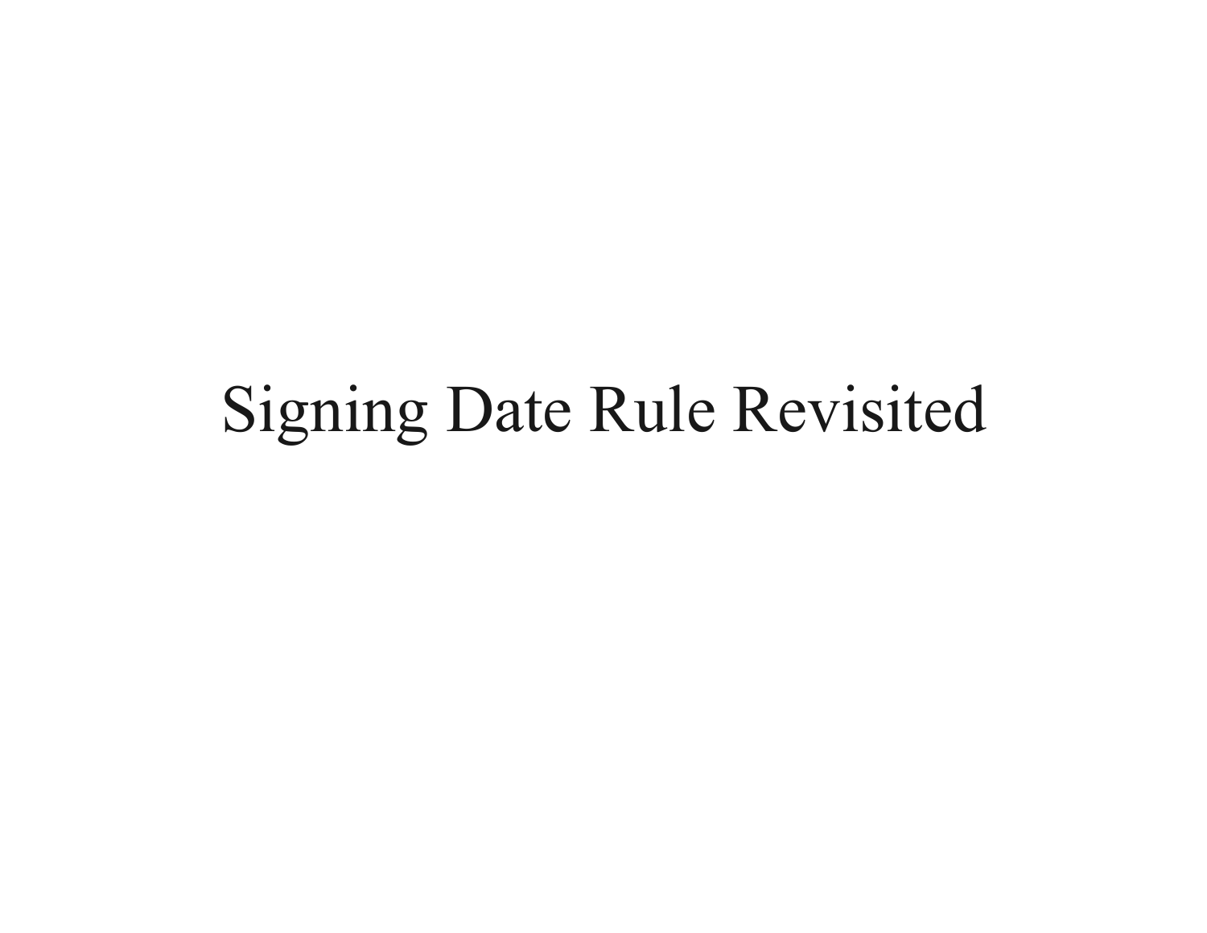# Signing Date Rule Revisited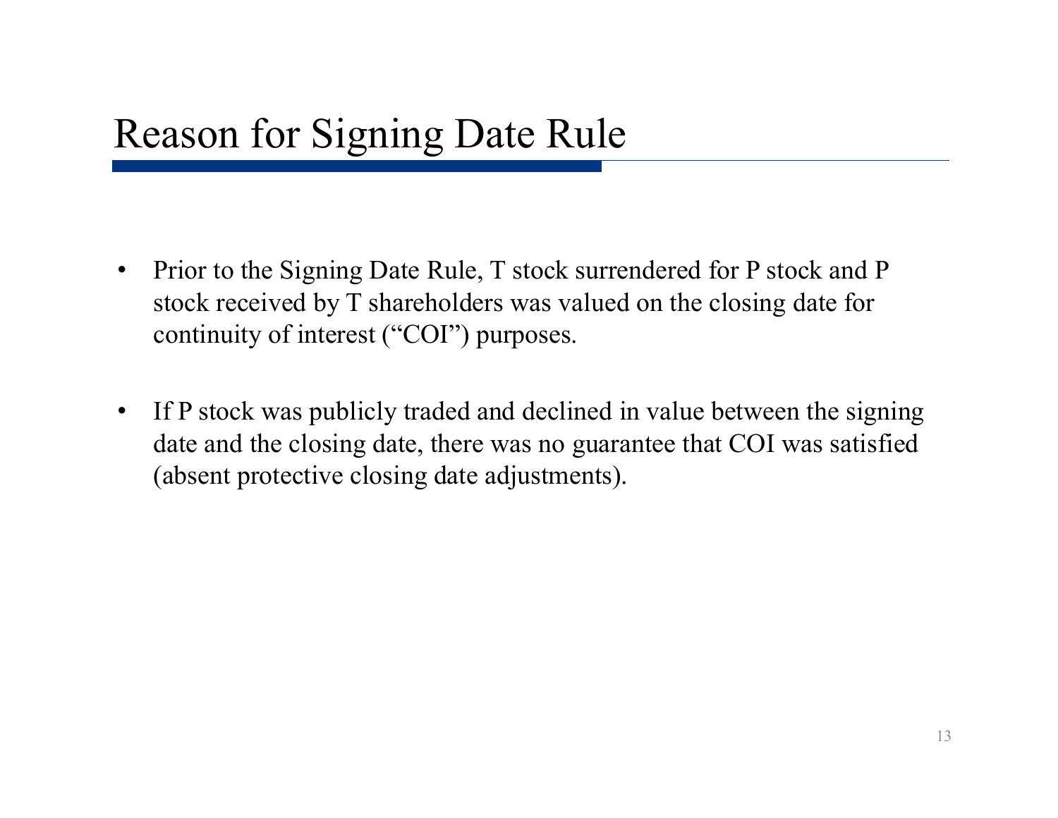# Reason for Signing Date Rule

- Prior to the Signing Date Rule, T stock surrendered for P stock and P stock received by T shareholders was valued on the closing date for continuity of interest ("COI") purposes.
- If P stock was publicly traded and declined in value between the signing date and the closing date, there was no guarantee that COI was satisfied (absent protective closing date adjustments).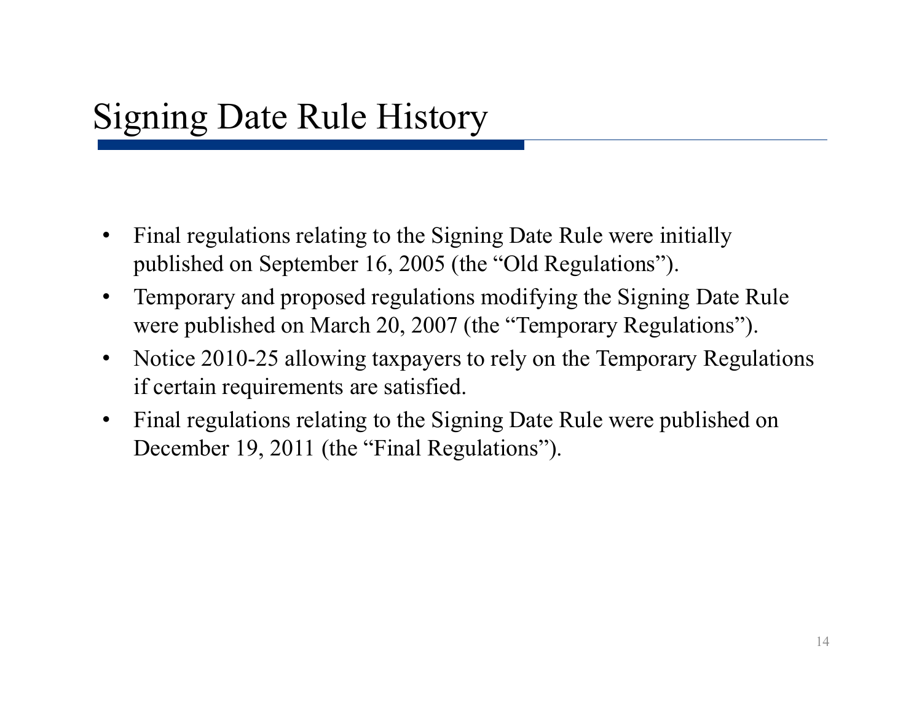# Signing Date Rule History

- Final regulations relating to the Signing Date Rule were initially published on September 16, 2005 (the "Old Regulations").
- Temporary and proposed regulations modifying the Signing Date Rule were published on March 20, 2007 (the "Temporary Regulations").
- Notice 2010-25 allowing taxpayers to rely on the Temporary Regulations if certain requirements are satisfied.
- Final regulations relating to the Signing Date Rule were published on December 19, 2011 (the "Final Regulations").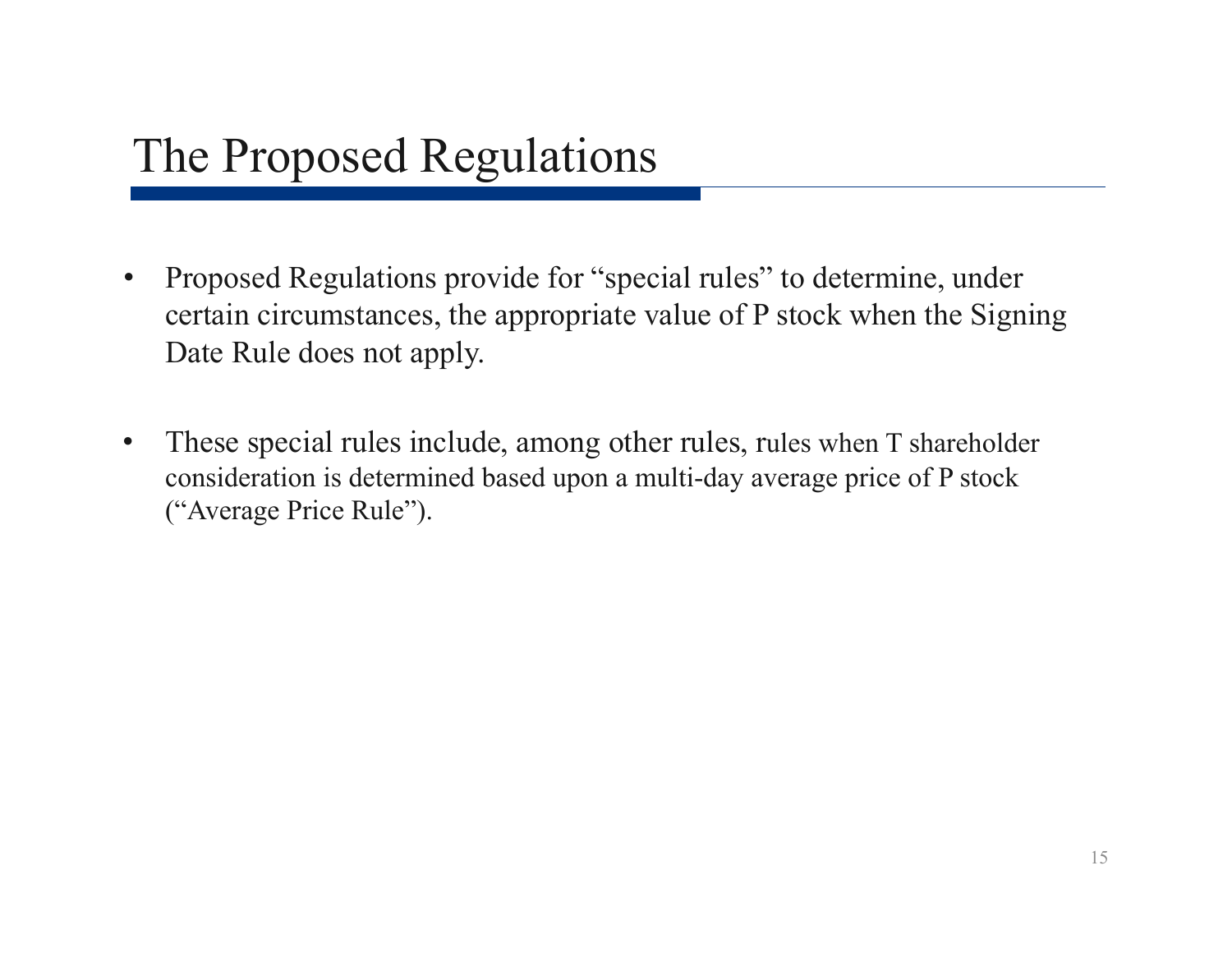# The Proposed Regulations

- Proposed Regulations provide for "special rules" to determine, under certain circumstances, the appropriate value of P stock when the Signing Date Rule does not apply.

- These special rules include, among other rules, rules when T shareholder consideration is determined based upon a multi-day average price of P stock ("Average Price Rule").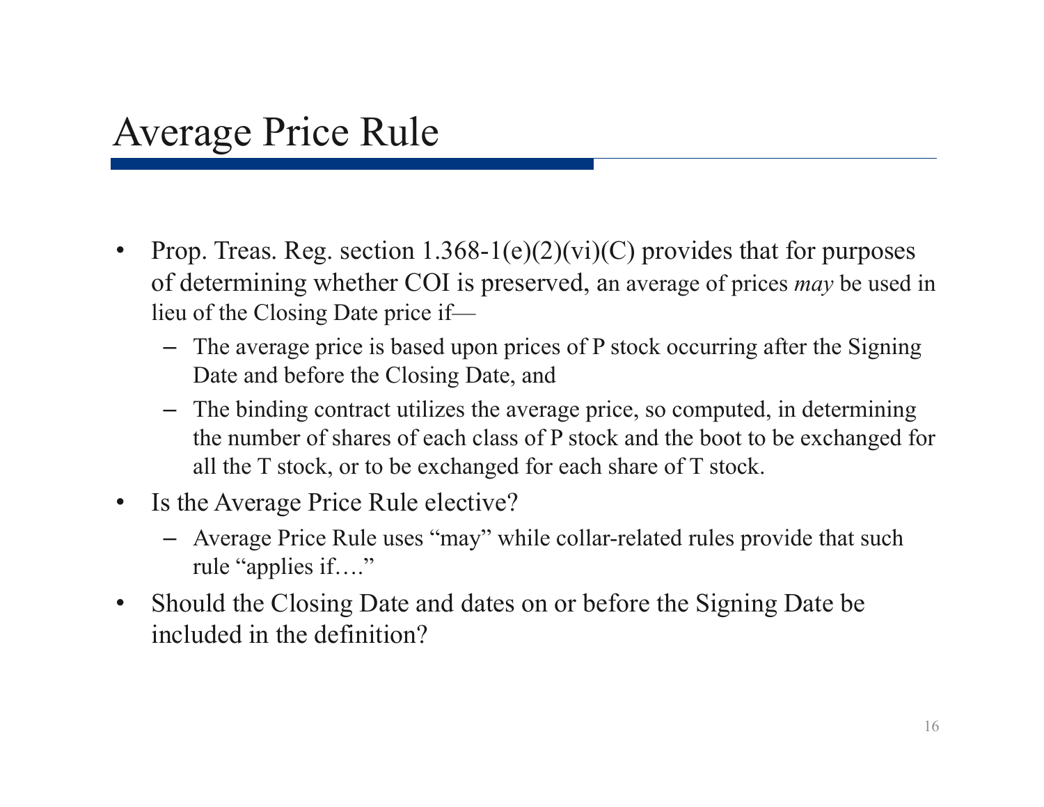# Average Price Rule

- Prop. Treas. Reg. section 1.368-1(e)(2)(vi)(C) provides that for purposes of determining whether COI is preserved, an average of prices *may* be used in lieu of the Closing Date price if—
  - The average price is based upon prices of P stock occurring after the Signing Date and before the Closing Date, and
  - The binding contract utilizes the average price, so computed, in determining the number of shares of each class of P stock and the boot to be exchanged for all the T stock, or to be exchanged for each share of T stock.
- Is the Average Price Rule elective?
  - Average Price Rule uses "may" while collar-related rules provide that such rule "applies if…."
- Should the Closing Date and dates on or before the Signing Date be included in the definition?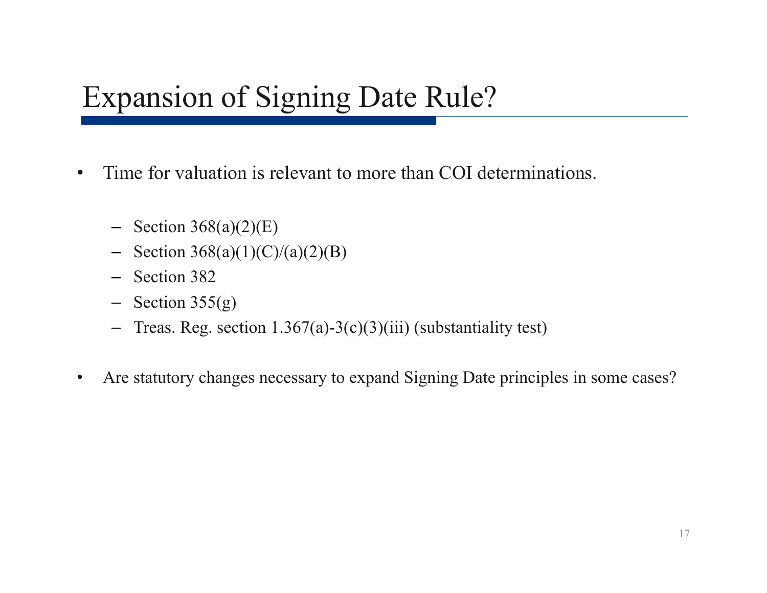# Expansion of Signing Date Rule?

- Time for valuation is relevant to more than COI determinations.
  - Section 368(a)(2)(E)
  - Section 368(a)(1)(C)/(a)(2)(B)
  - Section 382
  - Section 355(g)
  - Treas. Reg. section 1.367(a)-3(c)(3)(iii) (substantiality test)
- Are statutory changes necessary to expand Signing Date principles in some cases?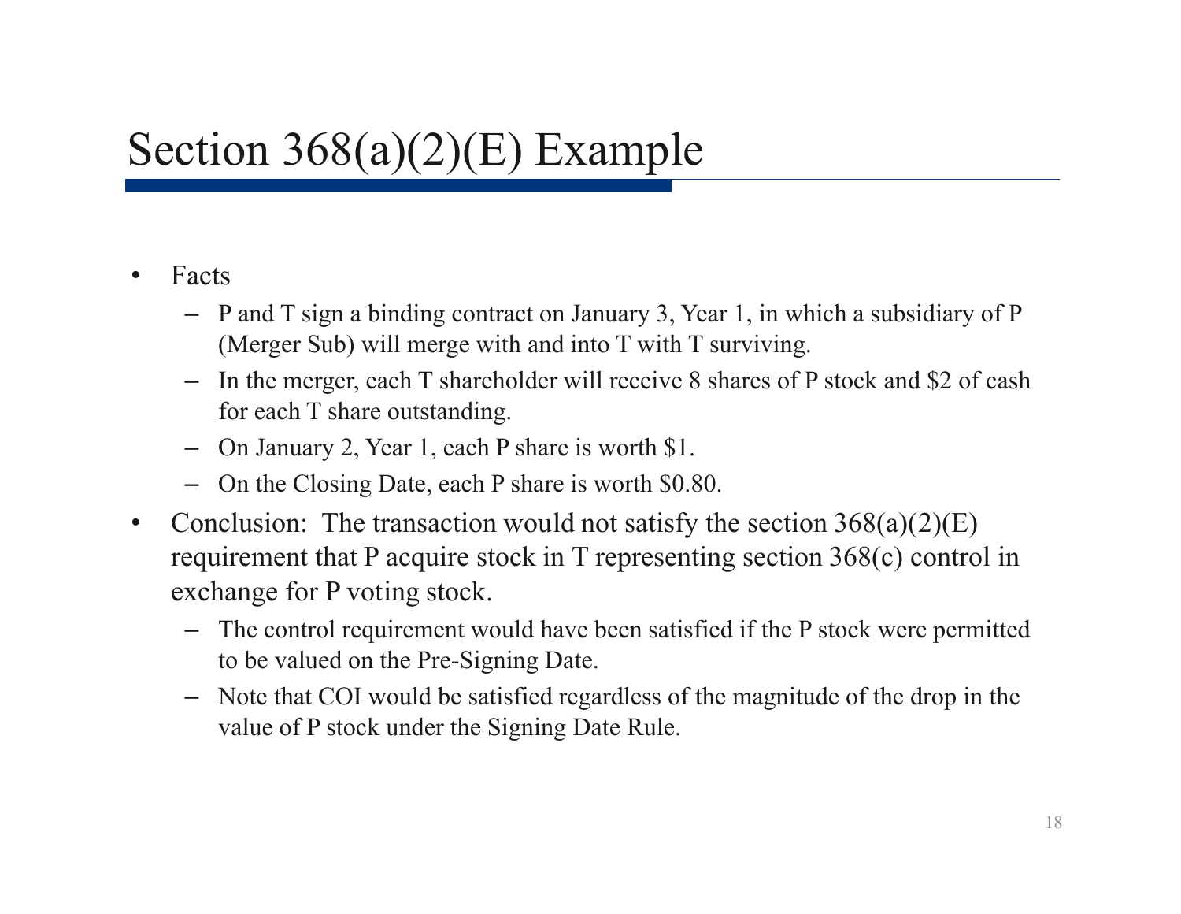# Section 368(a)(2)(E) Example

- Facts
  - P and T sign a binding contract on January 3, Year 1, in which a subsidiary of P (Merger Sub) will merge with and into T with T surviving.
  - In the merger, each T shareholder will receive 8 shares of P stock and $2 of cash for each T share outstanding.
  - On January 2, Year 1, each P share is worth $1.
  - On the Closing Date, each P share is worth $0.80.
- Conclusion: The transaction would not satisfy the section 368(a)(2)(E) requirement that P acquire stock in T representing section 368(c) control in exchange for P voting stock.
  - The control requirement would have been satisfied if the P stock were permitted to be valued on the Pre-Signing Date.
  - Note that COI would be satisfied regardless of the magnitude of the drop in the value of P stock under the Signing Date Rule.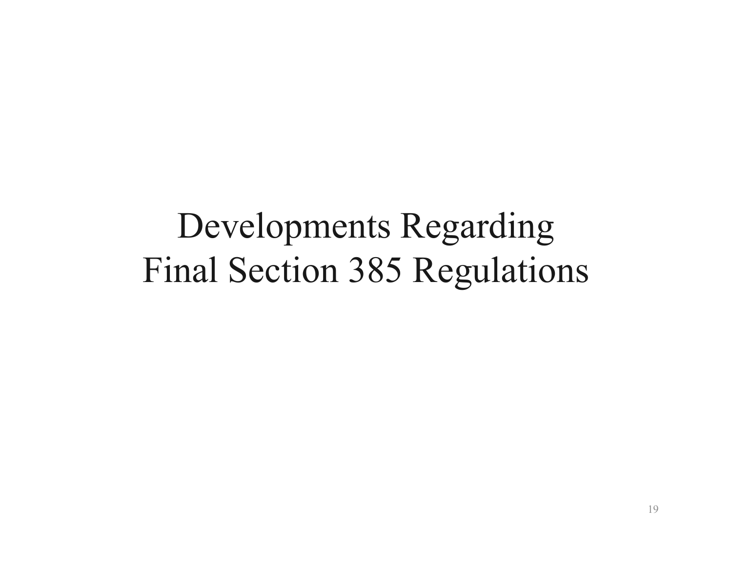# Developments Regarding Final Section 385 Regulations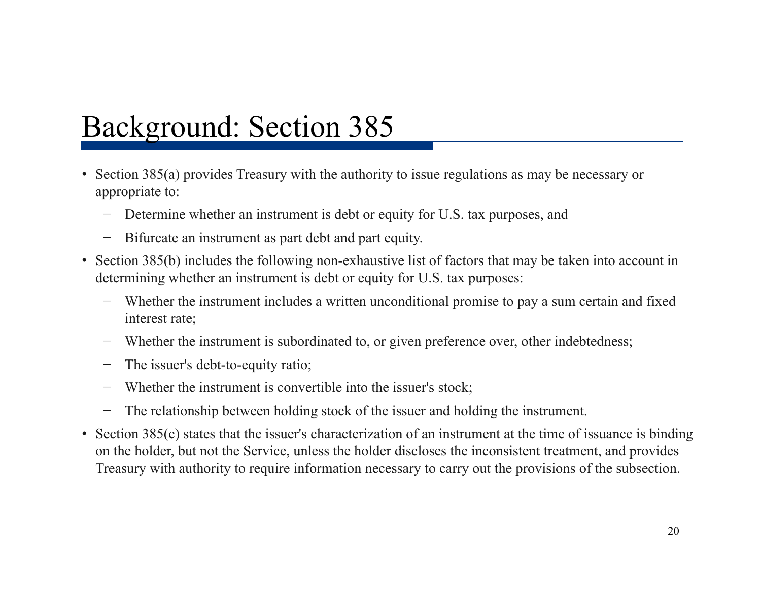# Background: Section 385

- Section 385(a) provides Treasury with the authority to issue regulations as may be necessary or appropriate to:
  - Determine whether an instrument is debt or equity for U.S. tax purposes, and
  - Bifurcate an instrument as part debt and part equity.
- Section 385(b) includes the following non-exhaustive list of factors that may be taken into account in determining whether an instrument is debt or equity for U.S. tax purposes:
  - Whether the instrument includes a written unconditional promise to pay a sum certain and fixed interest rate;
  - Whether the instrument is subordinated to, or given preference over, other indebtedness;
  - The issuer's debt-to-equity ratio;
  - Whether the instrument is convertible into the issuer's stock;
  - The relationship between holding stock of the issuer and holding the instrument.
- Section 385(c) states that the issuer's characterization of an instrument at the time of issuance is binding on the holder, but not the Service, unless the holder discloses the inconsistent treatment, and provides Treasury with authority to require information necessary to carry out the provisions of the subsection.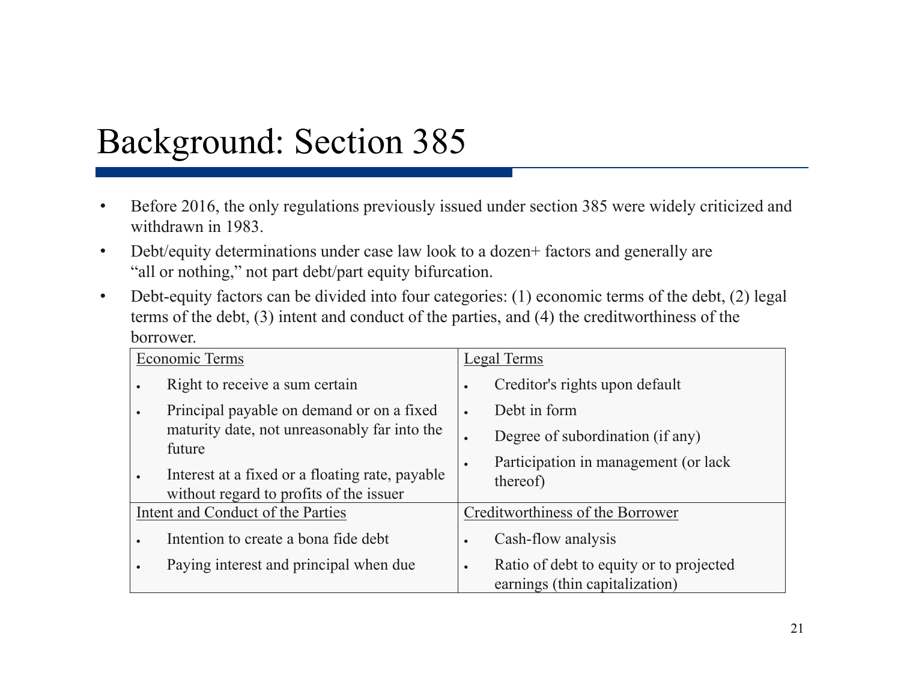# Background: Section 385

- Before 2016, the only regulations previously issued under section 385 were widely criticized and withdrawn in 1983.
- Debt/equity determinations under case law look to a dozen+ factors and generally are "all or nothing," not part debt/part equity bifurcation.
- Debt-equity factors can be divided into four categories: (1) economic terms of the debt, (2) legal terms of the debt, (3) intent and conduct of the parties, and (4) the creditworthiness of the borrower.

| Economic Terms | Legal Terms |
|---|---|
| • Right to receive a sum certain<br>• Principal payable on demand or on a fixed maturity date, not unreasonably far into the future<br>• Interest at a fixed or a floating rate, payable without regard to profits of the issuer | • Creditor's rights upon default<br>• Debt in form<br>• Degree of subordination (if any)<br>• Participation in management (or lack thereof) |
| **Intent and Conduct of the Parties** | **Creditworthiness of the Borrower** |
| • Intention to create a bona fide debt<br>• Paying interest and principal when due | • Cash-flow analysis<br>• Ratio of debt to equity or to projected earnings (thin capitalization) |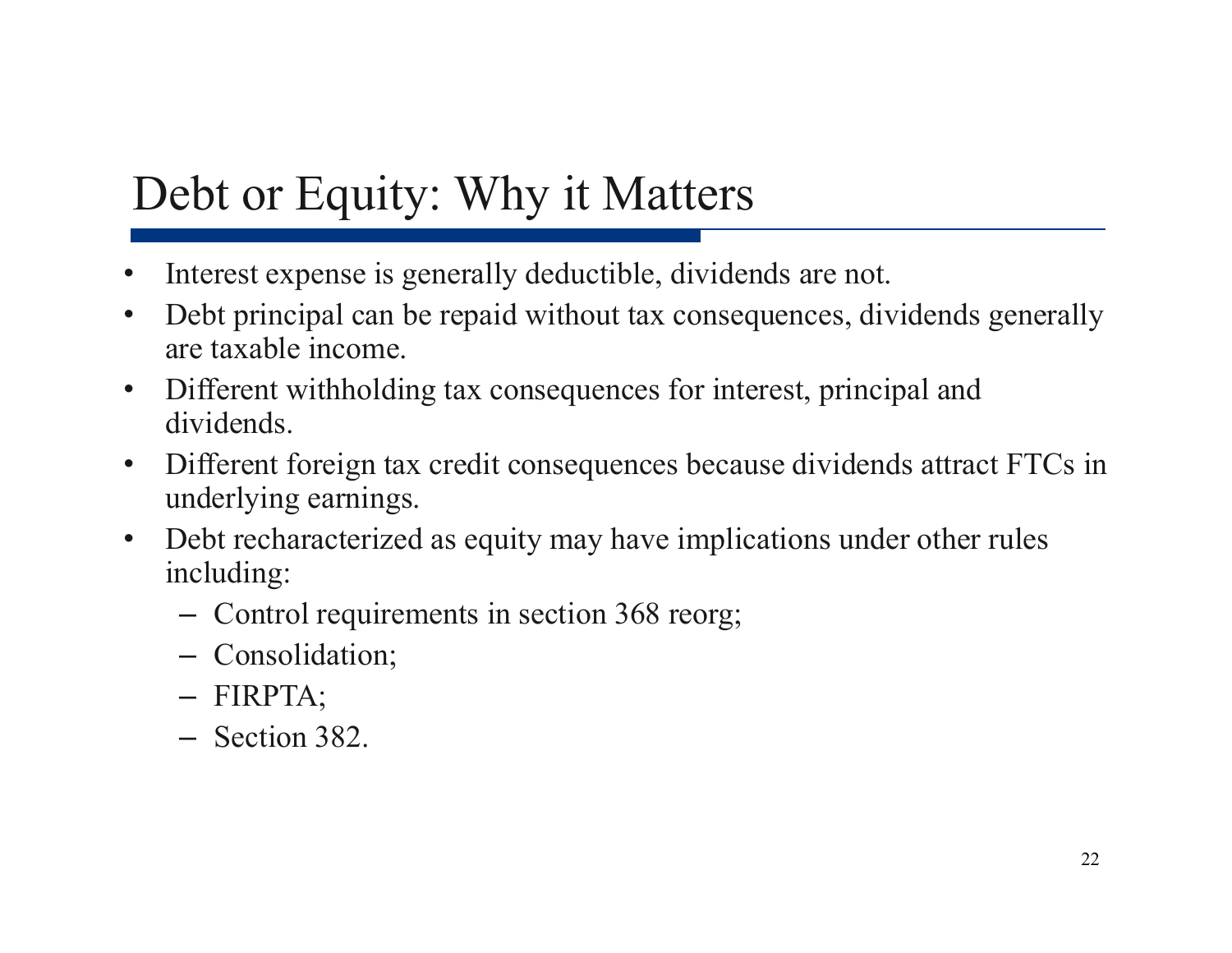# Debt or Equity: Why it Matters

- Interest expense is generally deductible, dividends are not.
- Debt principal can be repaid without tax consequences, dividends generally are taxable income.
- Different withholding tax consequences for interest, principal and dividends.
- Different foreign tax credit consequences because dividends attract FTCs in underlying earnings.
- Debt recharacterized as equity may have implications under other rules including:
  - Control requirements in section 368 reorg;
  - Consolidation;
  - FIRPTA;
  - Section 382.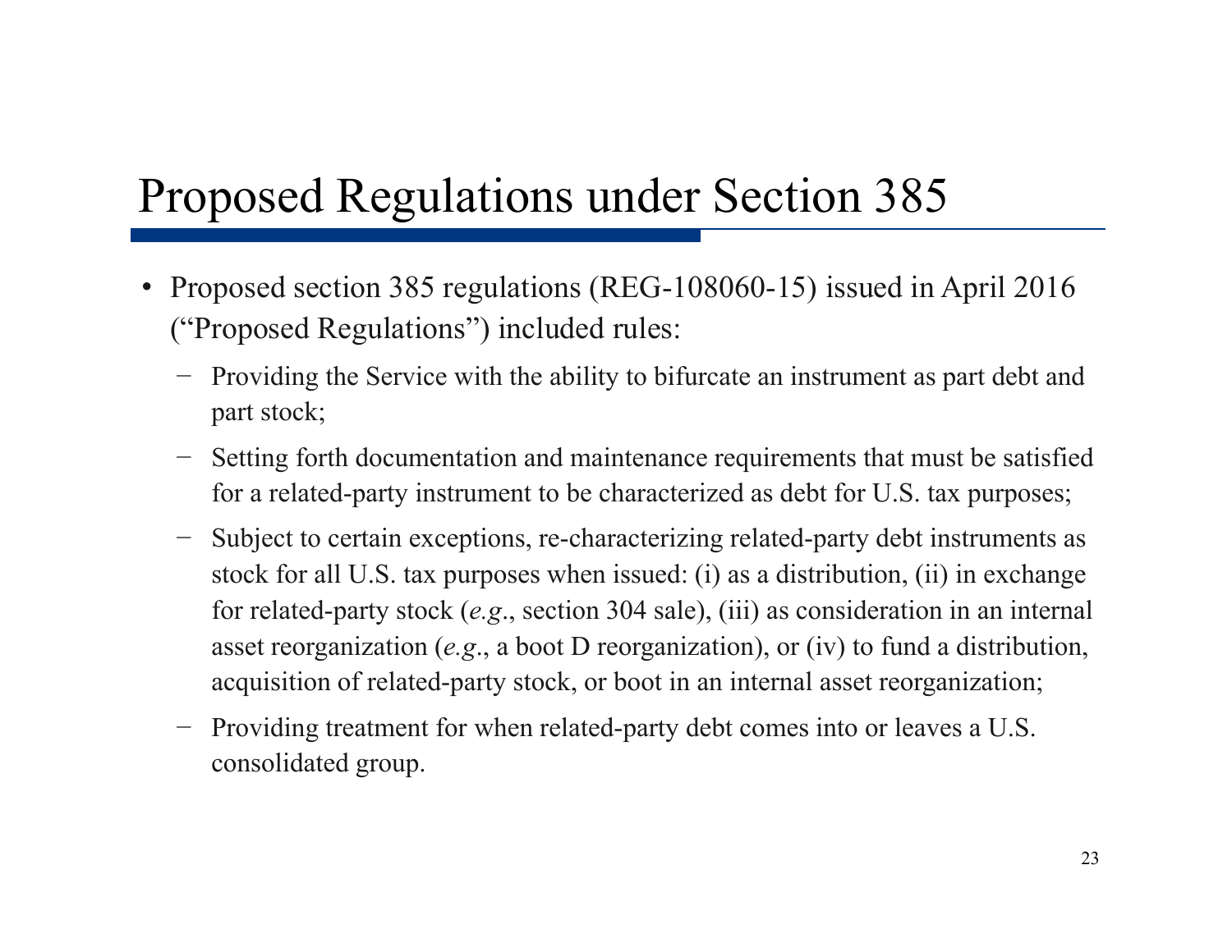# Proposed Regulations under Section 385

- Proposed section 385 regulations (REG-108060-15) issued in April 2016 ("Proposed Regulations") included rules:
  - Providing the Service with the ability to bifurcate an instrument as part debt and part stock;
  - Setting forth documentation and maintenance requirements that must be satisfied for a related-party instrument to be characterized as debt for U.S. tax purposes;
  - Subject to certain exceptions, re-characterizing related-party debt instruments as stock for all U.S. tax purposes when issued: (i) as a distribution, (ii) in exchange for related-party stock (*e.g.*, section 304 sale), (iii) as consideration in an internal asset reorganization (*e.g.*, a boot D reorganization), or (iv) to fund a distribution, acquisition of related-party stock, or boot in an internal asset reorganization;
  - Providing treatment for when related-party debt comes into or leaves a U.S. consolidated group.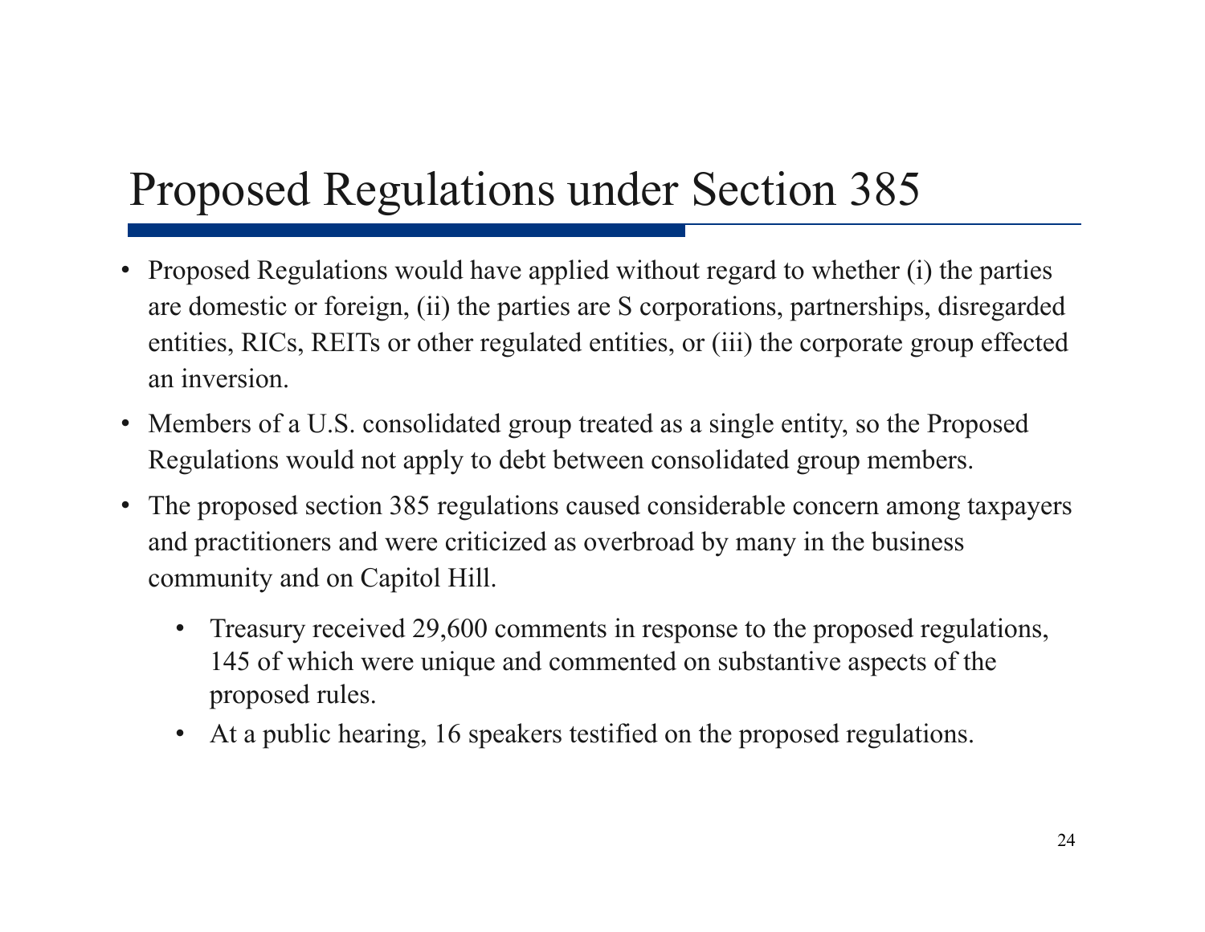# Proposed Regulations under Section 385

- Proposed Regulations would have applied without regard to whether (i) the parties are domestic or foreign, (ii) the parties are S corporations, partnerships, disregarded entities, RICs, REITs or other regulated entities, or (iii) the corporate group effected an inversion.
- Members of a U.S. consolidated group treated as a single entity, so the Proposed Regulations would not apply to debt between consolidated group members.
- The proposed section 385 regulations caused considerable concern among taxpayers and practitioners and were criticized as overbroad by many in the business community and on Capitol Hill.
  - Treasury received 29,600 comments in response to the proposed regulations, 145 of which were unique and commented on substantive aspects of the proposed rules.
  - At a public hearing, 16 speakers testified on the proposed regulations.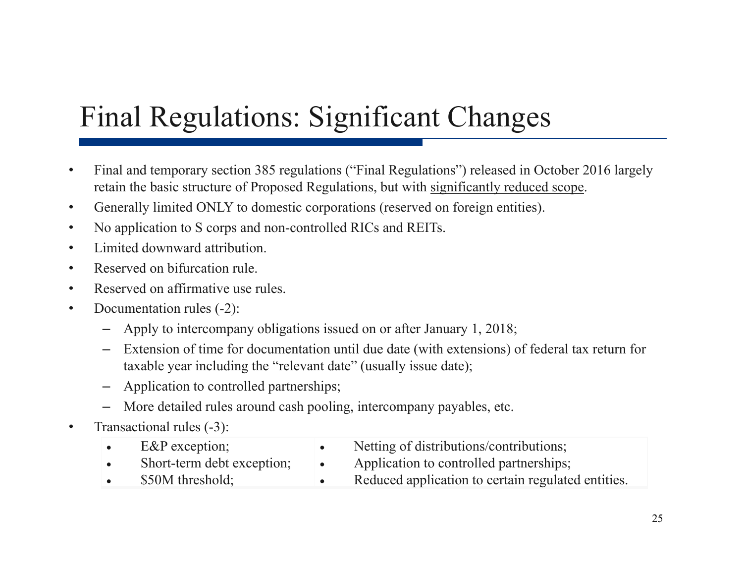# Final Regulations: Significant Changes

- Final and temporary section 385 regulations ("Final Regulations") released in October 2016 largely retain the basic structure of Proposed Regulations, but with significantly reduced scope.
- Generally limited ONLY to domestic corporations (reserved on foreign entities).
- No application to S corps and non-controlled RICs and REITs.
- Limited downward attribution.
- Reserved on bifurcation rule.
- Reserved on affirmative use rules.
- Documentation rules (-2):
  - Apply to intercompany obligations issued on or after January 1, 2018;
  - Extension of time for documentation until due date (with extensions) of federal tax return for taxable year including the "relevant date" (usually issue date);
  - Application to controlled partnerships;
  - More detailed rules around cash pooling, intercompany payables, etc.
- Transactional rules (-3):
  - E&P exception;
  - Short-term debt exception;
  - $50M threshold;
  - Netting of distributions/contributions;
  - Application to controlled partnerships;
  - Reduced application to certain regulated entities.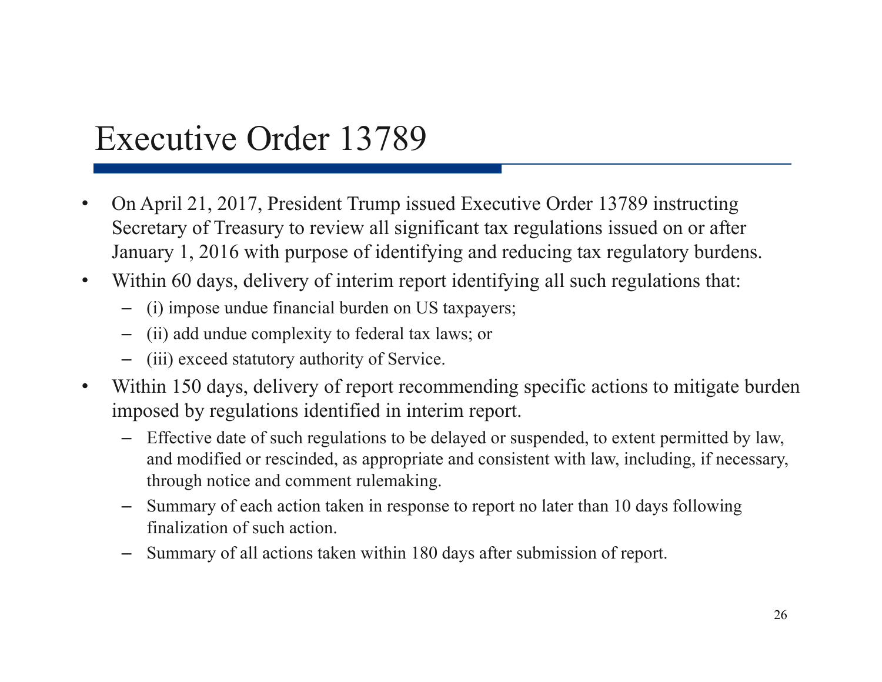# Executive Order 13789

- On April 21, 2017, President Trump issued Executive Order 13789 instructing Secretary of Treasury to review all significant tax regulations issued on or after January 1, 2016 with purpose of identifying and reducing tax regulatory burdens.
- Within 60 days, delivery of interim report identifying all such regulations that:
  - (i) impose undue financial burden on US taxpayers;
  - (ii) add undue complexity to federal tax laws; or
  - (iii) exceed statutory authority of Service.
- Within 150 days, delivery of report recommending specific actions to mitigate burden imposed by regulations identified in interim report.
  - Effective date of such regulations to be delayed or suspended, to extent permitted by law, and modified or rescinded, as appropriate and consistent with law, including, if necessary, through notice and comment rulemaking.
  - Summary of each action taken in response to report no later than 10 days following finalization of such action.
  - Summary of all actions taken within 180 days after submission of report.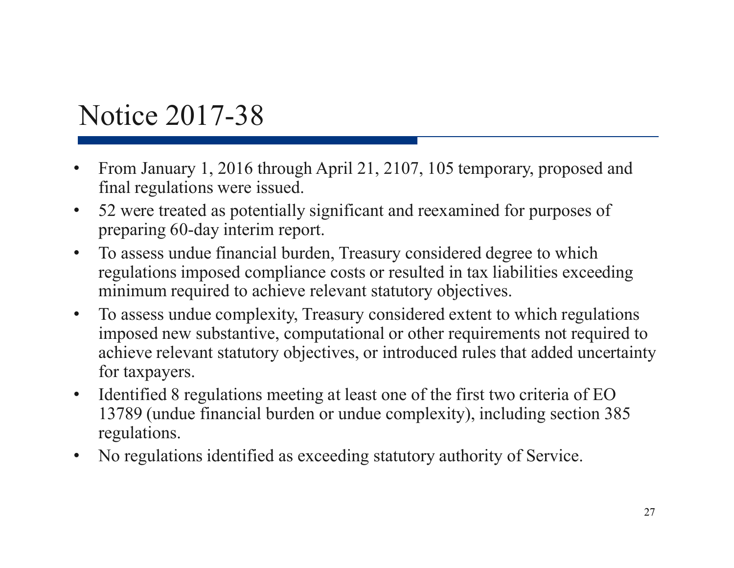# Notice 2017-38

- From January 1, 2016 through April 21, 2107, 105 temporary, proposed and final regulations were issued.
- 52 were treated as potentially significant and reexamined for purposes of preparing 60-day interim report.
- To assess undue financial burden, Treasury considered degree to which regulations imposed compliance costs or resulted in tax liabilities exceeding minimum required to achieve relevant statutory objectives.
- To assess undue complexity, Treasury considered extent to which regulations imposed new substantive, computational or other requirements not required to achieve relevant statutory objectives, or introduced rules that added uncertainty for taxpayers.
- Identified 8 regulations meeting at least one of the first two criteria of EO 13789 (undue financial burden or undue complexity), including section 385 regulations.
- No regulations identified as exceeding statutory authority of Service.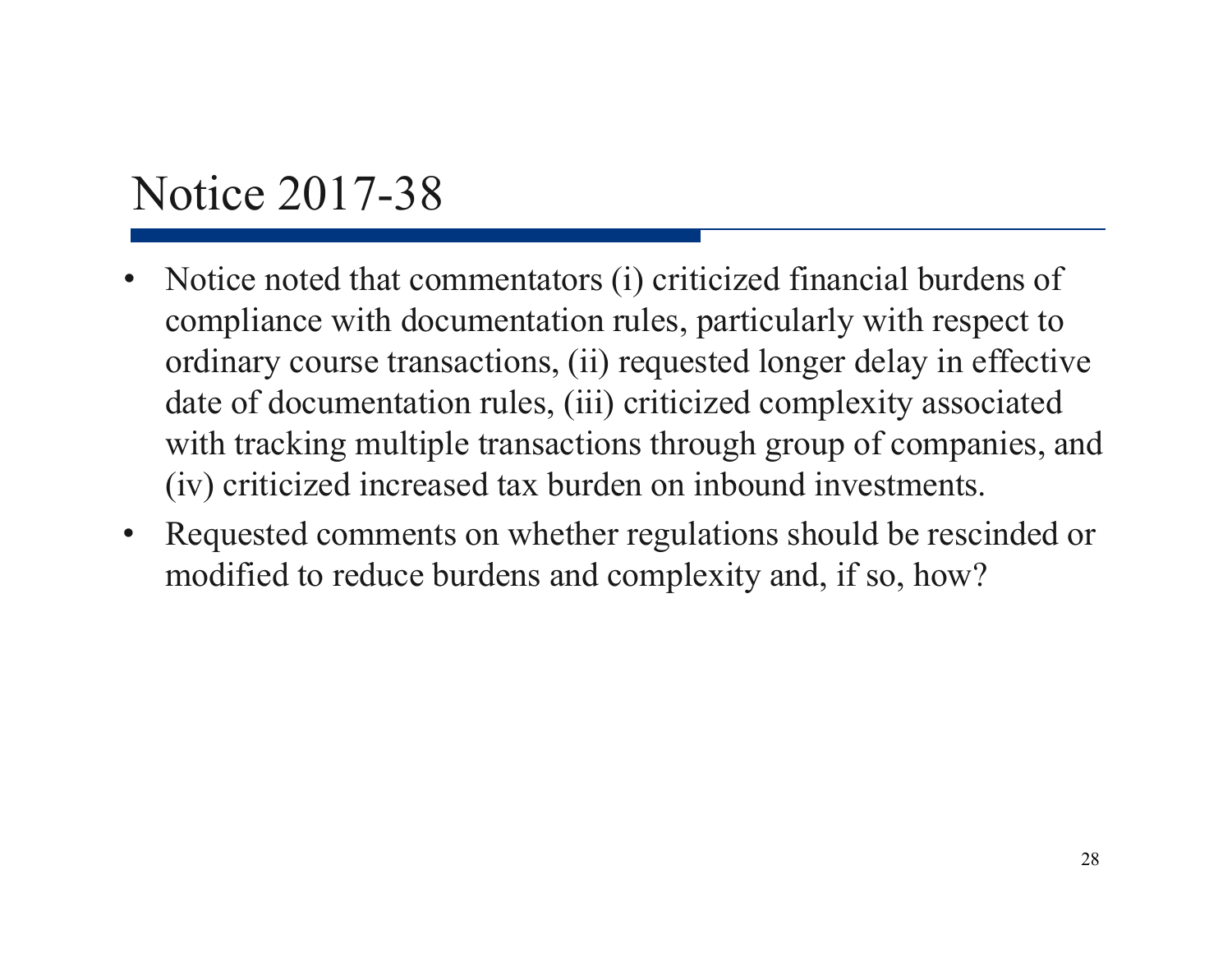# Notice 2017-38

- Notice noted that commentators (i) criticized financial burdens of compliance with documentation rules, particularly with respect to ordinary course transactions, (ii) requested longer delay in effective date of documentation rules, (iii) criticized complexity associated with tracking multiple transactions through group of companies, and (iv) criticized increased tax burden on inbound investments.
- Requested comments on whether regulations should be rescinded or modified to reduce burdens and complexity and, if so, how?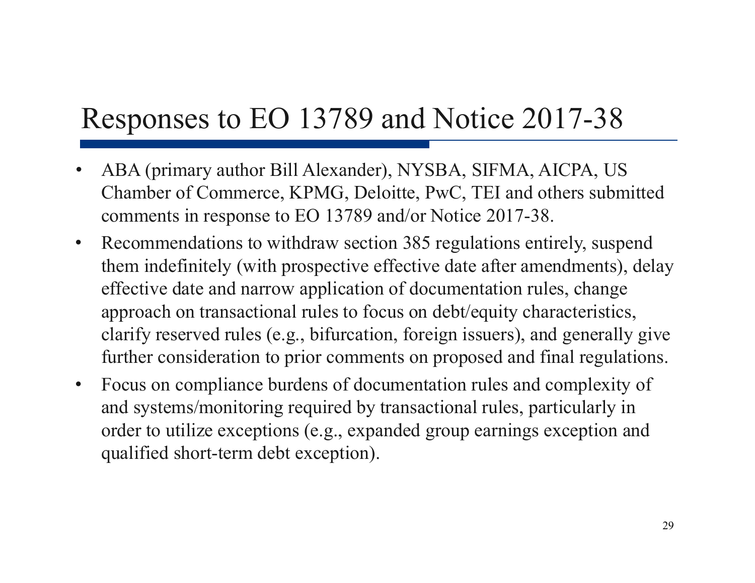# Responses to EO 13789 and Notice 2017-38

- ABA (primary author Bill Alexander), NYSBA, SIFMA, AICPA, US Chamber of Commerce, KPMG, Deloitte, PwC, TEI and others submitted comments in response to EO 13789 and/or Notice 2017-38.
- Recommendations to withdraw section 385 regulations entirely, suspend them indefinitely (with prospective effective date after amendments), delay effective date and narrow application of documentation rules, change approach on transactional rules to focus on debt/equity characteristics, clarify reserved rules (e.g., bifurcation, foreign issuers), and generally give further consideration to prior comments on proposed and final regulations.
- Focus on compliance burdens of documentation rules and complexity of and systems/monitoring required by transactional rules, particularly in order to utilize exceptions (e.g., expanded group earnings exception and qualified short-term debt exception).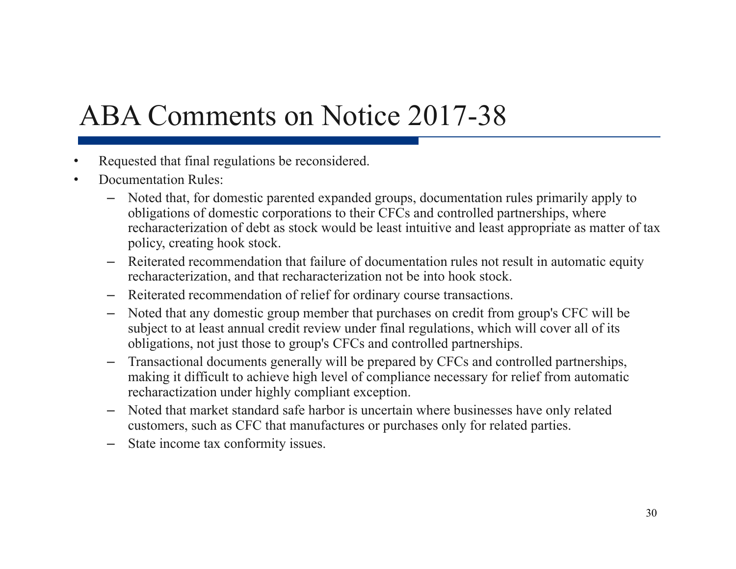# ABA Comments on Notice 2017-38

- Requested that final regulations be reconsidered.
- Documentation Rules:
  - Noted that, for domestic parented expanded groups, documentation rules primarily apply to obligations of domestic corporations to their CFCs and controlled partnerships, where recharacterization of debt as stock would be least intuitive and least appropriate as matter of tax policy, creating hook stock.
  - Reiterated recommendation that failure of documentation rules not result in automatic equity recharacterization, and that recharacterization not be into hook stock.
  - Reiterated recommendation of relief for ordinary course transactions.
  - Noted that any domestic group member that purchases on credit from group's CFC will be subject to at least annual credit review under final regulations, which will cover all of its obligations, not just those to group's CFCs and controlled partnerships.
  - Transactional documents generally will be prepared by CFCs and controlled partnerships, making it difficult to achieve high level of compliance necessary for relief from automatic recharactization under highly compliant exception.
  - Noted that market standard safe harbor is uncertain where businesses have only related customers, such as CFC that manufactures or purchases only for related parties.
  - State income tax conformity issues.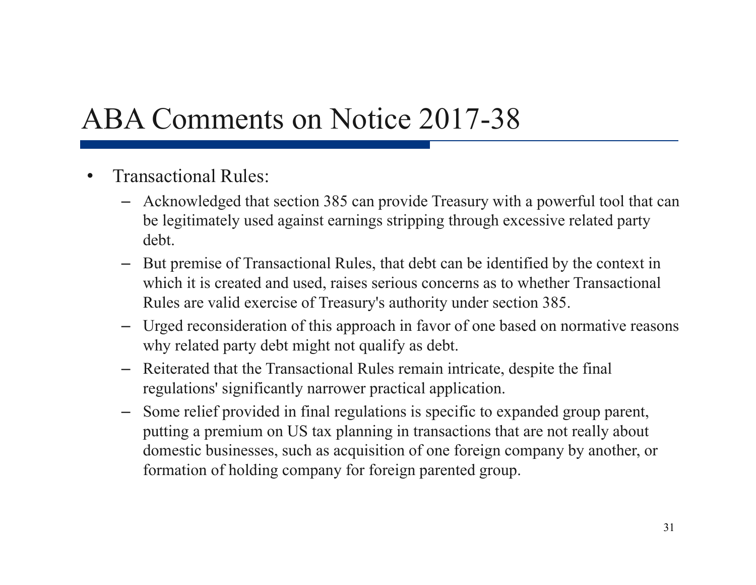# ABA Comments on Notice 2017-38

- Transactional Rules:
  - Acknowledged that section 385 can provide Treasury with a powerful tool that can be legitimately used against earnings stripping through excessive related party debt.
  - But premise of Transactional Rules, that debt can be identified by the context in which it is created and used, raises serious concerns as to whether Transactional Rules are valid exercise of Treasury's authority under section 385.
  - Urged reconsideration of this approach in favor of one based on normative reasons why related party debt might not qualify as debt.
  - Reiterated that the Transactional Rules remain intricate, despite the final regulations' significantly narrower practical application.
  - Some relief provided in final regulations is specific to expanded group parent, putting a premium on US tax planning in transactions that are not really about domestic businesses, such as acquisition of one foreign company by another, or formation of holding company for foreign parented group.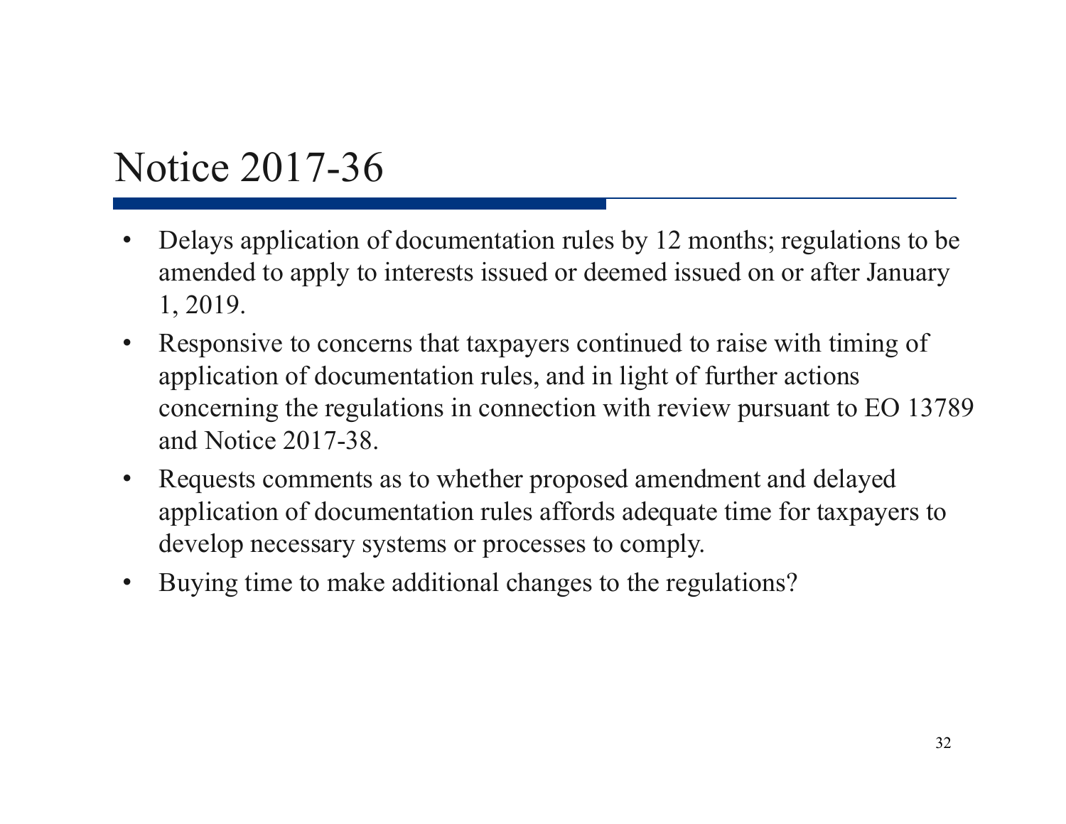# Notice 2017-36

- Delays application of documentation rules by 12 months; regulations to be amended to apply to interests issued or deemed issued on or after January 1, 2019.
- Responsive to concerns that taxpayers continued to raise with timing of application of documentation rules, and in light of further actions concerning the regulations in connection with review pursuant to EO 13789 and Notice 2017-38.
- Requests comments as to whether proposed amendment and delayed application of documentation rules affords adequate time for taxpayers to develop necessary systems or processes to comply.
- Buying time to make additional changes to the regulations?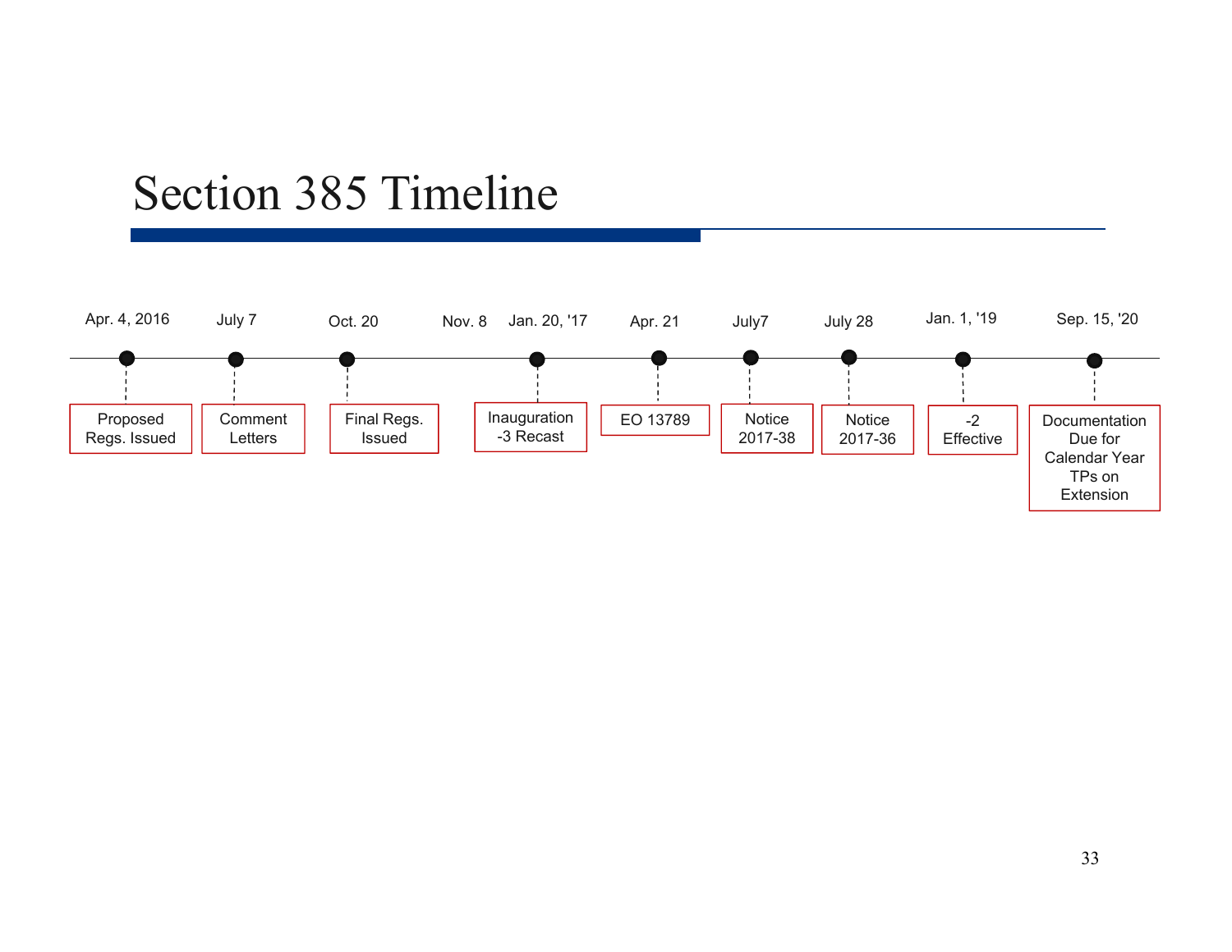# Section 385 Timeline

| Date | Event |
|---|---|
| Apr. 4, 2016 | Proposed Regs. Issued |
| July 7 | Comment Letters |
| Oct. 20 | Final Regs. Issued |
| Nov. 8 | |
| Jan. 20, '17 | Inauguration -3 Recast |
| Apr. 21 | EO 13789 |
| July7 | Notice 2017-38 |
| July 28 | Notice 2017-36 |
| Jan. 1, '19 | -2 Effective |
| Sep. 15, '20 | Documentation Due for Calendar Year TPs on Extension |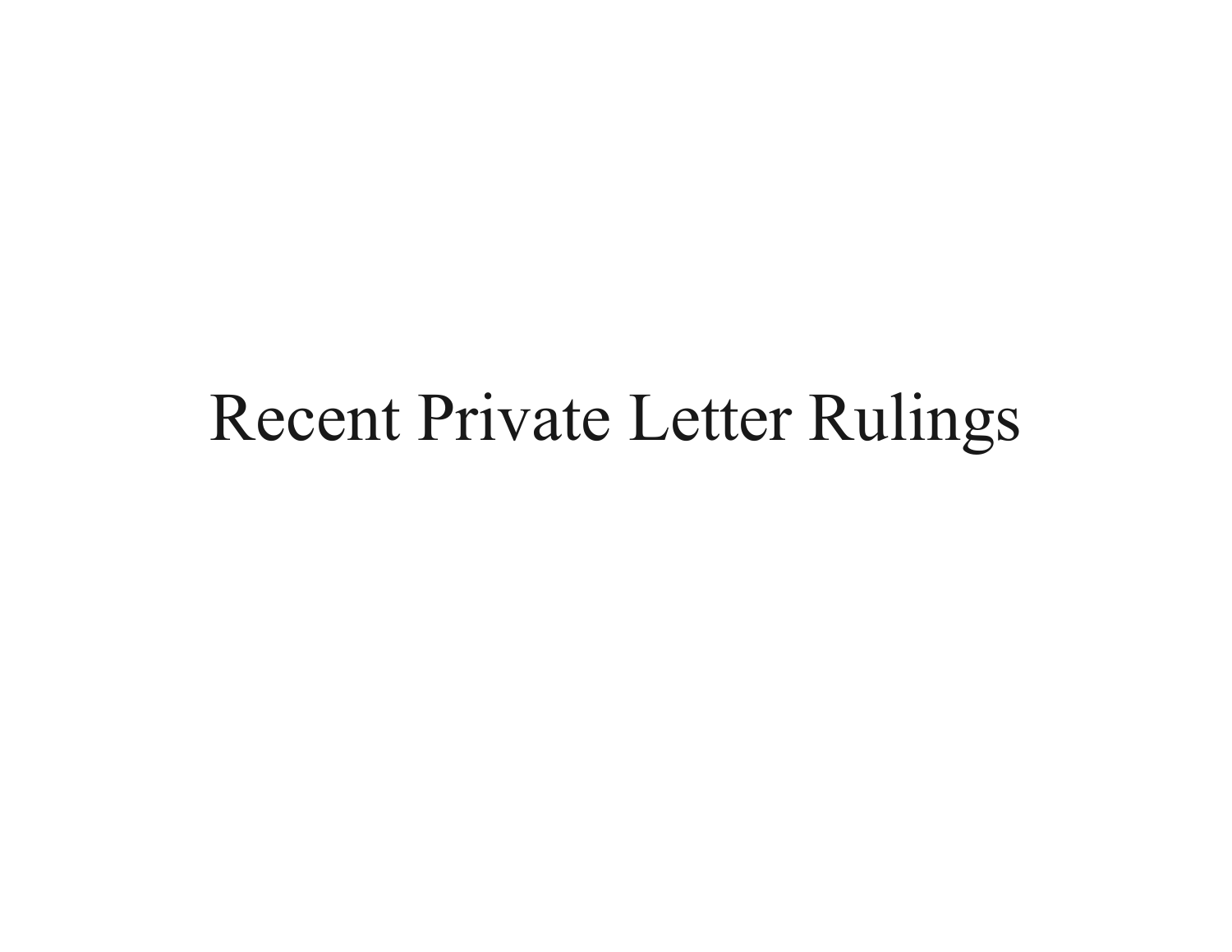# Recent Private Letter Rulings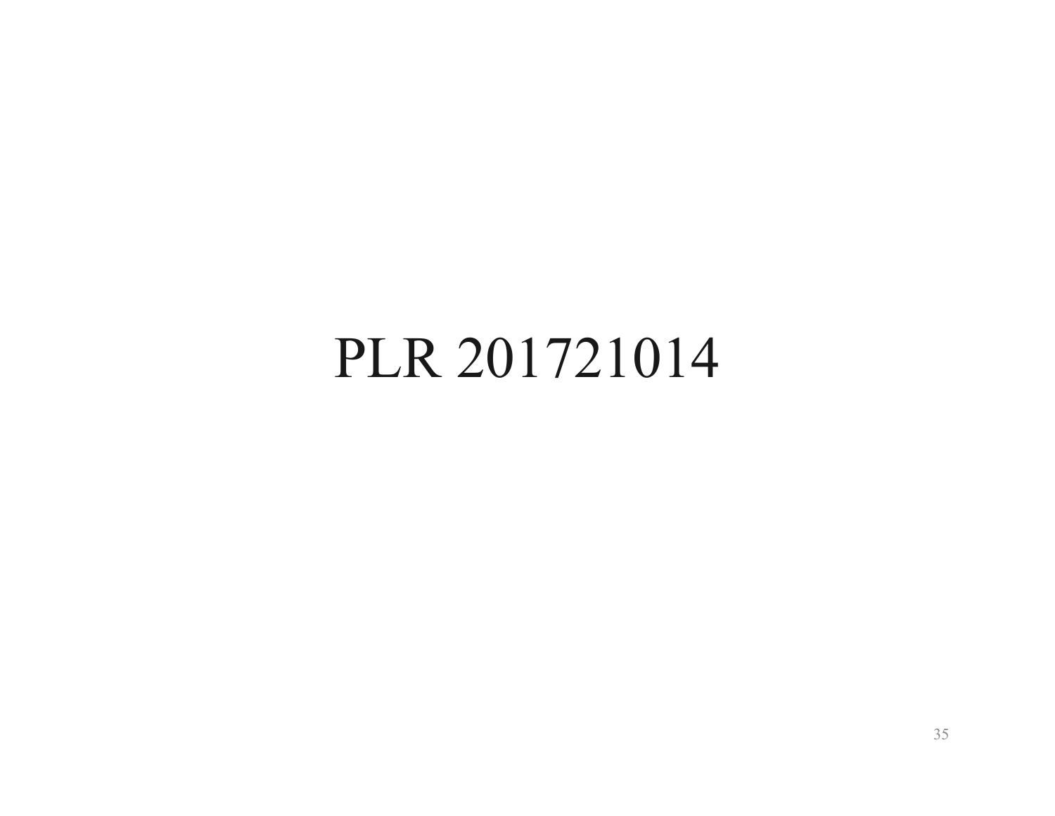# PLR 201721014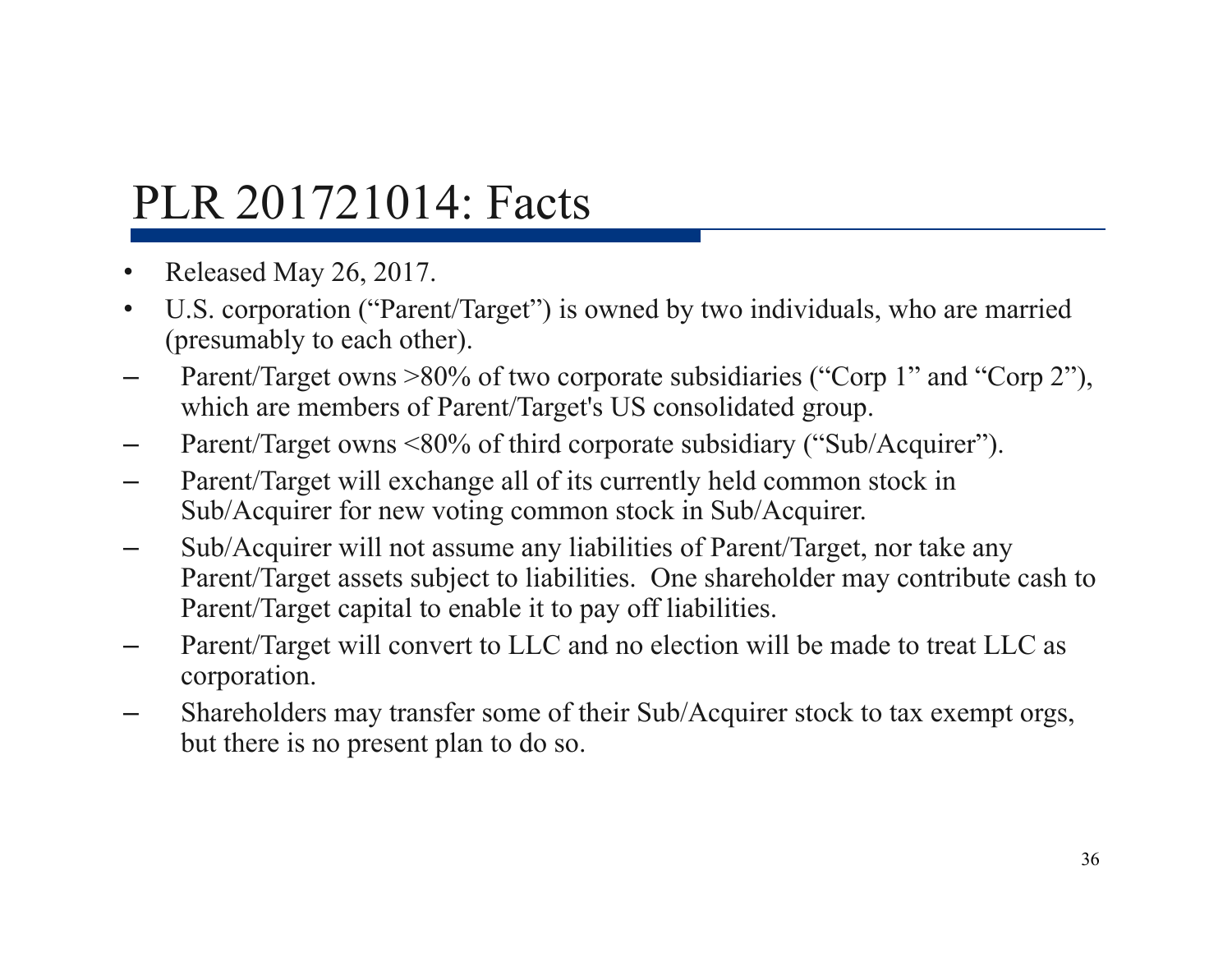# PLR 201721014: Facts

- Released May 26, 2017.
- U.S. corporation ("Parent/Target") is owned by two individuals, who are married (presumably to each other).
  - Parent/Target owns >80% of two corporate subsidiaries ("Corp 1" and "Corp 2"), which are members of Parent/Target's US consolidated group.
  - Parent/Target owns <80% of third corporate subsidiary ("Sub/Acquirer").
  - Parent/Target will exchange all of its currently held common stock in Sub/Acquirer for new voting common stock in Sub/Acquirer.
  - Sub/Acquirer will not assume any liabilities of Parent/Target, nor take any Parent/Target assets subject to liabilities. One shareholder may contribute cash to Parent/Target capital to enable it to pay off liabilities.
  - Parent/Target will convert to LLC and no election will be made to treat LLC as corporation.
  - Shareholders may transfer some of their Sub/Acquirer stock to tax exempt orgs, but there is no present plan to do so.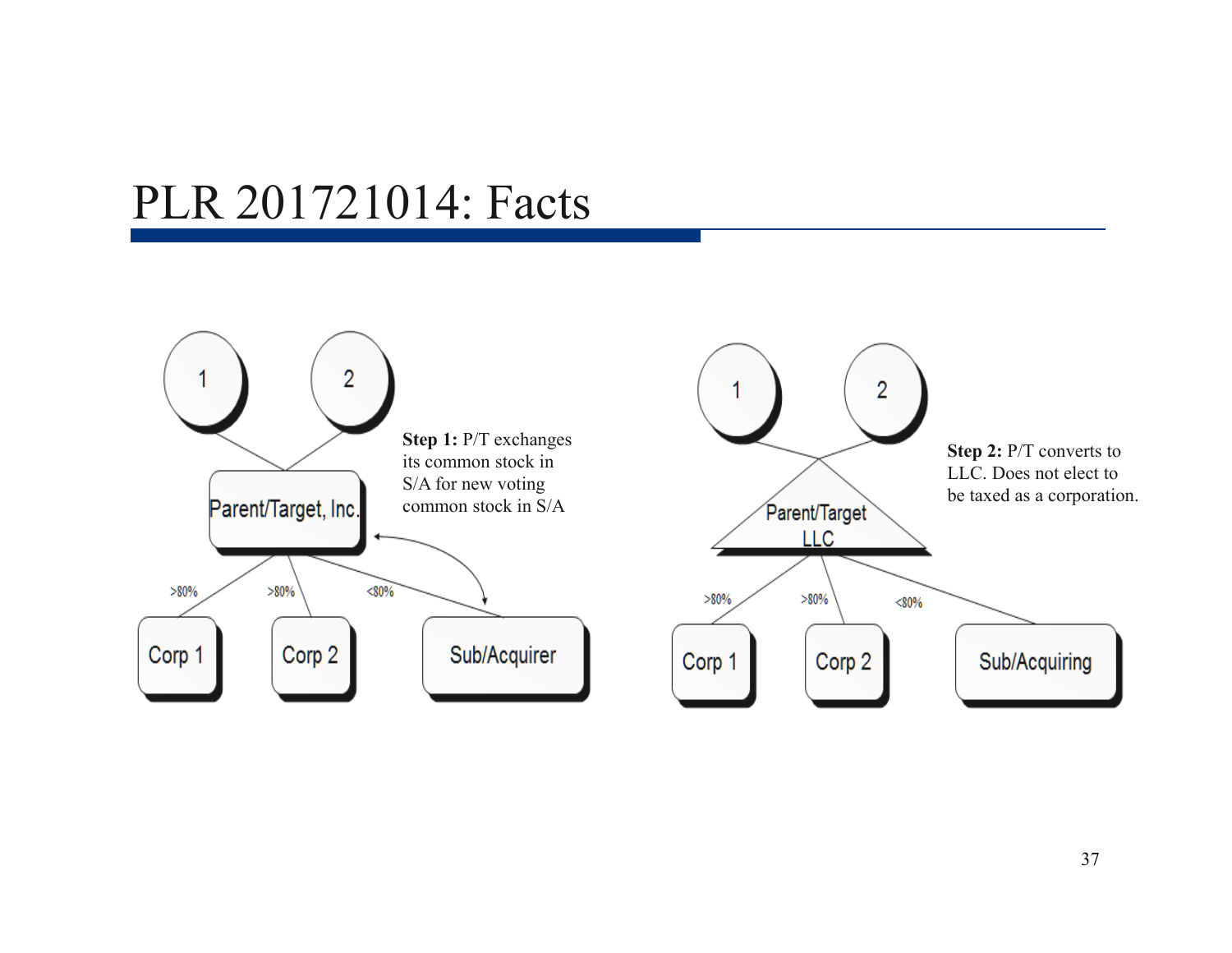# PLR 201721014: Facts

**Step 1:** P/T exchanges its common stock in S/A for new voting common stock in S/A

**Step 2:** P/T converts to LLC. Does not elect to be taxed as a corporation.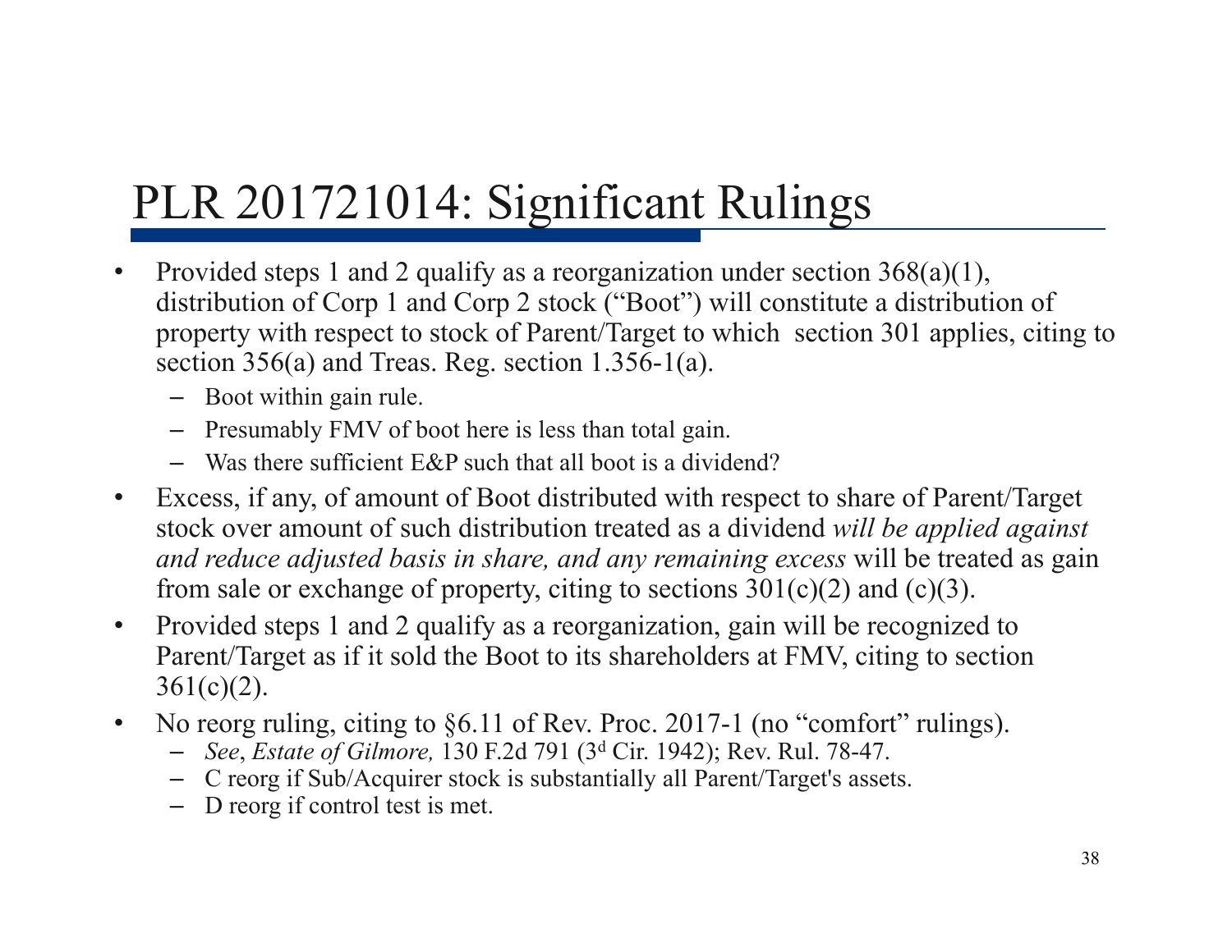# PLR 201721014: Significant Rulings

- Provided steps 1 and 2 qualify as a reorganization under section 368(a)(1), distribution of Corp 1 and Corp 2 stock ("Boot") will constitute a distribution of property with respect to stock of Parent/Target to which section 301 applies, citing to section 356(a) and Treas. Reg. section 1.356-1(a).
  - Boot within gain rule.
  - Presumably FMV of boot here is less than total gain.
  - Was there sufficient E&P such that all boot is a dividend?
- Excess, if any, of amount of Boot distributed with respect to share of Parent/Target stock over amount of such distribution treated as a dividend *will be applied against and reduce adjusted basis in share, and any remaining excess* will be treated as gain from sale or exchange of property, citing to sections 301(c)(2) and (c)(3).
- Provided steps 1 and 2 qualify as a reorganization, gain will be recognized to Parent/Target as if it sold the Boot to its shareholders at FMV, citing to section 361(c)(2).
- No reorg ruling, citing to §6.11 of Rev. Proc. 2017-1 (no "comfort" rulings).
  - *See*, *Estate of Gilmore,* 130 F.2d 791 (3d Cir. 1942); Rev. Rul. 78-47.
  - C reorg if Sub/Acquirer stock is substantially all Parent/Target's assets.
  - D reorg if control test is met.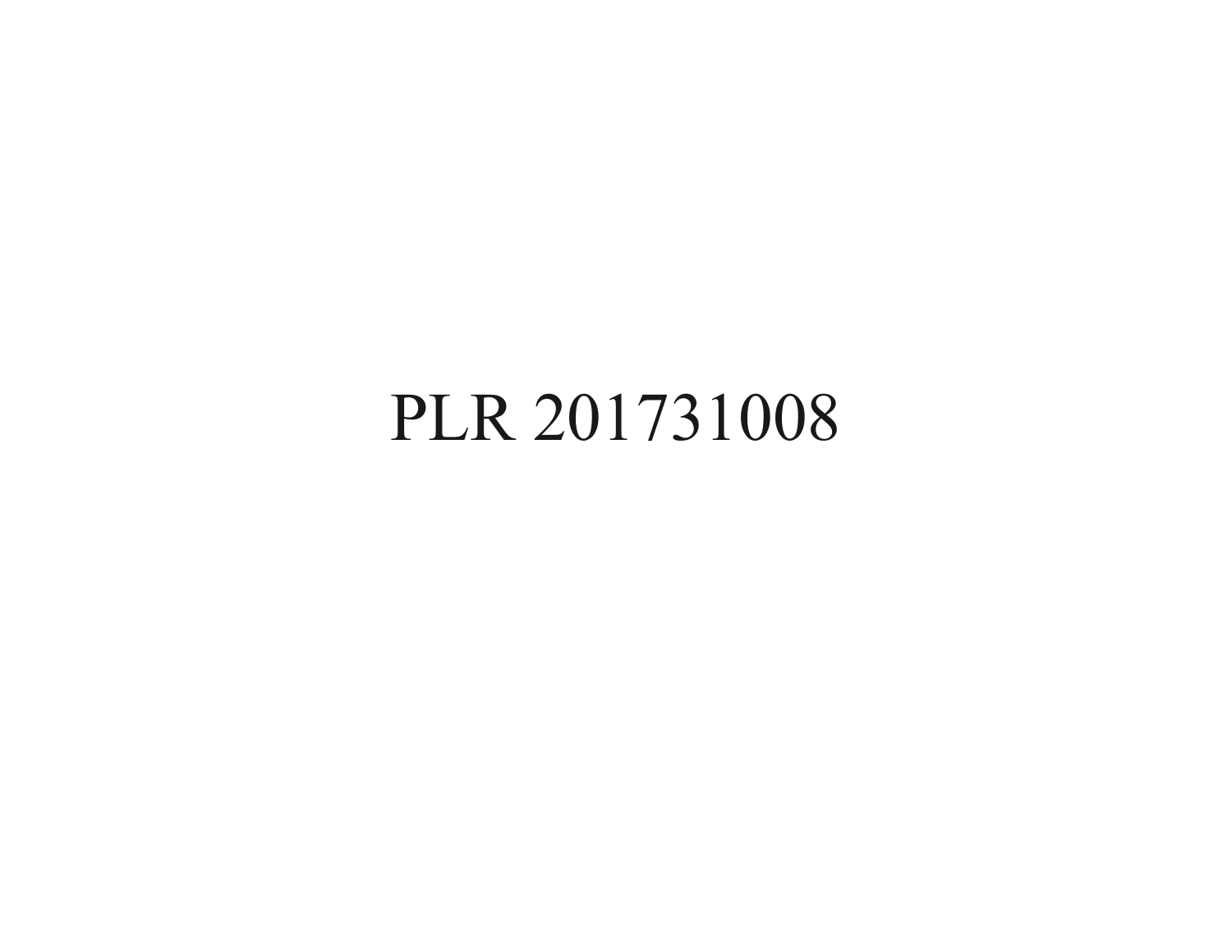# PLR 201731008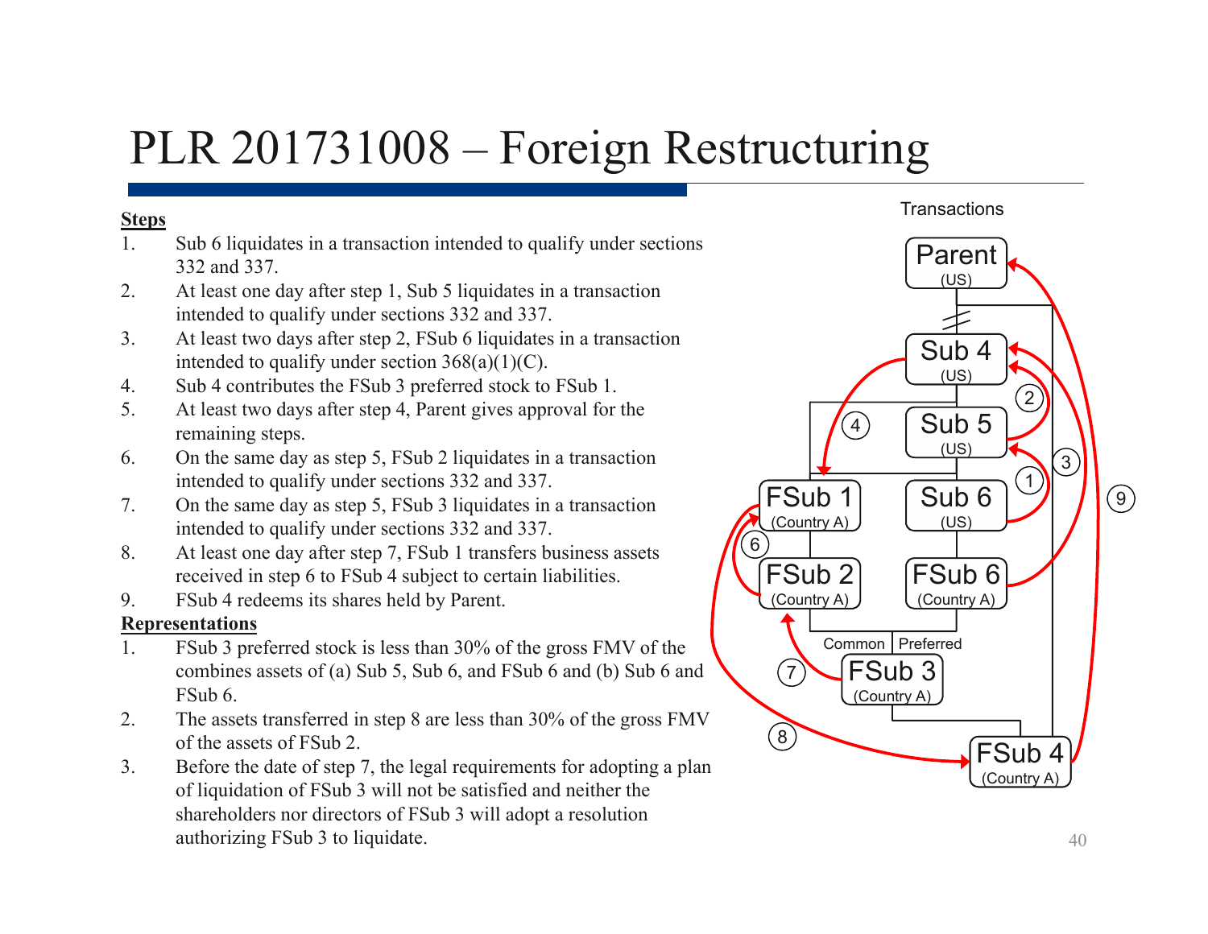# PLR 201731008 – Foreign Restructuring

**Steps**

1. Sub 6 liquidates in a transaction intended to qualify under sections 332 and 337.
2. At least one day after step 1, Sub 5 liquidates in a transaction intended to qualify under sections 332 and 337.
3. At least two days after step 2, FSub 6 liquidates in a transaction intended to qualify under section 368(a)(1)(C).
4. Sub 4 contributes the FSub 3 preferred stock to FSub 1.
5. At least two days after step 4, Parent gives approval for the remaining steps.
6. On the same day as step 5, FSub 2 liquidates in a transaction intended to qualify under sections 332 and 337.
7. On the same day as step 5, FSub 3 liquidates in a transaction intended to qualify under sections 332 and 337.
8. At least one day after step 7, FSub 1 transfers business assets received in step 6 to FSub 4 subject to certain liabilities.
9. FSub 4 redeems its shares held by Parent.

**Representations**

1. FSub 3 preferred stock is less than 30% of the gross FMV of the combines assets of (a) Sub 5, Sub 6, and FSub 6 and (b) Sub 6 and FSub 6.
2. The assets transferred in step 8 are less than 30% of the gross FMV of the assets of FSub 2.
3. Before the date of step 7, the legal requirements for adopting a plan of liquidation of FSub 3 will not be satisfied and neither the shareholders nor directors of FSub 3 will adopt a resolution authorizing FSub 3 to liquidate.

Transactions

Parent (US), Sub 4 (US), Sub 5 (US), Sub 6 (US), FSub 1 (Country A), FSub 2 (Country A), FSub 6 (Country A), FSub 3 (Country A) — Common / Preferred, FSub 4 (Country A)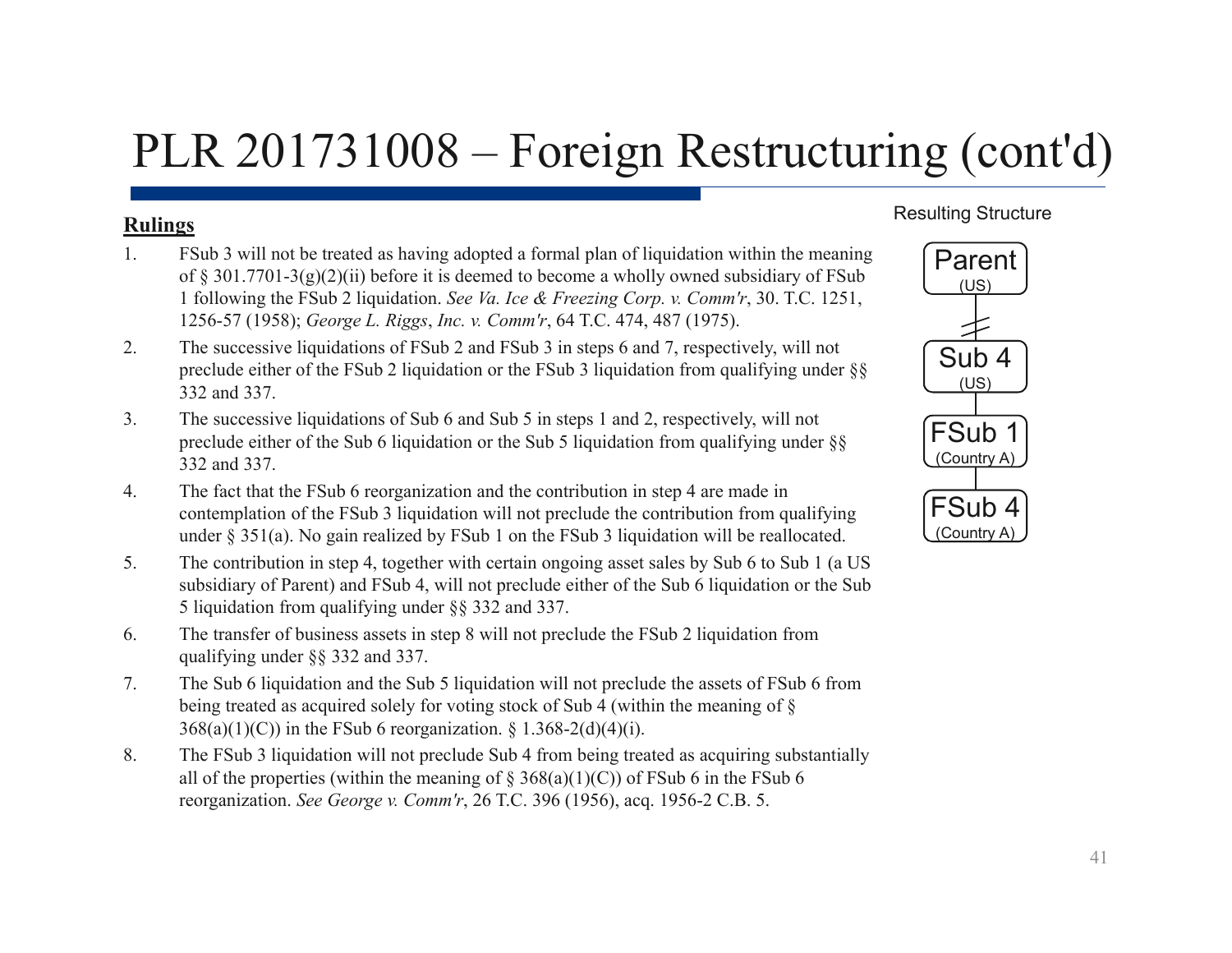# PLR 201731008 – Foreign Restructuring (cont'd)

Resulting Structure

Parent (US)

Sub 4 (US)

FSub 1 (Country A)

FSub 4 (Country A)

**Rulings**

1. FSub 3 will not be treated as having adopted a formal plan of liquidation within the meaning of § 301.7701-3(g)(2)(ii) before it is deemed to become a wholly owned subsidiary of FSub 1 following the FSub 2 liquidation. *See Va. Ice & Freezing Corp. v. Comm'r*, 30. T.C. 1251, 1256-57 (1958); *George L. Riggs*, *Inc. v. Comm'r*, 64 T.C. 474, 487 (1975).
2. The successive liquidations of FSub 2 and FSub 3 in steps 6 and 7, respectively, will not preclude either of the FSub 2 liquidation or the FSub 3 liquidation from qualifying under §§ 332 and 337.
3. The successive liquidations of Sub 6 and Sub 5 in steps 1 and 2, respectively, will not preclude either of the Sub 6 liquidation or the Sub 5 liquidation from qualifying under §§ 332 and 337.
4. The fact that the FSub 6 reorganization and the contribution in step 4 are made in contemplation of the FSub 3 liquidation will not preclude the contribution from qualifying under § 351(a). No gain realized by FSub 1 on the FSub 3 liquidation will be reallocated.
5. The contribution in step 4, together with certain ongoing asset sales by Sub 6 to Sub 1 (a US subsidiary of Parent) and FSub 4, will not preclude either of the Sub 6 liquidation or the Sub 5 liquidation from qualifying under §§ 332 and 337.
6. The transfer of business assets in step 8 will not preclude the FSub 2 liquidation from qualifying under §§ 332 and 337.
7. The Sub 6 liquidation and the Sub 5 liquidation will not preclude the assets of FSub 6 from being treated as acquired solely for voting stock of Sub 4 (within the meaning of § 368(a)(1)(C)) in the FSub 6 reorganization. § 1.368-2(d)(4)(i).
8. The FSub 3 liquidation will not preclude Sub 4 from being treated as acquiring substantially all of the properties (within the meaning of § 368(a)(1)(C)) of FSub 6 in the FSub 6 reorganization. *See George v. Comm'r*, 26 T.C. 396 (1956), acq. 1956-2 C.B. 5.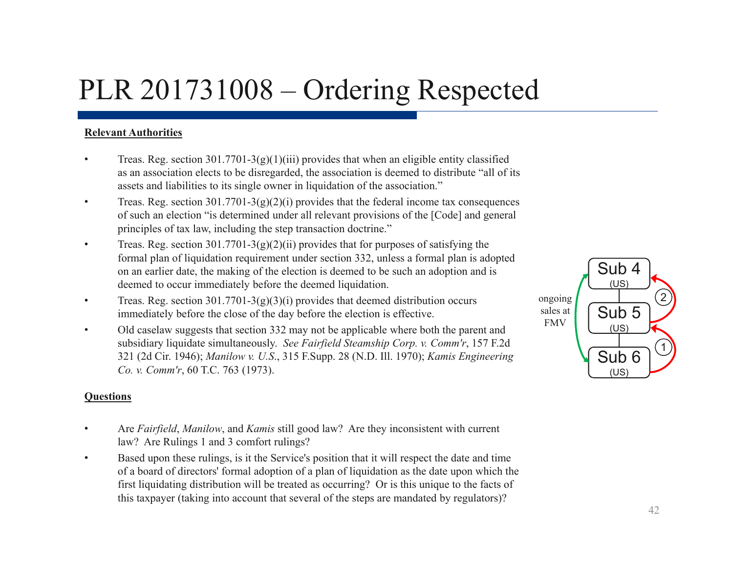# PLR 201731008 – Ordering Respected

**Relevant Authorities**

- Treas. Reg. section 301.7701-3(g)(1)(iii) provides that when an eligible entity classified as an association elects to be disregarded, the association is deemed to distribute "all of its assets and liabilities to its single owner in liquidation of the association."
- Treas. Reg. section 301.7701-3(g)(2)(i) provides that the federal income tax consequences of such an election "is determined under all relevant provisions of the [Code] and general principles of tax law, including the step transaction doctrine."
- Treas. Reg. section 301.7701-3(g)(2)(ii) provides that for purposes of satisfying the formal plan of liquidation requirement under section 332, unless a formal plan is adopted on an earlier date, the making of the election is deemed to be such an adoption and is deemed to occur immediately before the deemed liquidation.
- Treas. Reg. section 301.7701-3(g)(3)(i) provides that deemed distribution occurs immediately before the close of the day before the election is effective.
- Old caselaw suggests that section 332 may not be applicable where both the parent and subsidiary liquidate simultaneously. *See Fairfield Steamship Corp. v. Comm'r*, 157 F.2d 321 (2d Cir. 1946); *Manilow v. U.S.*, 315 F.Supp. 28 (N.D. Ill. 1970); *Kamis Engineering Co. v. Comm'r*, 60 T.C. 763 (1973).

Sub 4 (US)

Sub 5 (US)

Sub 6 (US)

ongoing sales at FMV

1

2

**Questions**

- Are *Fairfield*, *Manilow*, and *Kamis* still good law? Are they inconsistent with current law? Are Rulings 1 and 3 comfort rulings?
- Based upon these rulings, is it the Service's position that it will respect the date and time of a board of directors' formal adoption of a plan of liquidation as the date upon which the first liquidating distribution will be treated as occurring? Or is this unique to the facts of this taxpayer (taking into account that several of the steps are mandated by regulators)?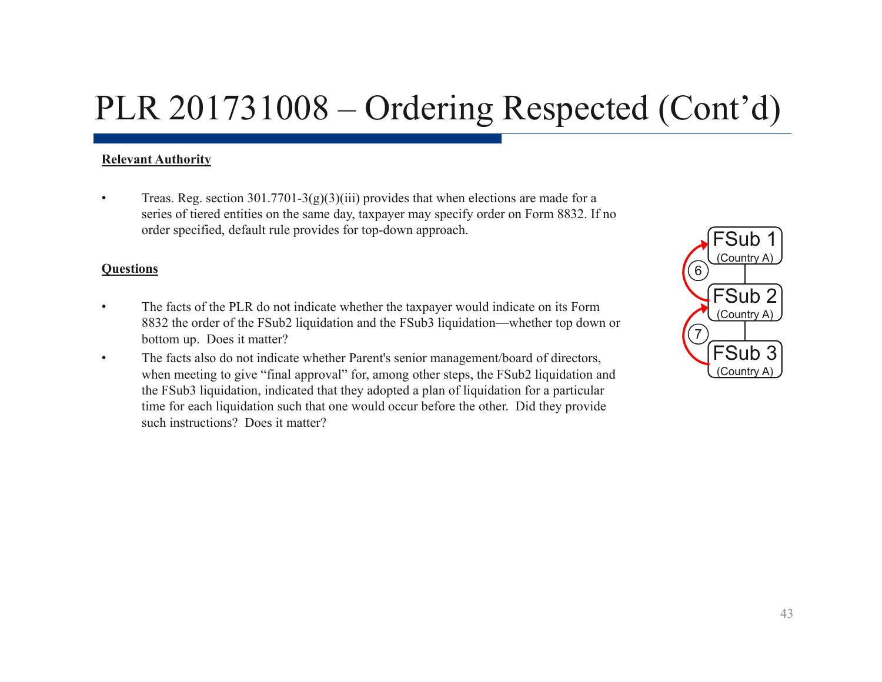# PLR 201731008 – Ordering Respected (Cont'd)

**Relevant Authority**

- Treas. Reg. section 301.7701-3(g)(3)(iii) provides that when elections are made for a series of tiered entities on the same day, taxpayer may specify order on Form 8832. If no order specified, default rule provides for top-down approach.

**Questions**

- The facts of the PLR do not indicate whether the taxpayer would indicate on its Form 8832 the order of the FSub2 liquidation and the FSub3 liquidation—whether top down or bottom up. Does it matter?
- The facts also do not indicate whether Parent's senior management/board of directors, when meeting to give "final approval" for, among other steps, the FSub2 liquidation and the FSub3 liquidation, indicated that they adopted a plan of liquidation for a particular time for each liquidation such that one would occur before the other. Did they provide such instructions? Does it matter?

FSub 1 (Country A)

6

FSub 2 (Country A)

7

FSub 3 (Country A)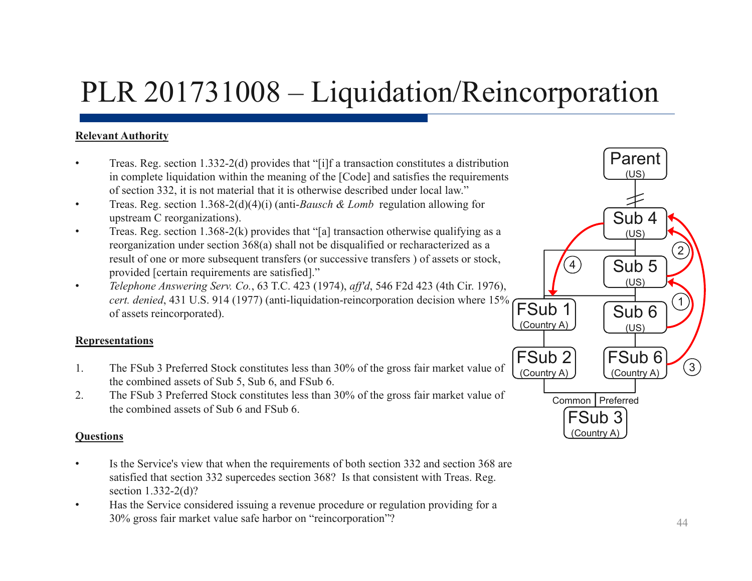# PLR 201731008 – Liquidation/Reincorporation

**Relevant Authority**

- Treas. Reg. section 1.332-2(d) provides that "[i]f a transaction constitutes a distribution in complete liquidation within the meaning of the [Code] and satisfies the requirements of section 332, it is not material that it is otherwise described under local law."
- Treas. Reg. section 1.368-2(d)(4)(i) (anti-*Bausch & Lomb* regulation allowing for upstream C reorganizations).
- Treas. Reg. section 1.368-2(k) provides that "[a] transaction otherwise qualifying as a reorganization under section 368(a) shall not be disqualified or recharacterized as a result of one or more subsequent transfers (or successive transfers ) of assets or stock, provided [certain requirements are satisfied]."
- *Telephone Answering Serv. Co.*, 63 T.C. 423 (1974), *aff'd*, 546 F2d 423 (4th Cir. 1976), *cert. denied*, 431 U.S. 914 (1977) (anti-liquidation-reincorporation decision where 15% of assets reincorporated).

**Representations**

1. The FSub 3 Preferred Stock constitutes less than 30% of the gross fair market value of the combined assets of Sub 5, Sub 6, and FSub 6.
2. The FSub 3 Preferred Stock constitutes less than 30% of the gross fair market value of the combined assets of Sub 6 and FSub 6.

**Questions**

- Is the Service's view that when the requirements of both section 332 and section 368 are satisfied that section 332 supercedes section 368? Is that consistent with Treas. Reg. section 1.332-2(d)?
- Has the Service considered issuing a revenue procedure or regulation providing for a 30% gross fair market value safe harbor on "reincorporation"?

Parent (US)
Sub 4 (US)
Sub 5 (US)
Sub 6 (US)
FSub 1 (Country A)
FSub 2 (Country A)
FSub 6 (Country A)
Common | Preferred
FSub 3 (Country A)
1 2 3 4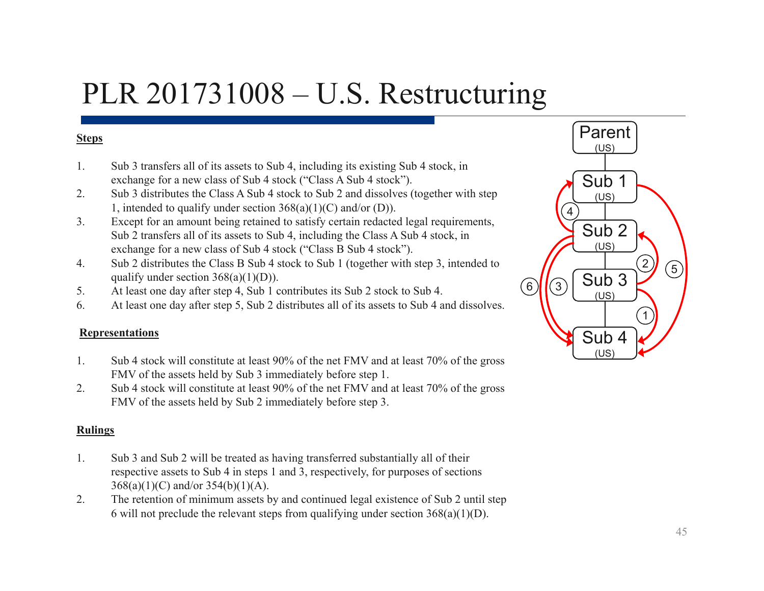# PLR 201731008 – U.S. Restructuring

**Steps**

1. Sub 3 transfers all of its assets to Sub 4, including its existing Sub 4 stock, in exchange for a new class of Sub 4 stock ("Class A Sub 4 stock").
2. Sub 3 distributes the Class A Sub 4 stock to Sub 2 and dissolves (together with step 1, intended to qualify under section 368(a)(1)(C) and/or (D)).
3. Except for an amount being retained to satisfy certain redacted legal requirements, Sub 2 transfers all of its assets to Sub 4, including the Class A Sub 4 stock, in exchange for a new class of Sub 4 stock ("Class B Sub 4 stock").
4. Sub 2 distributes the Class B Sub 4 stock to Sub 1 (together with step 3, intended to qualify under section 368(a)(1)(D)).
5. At least one day after step 4, Sub 1 contributes its Sub 2 stock to Sub 4.
6. At least one day after step 5, Sub 2 distributes all of its assets to Sub 4 and dissolves.

**Representations**

1. Sub 4 stock will constitute at least 90% of the net FMV and at least 70% of the gross FMV of the assets held by Sub 3 immediately before step 1.
2. Sub 4 stock will constitute at least 90% of the net FMV and at least 70% of the gross FMV of the assets held by Sub 2 immediately before step 3.

**Rulings**

1. Sub 3 and Sub 2 will be treated as having transferred substantially all of their respective assets to Sub 4 in steps 1 and 3, respectively, for purposes of sections 368(a)(1)(C) and/or 354(b)(1)(A).
2. The retention of minimum assets by and continued legal existence of Sub 2 until step 6 will not preclude the relevant steps from qualifying under section 368(a)(1)(D).

Parent (US)
Sub 1 (US)
Sub 2 (US)
Sub 3 (US)
Sub 4 (US)
1 2 3 4 5 6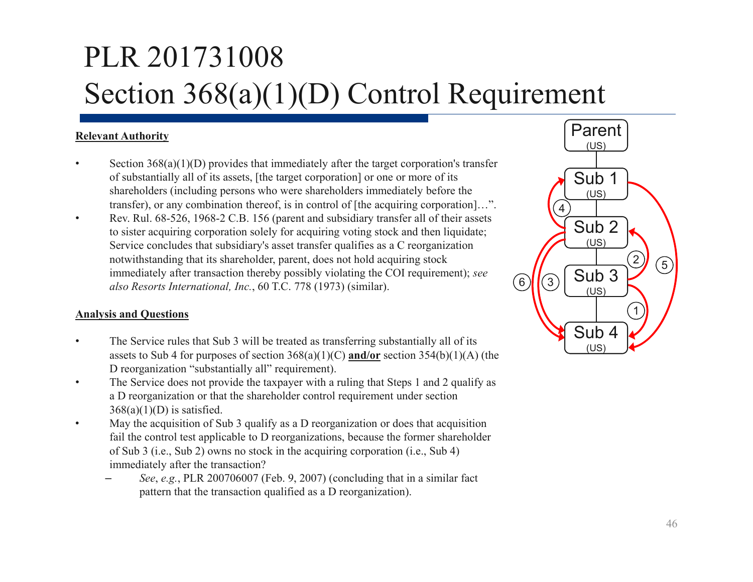# PLR 201731008
# Section 368(a)(1)(D) Control Requirement

**Relevant Authority**

- Section 368(a)(1)(D) provides that immediately after the target corporation's transfer of substantially all of its assets, [the target corporation] or one or more of its shareholders (including persons who were shareholders immediately before the transfer), or any combination thereof, is in control of [the acquiring corporation]…".
- Rev. Rul. 68-526, 1968-2 C.B. 156 (parent and subsidiary transfer all of their assets to sister acquiring corporation solely for acquiring voting stock and then liquidate; Service concludes that subsidiary's asset transfer qualifies as a C reorganization notwithstanding that its shareholder, parent, does not hold acquiring stock immediately after transaction thereby possibly violating the COI requirement); *see also Resorts International, Inc.*, 60 T.C. 778 (1973) (similar).

**Analysis and Questions**

- The Service rules that Sub 3 will be treated as transferring substantially all of its assets to Sub 4 for purposes of section 368(a)(1)(C) **and/or** section 354(b)(1)(A) (the D reorganization "substantially all" requirement).
- The Service does not provide the taxpayer with a ruling that Steps 1 and 2 qualify as a D reorganization or that the shareholder control requirement under section 368(a)(1)(D) is satisfied.
- May the acquisition of Sub 3 qualify as a D reorganization or does that acquisition fail the control test applicable to D reorganizations, because the former shareholder of Sub 3 (i.e., Sub 2) owns no stock in the acquiring corporation (i.e., Sub 4) immediately after the transaction?
  - *See*, *e.g.*, PLR 200706007 (Feb. 9, 2007) (concluding that in a similar fact pattern that the transaction qualified as a D reorganization).

Parent (US) → Sub 1 (US) → Sub 2 (US) → Sub 3 (US) → Sub 4 (US)

Steps: 1 (Sub 3 → Sub 4); 2 (Sub 3 → Sub 2); 3 (Sub 2 → Sub 4); 4 (Sub 2 → Sub 1); 5 (Sub 1 → Sub 4); 6 (Sub 2 → Sub 4)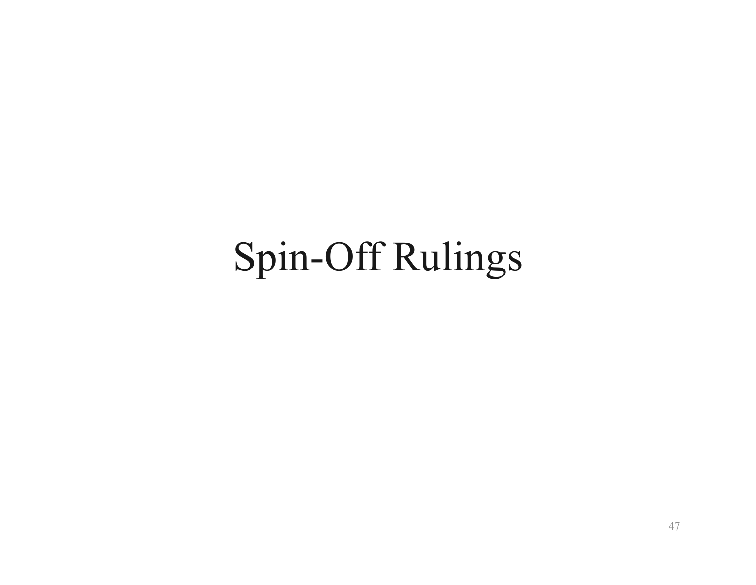# Spin-Off Rulings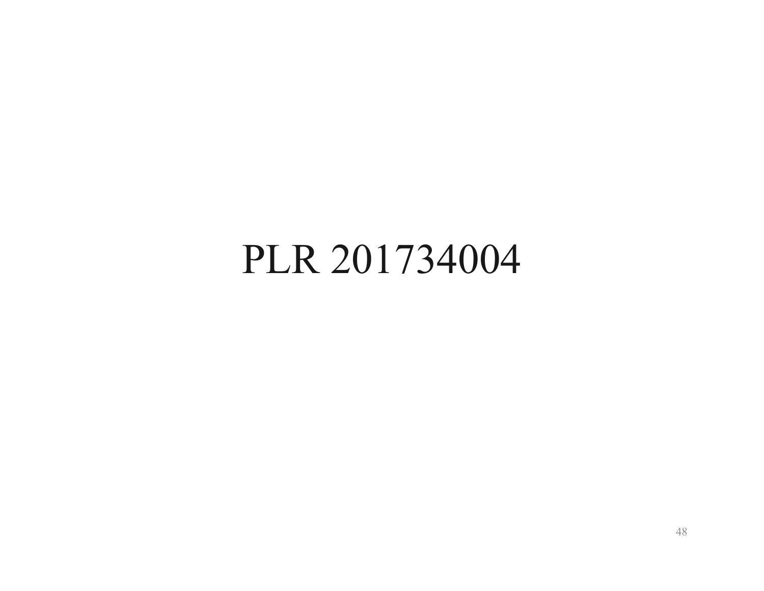# PLR 201734004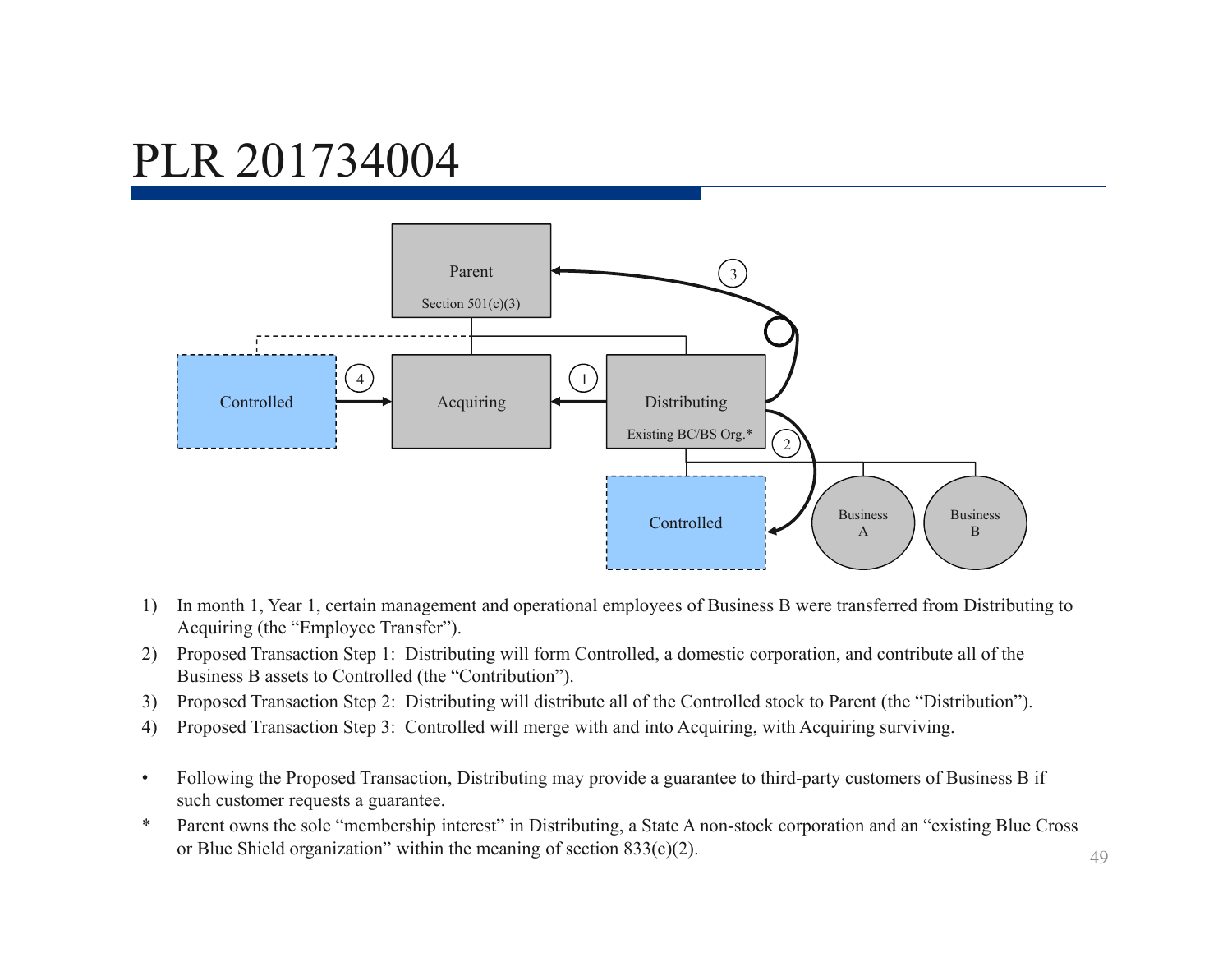# PLR 201734004

1) In month 1, Year 1, certain management and operational employees of Business B were transferred from Distributing to Acquiring (the "Employee Transfer").
2) Proposed Transaction Step 1: Distributing will form Controlled, a domestic corporation, and contribute all of the Business B assets to Controlled (the "Contribution").
3) Proposed Transaction Step 2: Distributing will distribute all of the Controlled stock to Parent (the "Distribution").
4) Proposed Transaction Step 3: Controlled will merge with and into Acquiring, with Acquiring surviving.

- Following the Proposed Transaction, Distributing may provide a guarantee to third-party customers of Business B if such customer requests a guarantee.

\* Parent owns the sole "membership interest" in Distributing, a State A non-stock corporation and an "existing Blue Cross or Blue Shield organization" within the meaning of section 833(c)(2).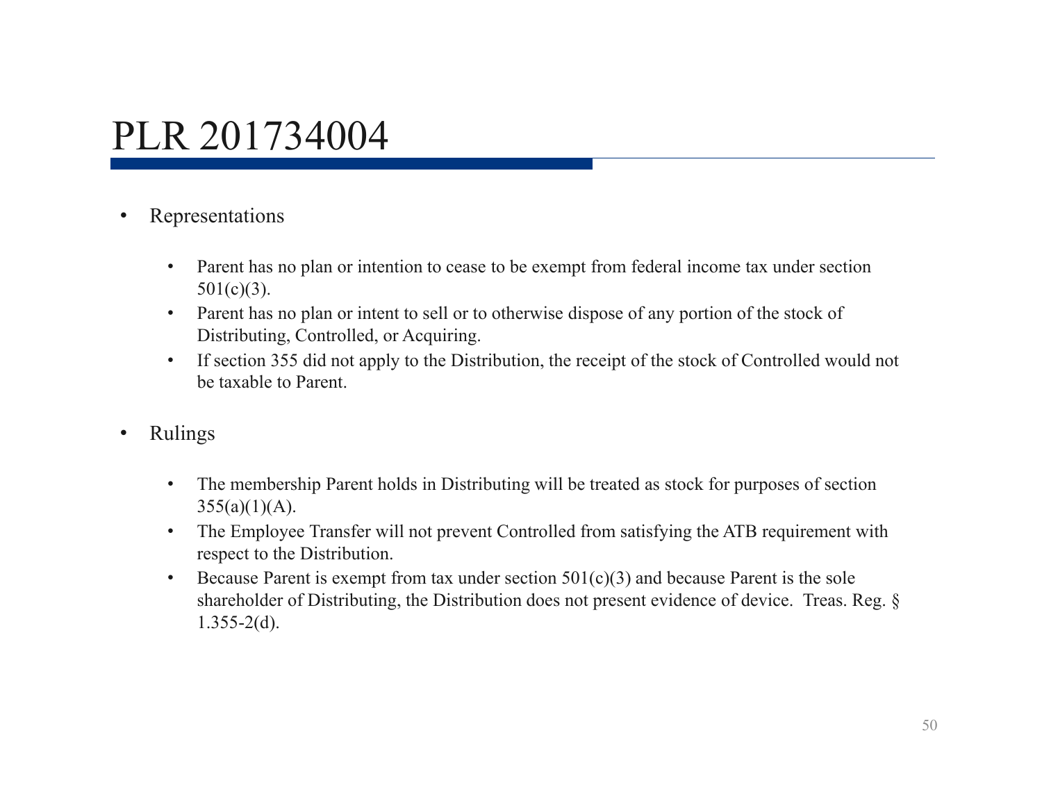# PLR 201734004

- Representations
  - Parent has no plan or intention to cease to be exempt from federal income tax under section 501(c)(3).
  - Parent has no plan or intent to sell or to otherwise dispose of any portion of the stock of Distributing, Controlled, or Acquiring.
  - If section 355 did not apply to the Distribution, the receipt of the stock of Controlled would not be taxable to Parent.

- Rulings
  - The membership Parent holds in Distributing will be treated as stock for purposes of section 355(a)(1)(A).
  - The Employee Transfer will not prevent Controlled from satisfying the ATB requirement with respect to the Distribution.
  - Because Parent is exempt from tax under section 501(c)(3) and because Parent is the sole shareholder of Distributing, the Distribution does not present evidence of device. Treas. Reg. § 1.355-2(d).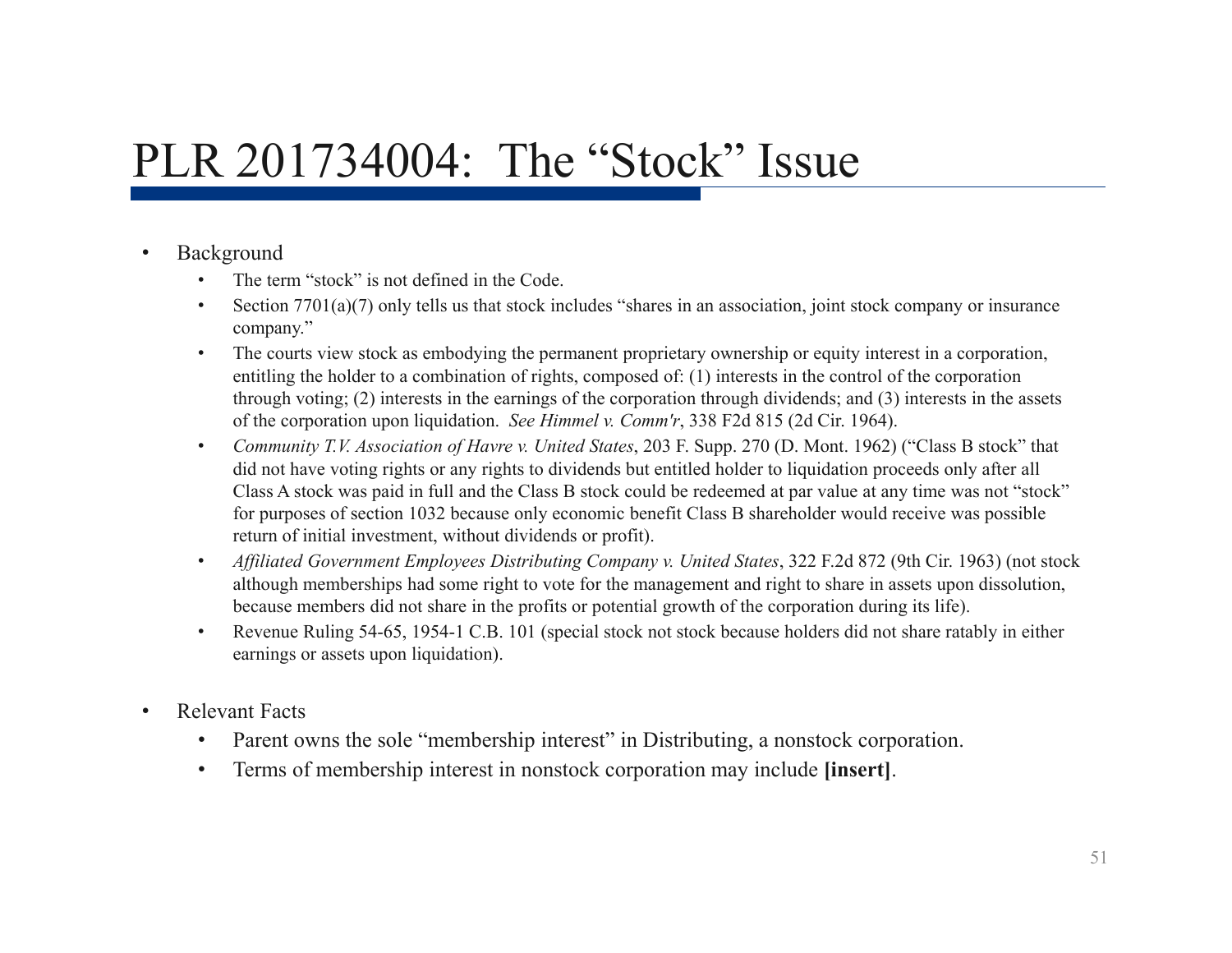# PLR 201734004: The "Stock" Issue

- Background
  - The term "stock" is not defined in the Code.
  - Section 7701(a)(7) only tells us that stock includes "shares in an association, joint stock company or insurance company."
  - The courts view stock as embodying the permanent proprietary ownership or equity interest in a corporation, entitling the holder to a combination of rights, composed of: (1) interests in the control of the corporation through voting; (2) interests in the earnings of the corporation through dividends; and (3) interests in the assets of the corporation upon liquidation. *See Himmel v. Comm'r*, 338 F2d 815 (2d Cir. 1964).
  - *Community T.V. Association of Havre v. United States*, 203 F. Supp. 270 (D. Mont. 1962) ("Class B stock" that did not have voting rights or any rights to dividends but entitled holder to liquidation proceeds only after all Class A stock was paid in full and the Class B stock could be redeemed at par value at any time was not "stock" for purposes of section 1032 because only economic benefit Class B shareholder would receive was possible return of initial investment, without dividends or profit).
  - *Affiliated Government Employees Distributing Company v. United States*, 322 F.2d 872 (9th Cir. 1963) (not stock although memberships had some right to vote for the management and right to share in assets upon dissolution, because members did not share in the profits or potential growth of the corporation during its life).
  - Revenue Ruling 54-65, 1954-1 C.B. 101 (special stock not stock because holders did not share ratably in either earnings or assets upon liquidation).

- Relevant Facts
  - Parent owns the sole "membership interest" in Distributing, a nonstock corporation.
  - Terms of membership interest in nonstock corporation may include **[insert]**.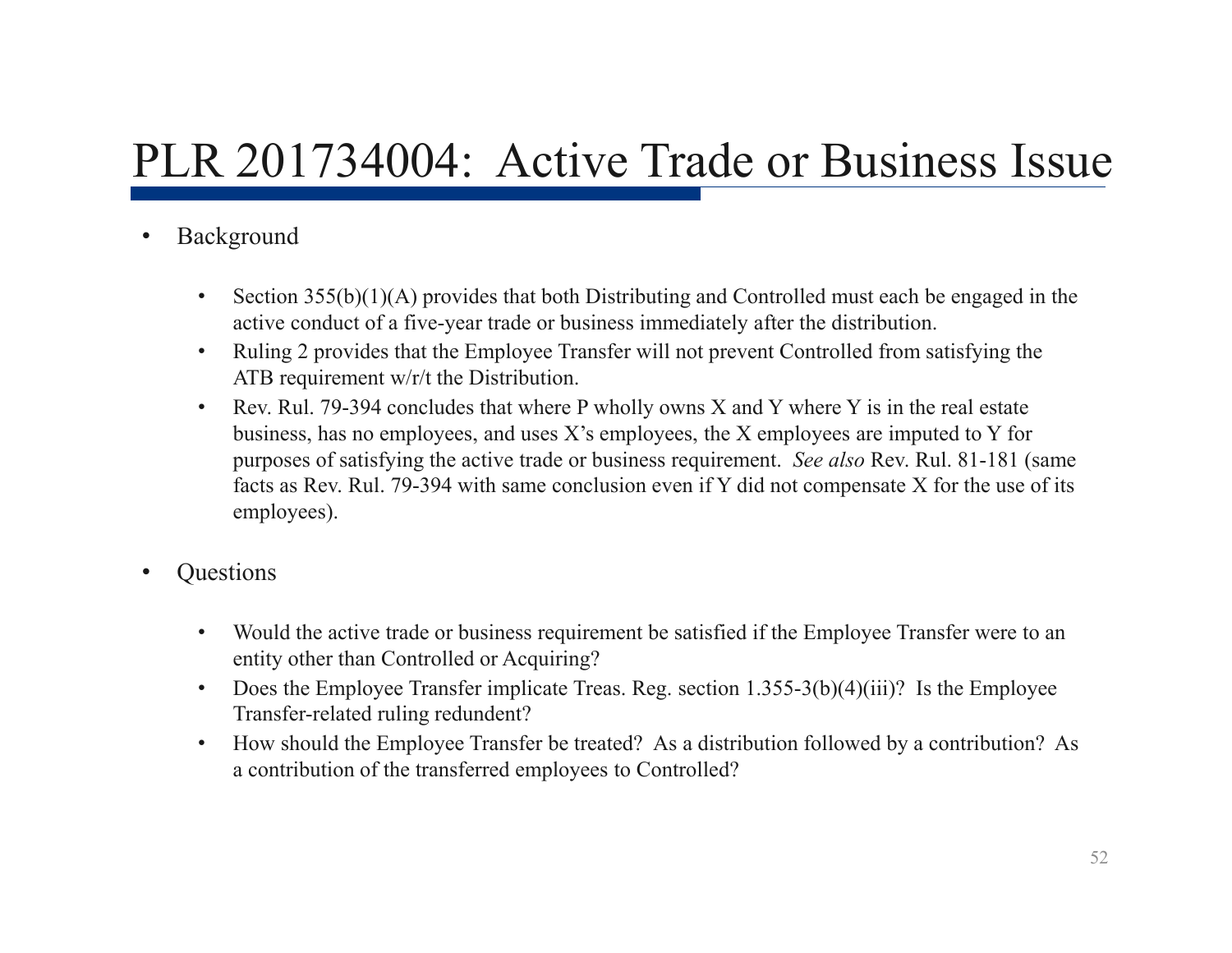# PLR 201734004: Active Trade or Business Issue

- Background
  - Section 355(b)(1)(A) provides that both Distributing and Controlled must each be engaged in the active conduct of a five-year trade or business immediately after the distribution.
  - Ruling 2 provides that the Employee Transfer will not prevent Controlled from satisfying the ATB requirement w/r/t the Distribution.
  - Rev. Rul. 79-394 concludes that where P wholly owns X and Y where Y is in the real estate business, has no employees, and uses X's employees, the X employees are imputed to Y for purposes of satisfying the active trade or business requirement. *See also* Rev. Rul. 81-181 (same facts as Rev. Rul. 79-394 with same conclusion even if Y did not compensate X for the use of its employees).

- Questions
  - Would the active trade or business requirement be satisfied if the Employee Transfer were to an entity other than Controlled or Acquiring?
  - Does the Employee Transfer implicate Treas. Reg. section 1.355-3(b)(4)(iii)? Is the Employee Transfer-related ruling redundent?
  - How should the Employee Transfer be treated? As a distribution followed by a contribution? As a contribution of the transferred employees to Controlled?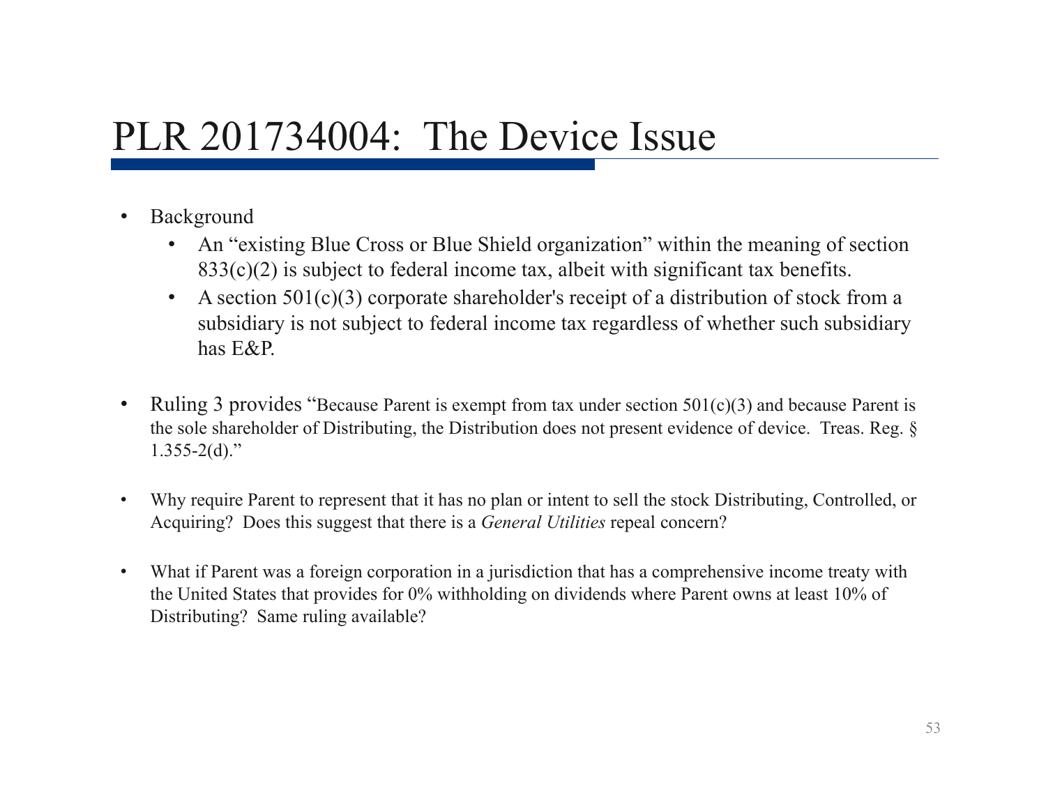# PLR 201734004: The Device Issue

- Background
  - An "existing Blue Cross or Blue Shield organization" within the meaning of section 833(c)(2) is subject to federal income tax, albeit with significant tax benefits.
  - A section 501(c)(3) corporate shareholder's receipt of a distribution of stock from a subsidiary is not subject to federal income tax regardless of whether such subsidiary has E&P.

- Ruling 3 provides "Because Parent is exempt from tax under section 501(c)(3) and because Parent is the sole shareholder of Distributing, the Distribution does not present evidence of device. Treas. Reg. § 1.355-2(d)."

- Why require Parent to represent that it has no plan or intent to sell the stock Distributing, Controlled, or Acquiring? Does this suggest that there is a *General Utilities* repeal concern?

- What if Parent was a foreign corporation in a jurisdiction that has a comprehensive income treaty with the United States that provides for 0% withholding on dividends where Parent owns at least 10% of Distributing? Same ruling available?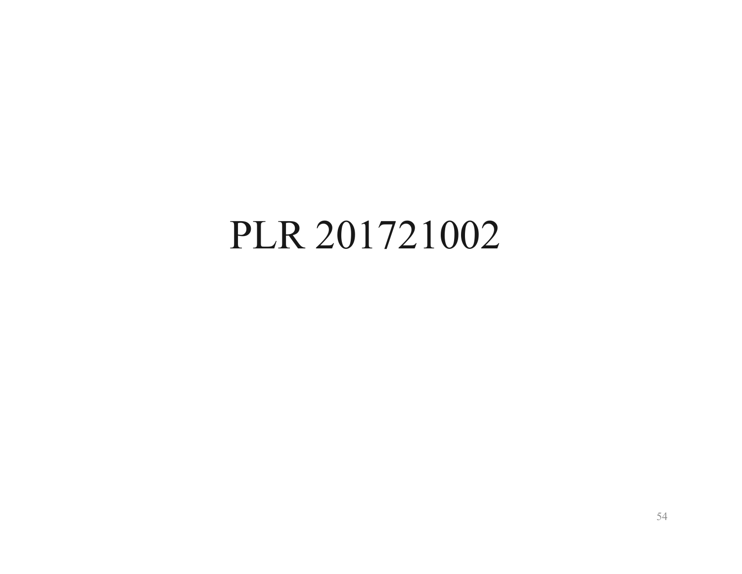# PLR 201721002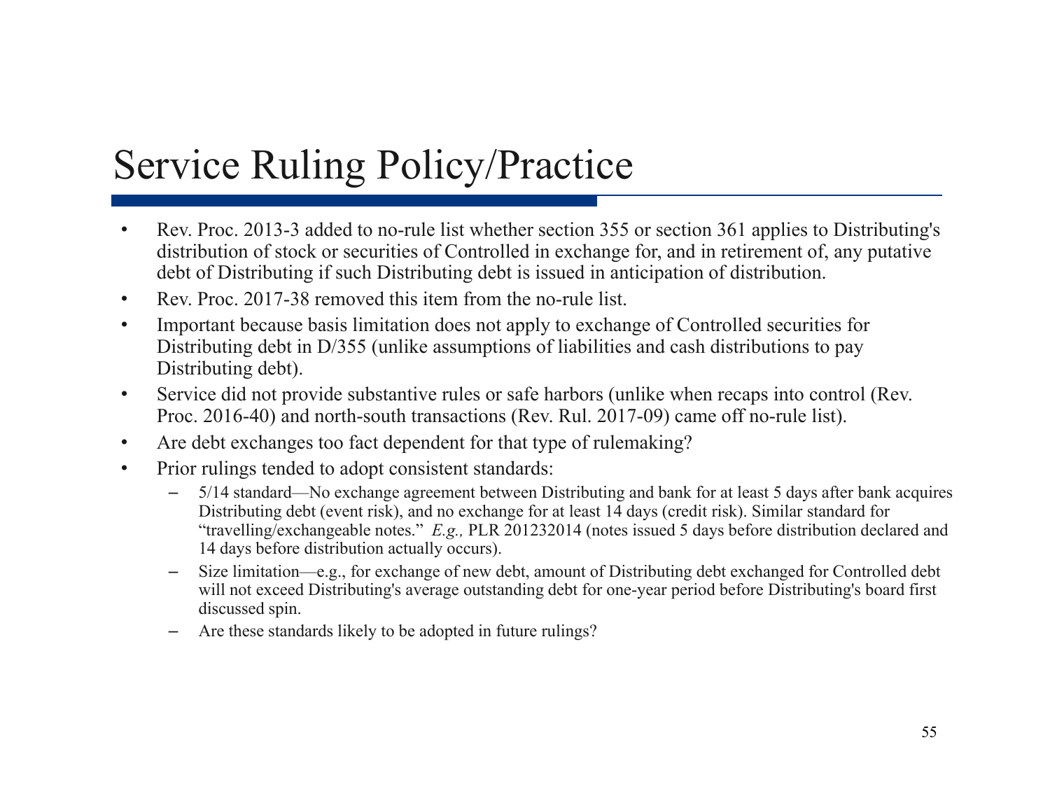# Service Ruling Policy/Practice

- Rev. Proc. 2013-3 added to no-rule list whether section 355 or section 361 applies to Distributing's distribution of stock or securities of Controlled in exchange for, and in retirement of, any putative debt of Distributing if such Distributing debt is issued in anticipation of distribution.
- Rev. Proc. 2017-38 removed this item from the no-rule list.
- Important because basis limitation does not apply to exchange of Controlled securities for Distributing debt in D/355 (unlike assumptions of liabilities and cash distributions to pay Distributing debt).
- Service did not provide substantive rules or safe harbors (unlike when recaps into control (Rev. Proc. 2016-40) and north-south transactions (Rev. Rul. 2017-09) came off no-rule list).
- Are debt exchanges too fact dependent for that type of rulemaking?
- Prior rulings tended to adopt consistent standards:
  - 5/14 standard—No exchange agreement between Distributing and bank for at least 5 days after bank acquires Distributing debt (event risk), and no exchange for at least 14 days (credit risk). Similar standard for "travelling/exchangeable notes." *E.g.,* PLR 201232014 (notes issued 5 days before distribution declared and 14 days before distribution actually occurs).
  - Size limitation—e.g., for exchange of new debt, amount of Distributing debt exchanged for Controlled debt will not exceed Distributing's average outstanding debt for one-year period before Distributing's board first discussed spin.
  - Are these standards likely to be adopted in future rulings?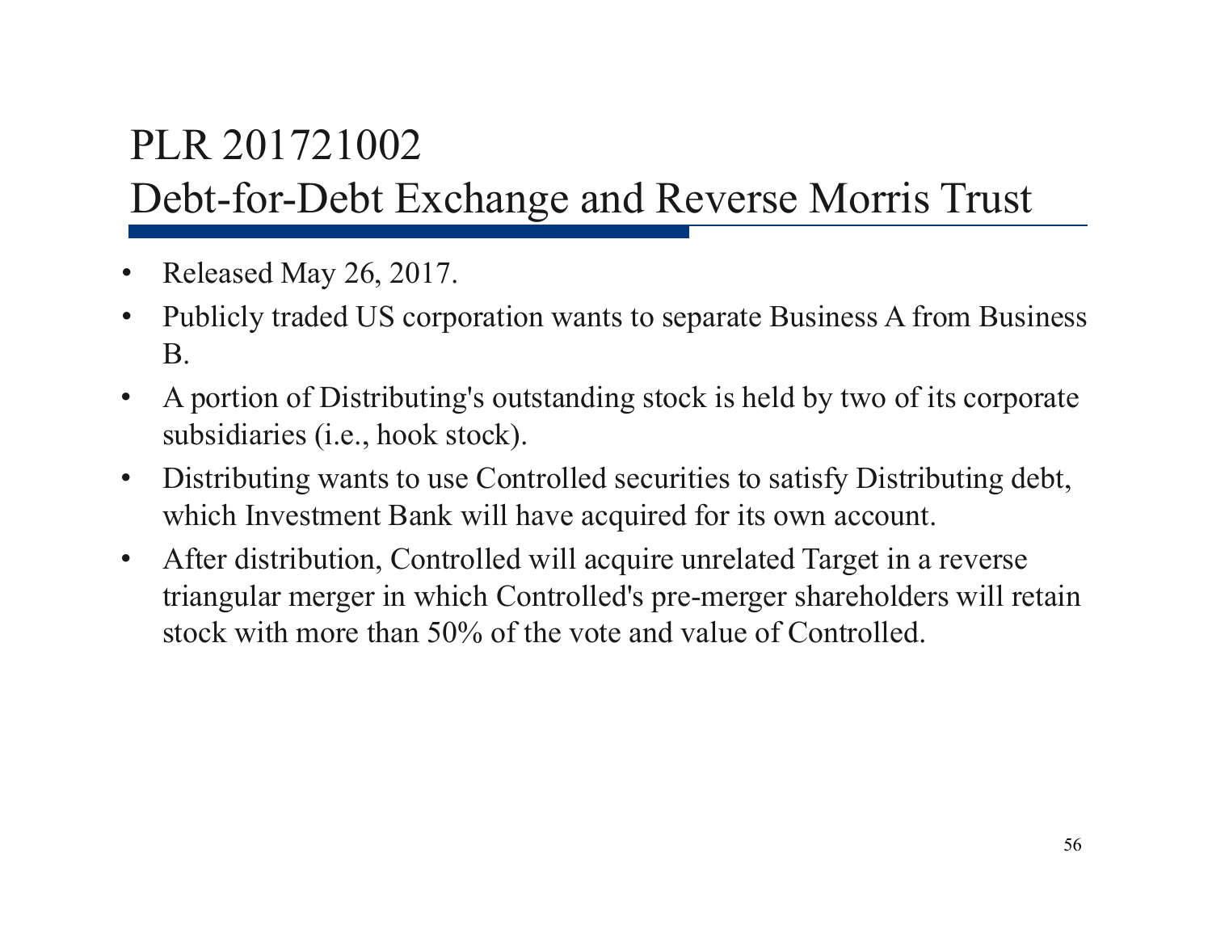# PLR 201721002
## Debt-for-Debt Exchange and Reverse Morris Trust

- Released May 26, 2017.
- Publicly traded US corporation wants to separate Business A from Business B.
- A portion of Distributing's outstanding stock is held by two of its corporate subsidiaries (i.e., hook stock).
- Distributing wants to use Controlled securities to satisfy Distributing debt, which Investment Bank will have acquired for its own account.
- After distribution, Controlled will acquire unrelated Target in a reverse triangular merger in which Controlled's pre-merger shareholders will retain stock with more than 50% of the vote and value of Controlled.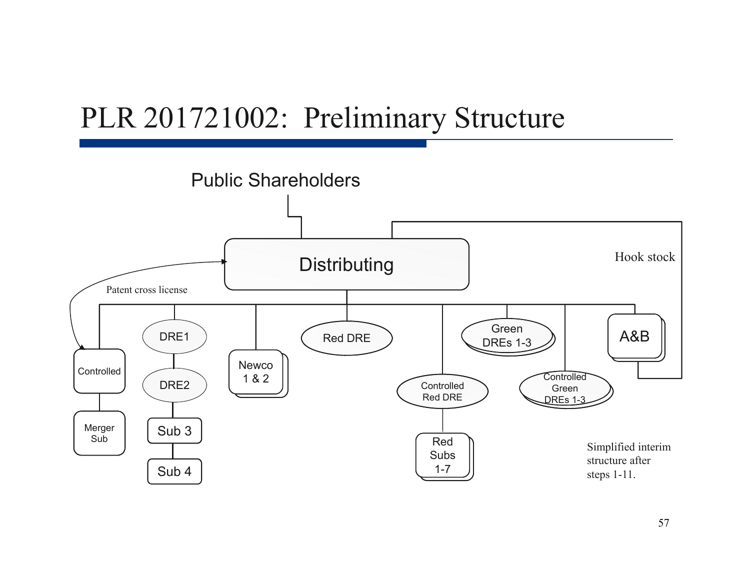# PLR 201721002: Preliminary Structure

Public Shareholders

Distributing

Hook stock

Patent cross license

Controlled

Merger Sub

DRE1

DRE2

Sub 3

Sub 4

Newco 1 & 2

Red DRE

Controlled Red DRE

Red Subs 1-7

Green DREs 1-3

Controlled Green DREs 1-3

A&B

Simplified interim structure after steps 1-11.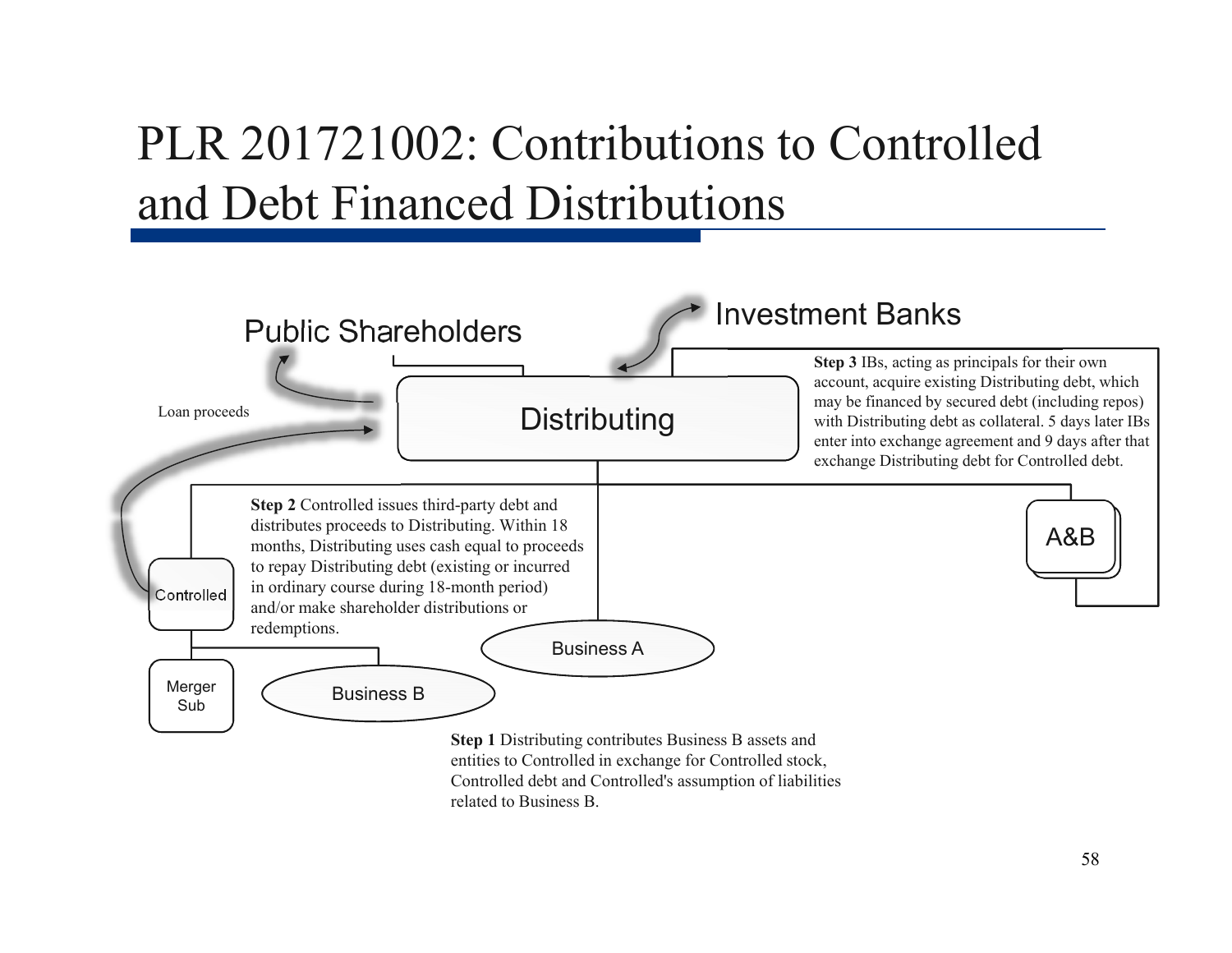# PLR 201721002: Contributions to Controlled and Debt Financed Distributions

Public Shareholders

Investment Banks

Loan proceeds

Distributing

**Step 3** IBs, acting as principals for their own account, acquire existing Distributing debt, which may be financed by secured debt (including repos) with Distributing debt as collateral. 5 days later IBs enter into exchange agreement and 9 days after that exchange Distributing debt for Controlled debt.

A&B

**Step 2** Controlled issues third-party debt and distributes proceeds to Distributing. Within 18 months, Distributing uses cash equal to proceeds to repay Distributing debt (existing or incurred in ordinary course during 18-month period) and/or make shareholder distributions or redemptions.

Controlled

Business A

Merger Sub

Business B

**Step 1** Distributing contributes Business B assets and entities to Controlled in exchange for Controlled stock, Controlled debt and Controlled's assumption of liabilities related to Business B.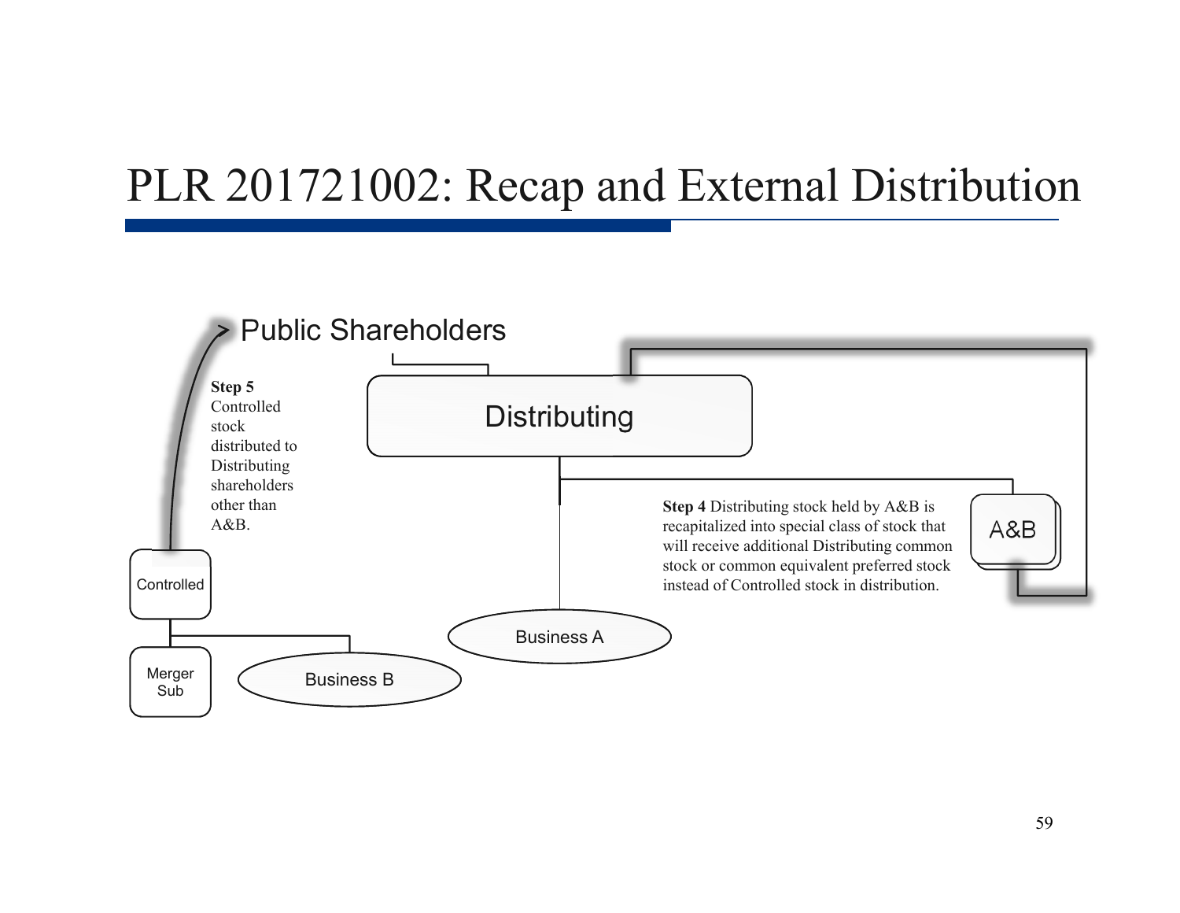# PLR 201721002: Recap and External Distribution

Public Shareholders

Distributing

**Step 5** Controlled stock distributed to Distributing shareholders other than A&B.

**Step 4** Distributing stock held by A&B is recapitalized into special class of stock that will receive additional Distributing common stock or common equivalent preferred stock instead of Controlled stock in distribution.

A&B

Controlled

Merger Sub

Business B

Business A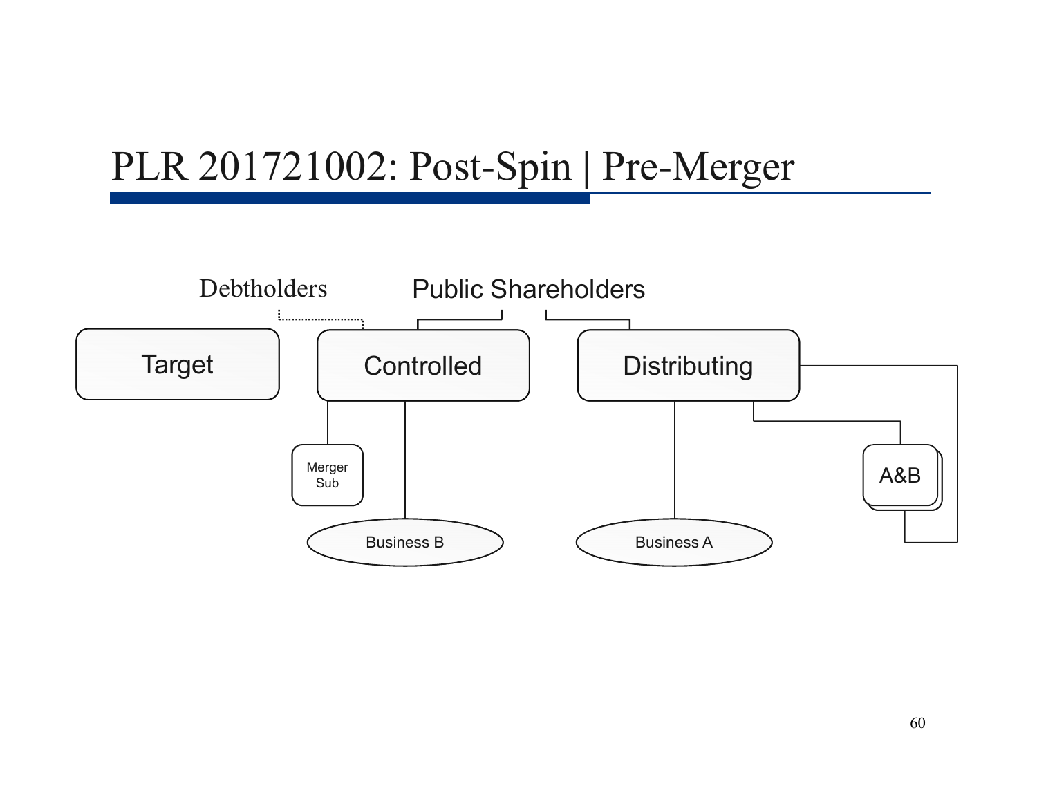# PLR 201721002: Post-Spin | Pre-Merger

Debtholders

Public Shareholders

Target

Controlled

Distributing

Merger Sub

A&B

Business B

Business A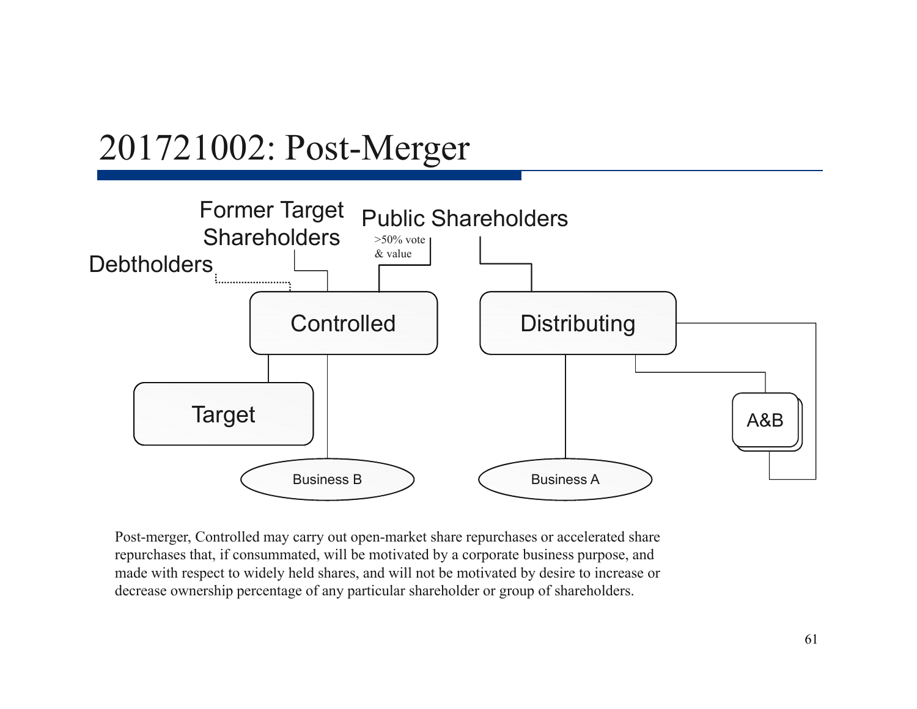# 201721002: Post-Merger

Former Target Shareholders

Public Shareholders

>50% vote & value

Debtholders

Controlled

Distributing

Target

A&B

Business B

Business A

Post-merger, Controlled may carry out open-market share repurchases or accelerated share repurchases that, if consummated, will be motivated by a corporate business purpose, and made with respect to widely held shares, and will not be motivated by desire to increase or decrease ownership percentage of any particular shareholder or group of shareholders.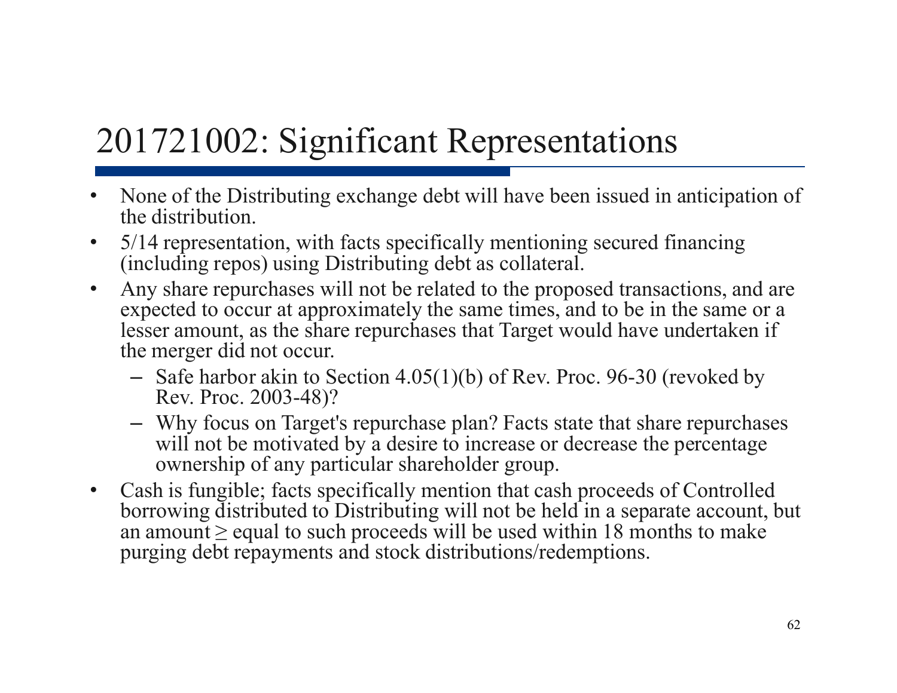# 201721002: Significant Representations

- None of the Distributing exchange debt will have been issued in anticipation of the distribution.
- 5/14 representation, with facts specifically mentioning secured financing (including repos) using Distributing debt as collateral.
- Any share repurchases will not be related to the proposed transactions, and are expected to occur at approximately the same times, and to be in the same or a lesser amount, as the share repurchases that Target would have undertaken if the merger did not occur.
  - Safe harbor akin to Section 4.05(1)(b) of Rev. Proc. 96-30 (revoked by Rev. Proc. 2003-48)?
  - Why focus on Target's repurchase plan? Facts state that share repurchases will not be motivated by a desire to increase or decrease the percentage ownership of any particular shareholder group.
- Cash is fungible; facts specifically mention that cash proceeds of Controlled borrowing distributed to Distributing will not be held in a separate account, but an amount ≥ equal to such proceeds will be used within 18 months to make purging debt repayments and stock distributions/redemptions.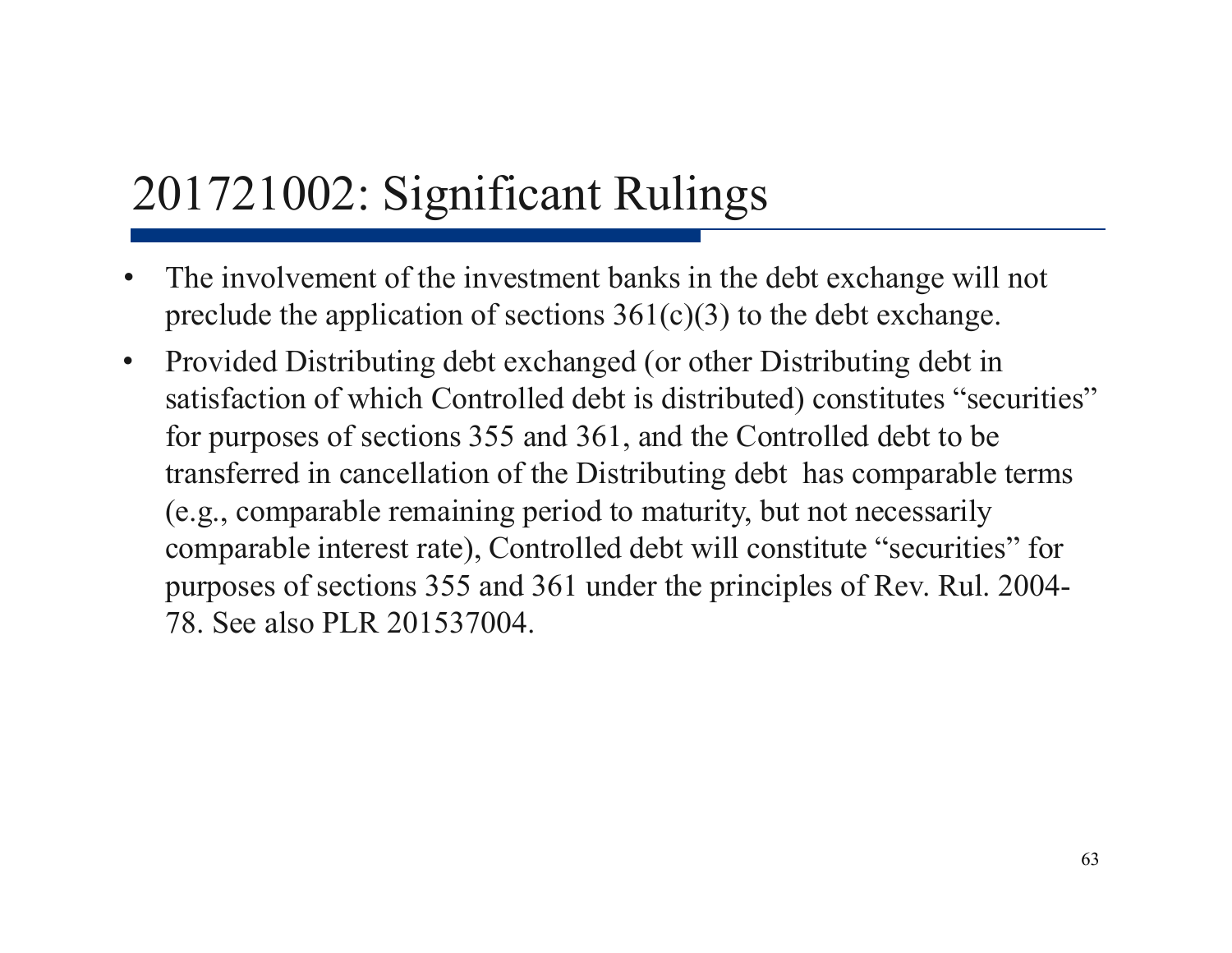# 201721002: Significant Rulings

- The involvement of the investment banks in the debt exchange will not preclude the application of sections 361(c)(3) to the debt exchange.
- Provided Distributing debt exchanged (or other Distributing debt in satisfaction of which Controlled debt is distributed) constitutes "securities" for purposes of sections 355 and 361, and the Controlled debt to be transferred in cancellation of the Distributing debt has comparable terms (e.g., comparable remaining period to maturity, but not necessarily comparable interest rate), Controlled debt will constitute "securities" for purposes of sections 355 and 361 under the principles of Rev. Rul. 2004-78. See also PLR 201537004.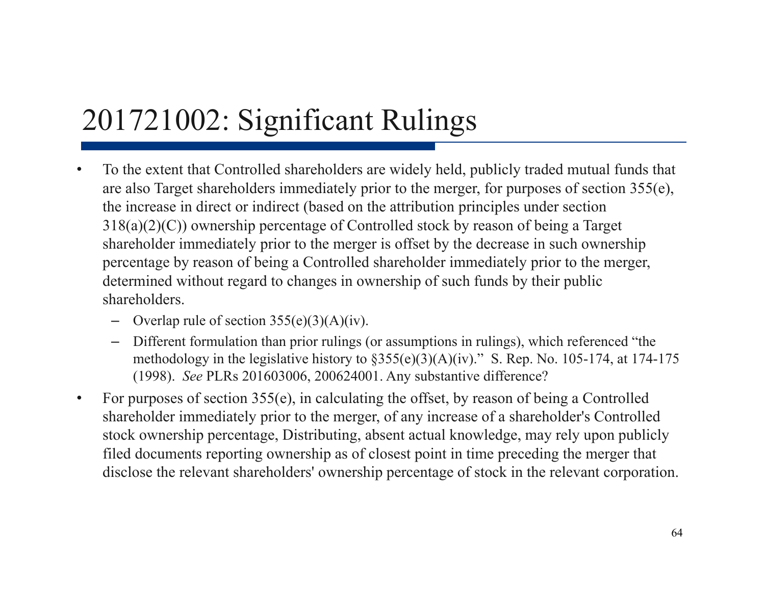# 201721002: Significant Rulings

- To the extent that Controlled shareholders are widely held, publicly traded mutual funds that are also Target shareholders immediately prior to the merger, for purposes of section 355(e), the increase in direct or indirect (based on the attribution principles under section 318(a)(2)(C)) ownership percentage of Controlled stock by reason of being a Target shareholder immediately prior to the merger is offset by the decrease in such ownership percentage by reason of being a Controlled shareholder immediately prior to the merger, determined without regard to changes in ownership of such funds by their public shareholders.
  - Overlap rule of section 355(e)(3)(A)(iv).
  - Different formulation than prior rulings (or assumptions in rulings), which referenced "the methodology in the legislative history to §355(e)(3)(A)(iv)." S. Rep. No. 105-174, at 174-175 (1998). *See* PLRs 201603006, 200624001. Any substantive difference?
- For purposes of section 355(e), in calculating the offset, by reason of being a Controlled shareholder immediately prior to the merger, of any increase of a shareholder's Controlled stock ownership percentage, Distributing, absent actual knowledge, may rely upon publicly filed documents reporting ownership as of closest point in time preceding the merger that disclose the relevant shareholders' ownership percentage of stock in the relevant corporation.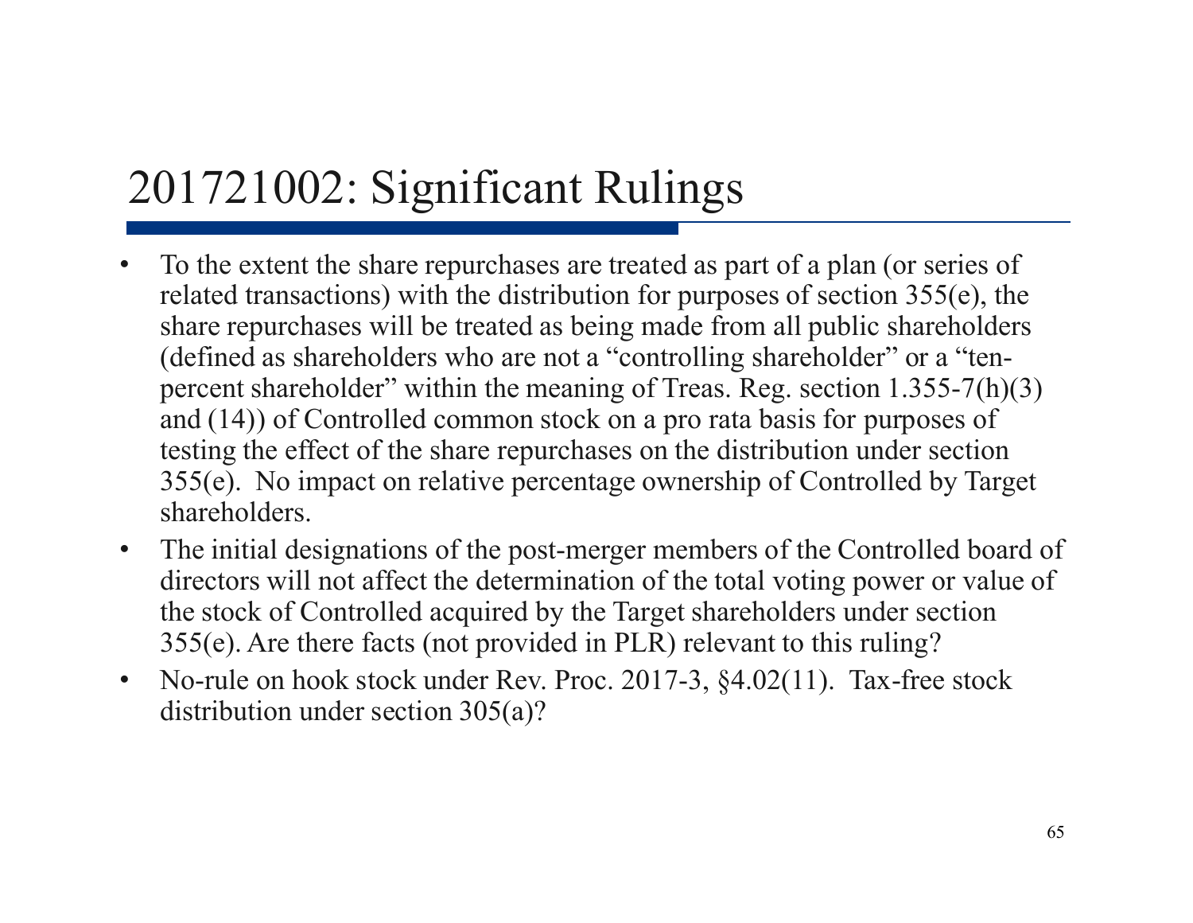# 201721002: Significant Rulings

- To the extent the share repurchases are treated as part of a plan (or series of related transactions) with the distribution for purposes of section 355(e), the share repurchases will be treated as being made from all public shareholders (defined as shareholders who are not a "controlling shareholder" or a "ten-percent shareholder" within the meaning of Treas. Reg. section 1.355-7(h)(3) and (14)) of Controlled common stock on a pro rata basis for purposes of testing the effect of the share repurchases on the distribution under section 355(e). No impact on relative percentage ownership of Controlled by Target shareholders.
- The initial designations of the post-merger members of the Controlled board of directors will not affect the determination of the total voting power or value of the stock of Controlled acquired by the Target shareholders under section 355(e). Are there facts (not provided in PLR) relevant to this ruling?
- No-rule on hook stock under Rev. Proc. 2017-3, §4.02(11). Tax-free stock distribution under section 305(a)?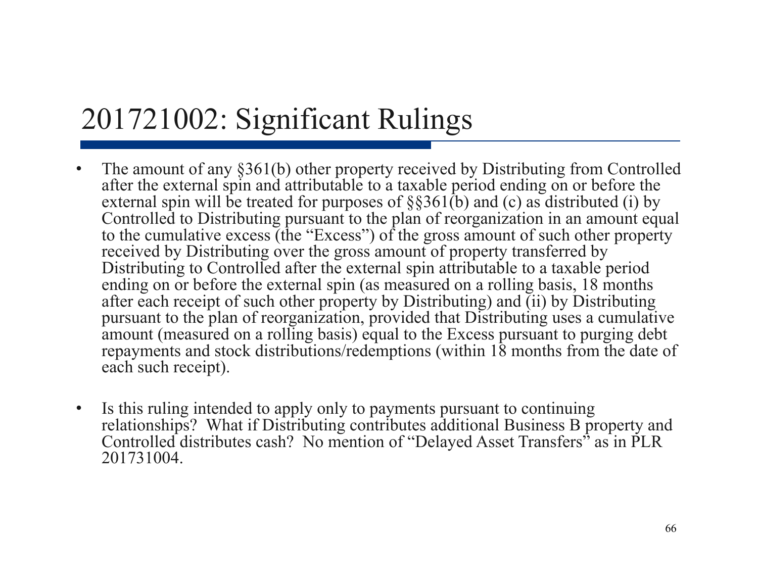# 201721002: Significant Rulings

- The amount of any §361(b) other property received by Distributing from Controlled after the external spin and attributable to a taxable period ending on or before the external spin will be treated for purposes of §§361(b) and (c) as distributed (i) by Controlled to Distributing pursuant to the plan of reorganization in an amount equal to the cumulative excess (the "Excess") of the gross amount of such other property received by Distributing over the gross amount of property transferred by Distributing to Controlled after the external spin attributable to a taxable period ending on or before the external spin (as measured on a rolling basis, 18 months after each receipt of such other property by Distributing) and (ii) by Distributing pursuant to the plan of reorganization, provided that Distributing uses a cumulative amount (measured on a rolling basis) equal to the Excess pursuant to purging debt repayments and stock distributions/redemptions (within 18 months from the date of each such receipt).

- Is this ruling intended to apply only to payments pursuant to continuing relationships? What if Distributing contributes additional Business B property and Controlled distributes cash? No mention of "Delayed Asset Transfers" as in PLR 201731004.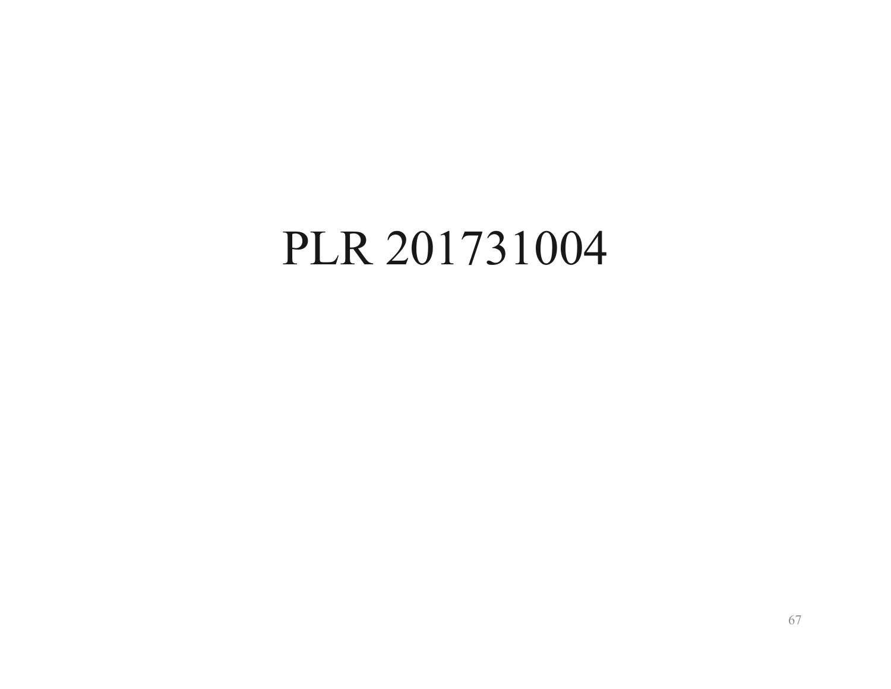# PLR 201731004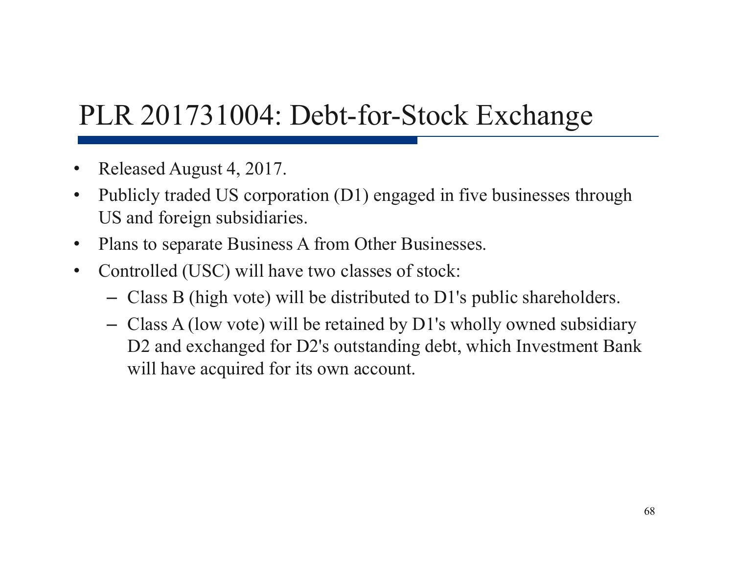# PLR 201731004: Debt-for-Stock Exchange

- Released August 4, 2017.
- Publicly traded US corporation (D1) engaged in five businesses through US and foreign subsidiaries.
- Plans to separate Business A from Other Businesses.
- Controlled (USC) will have two classes of stock:
  - Class B (high vote) will be distributed to D1's public shareholders.
  - Class A (low vote) will be retained by D1's wholly owned subsidiary D2 and exchanged for D2's outstanding debt, which Investment Bank will have acquired for its own account.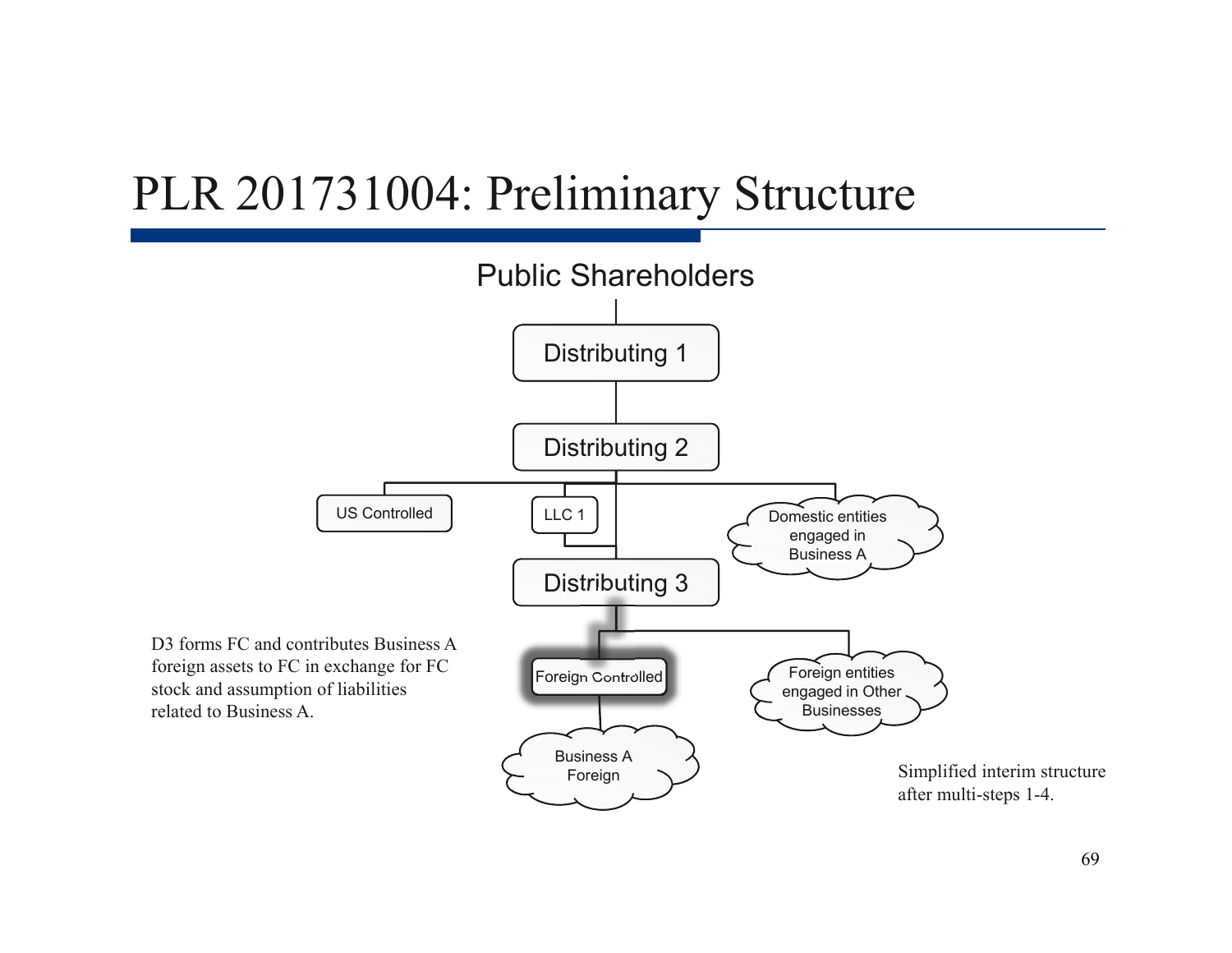# PLR 201731004: Preliminary Structure

Public Shareholders

Distributing 1

Distributing 2

US Controlled

LLC 1

Domestic entities engaged in Business A

Distributing 3

D3 forms FC and contributes Business A foreign assets to FC in exchange for FC stock and assumption of liabilities related to Business A.

Foreign Controlled

Foreign entities engaged in Other Businesses

Business A Foreign

Simplified interim structure after multi-steps 1-4.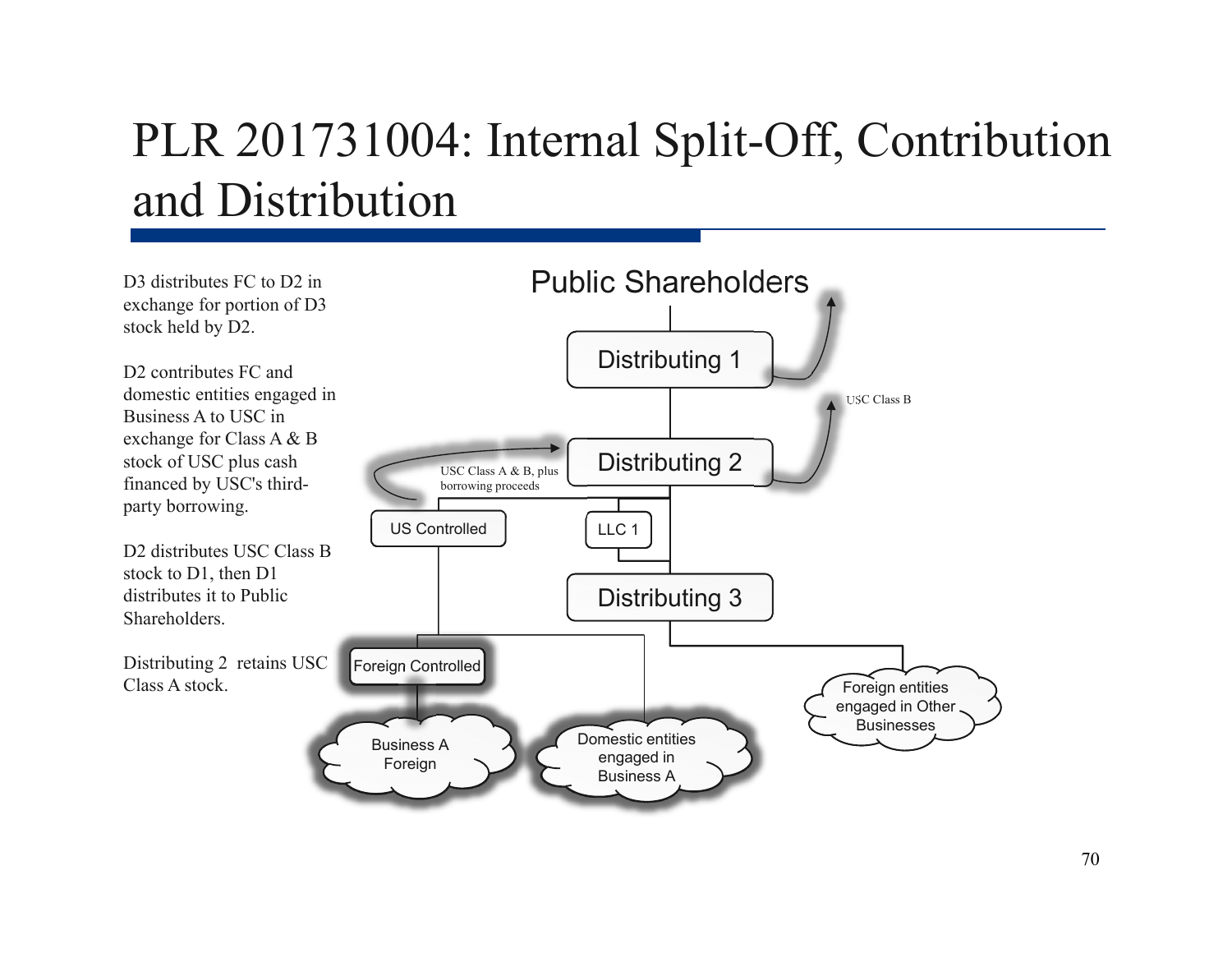# PLR 201731004: Internal Split-Off, Contribution and Distribution

D3 distributes FC to D2 in exchange for portion of D3 stock held by D2.

D2 contributes FC and domestic entities engaged in Business A to USC in exchange for Class A & B stock of USC plus cash financed by USC's third-party borrowing.

D2 distributes USC Class B stock to D1, then D1 distributes it to Public Shareholders.

Distributing 2 retains USC Class A stock.

Public Shareholders

Distributing 1

USC Class B

Distributing 2

USC Class A & B, plus borrowing proceeds

US Controlled

LLC 1

Distributing 3

Foreign Controlled

Business A Foreign

Domestic entities engaged in Business A

Foreign entities engaged in Other Businesses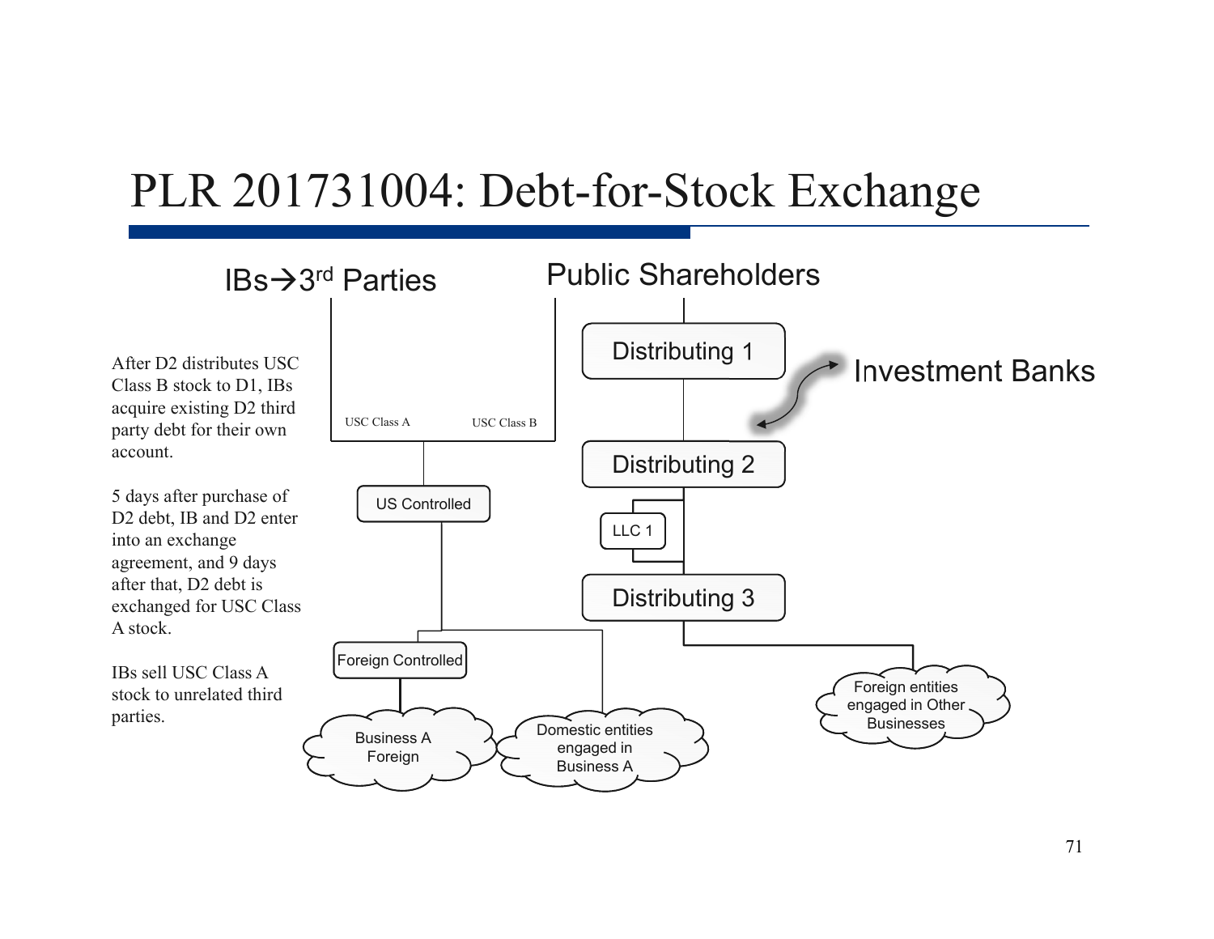# PLR 201731004: Debt-for-Stock Exchange

After D2 distributes USC Class B stock to D1, IBs acquire existing D2 third party debt for their own account.

5 days after purchase of D2 debt, IB and D2 enter into an exchange agreement, and 9 days after that, D2 debt is exchanged for USC Class A stock.

IBs sell USC Class A stock to unrelated third parties.

IBs→3rd Parties

Public Shareholders

Distributing 1

Investment Banks

USC Class A

USC Class B

Distributing 2

US Controlled

LLC 1

Distributing 3

Foreign Controlled

Business A Foreign

Domestic entities engaged in Business A

Foreign entities engaged in Other Businesses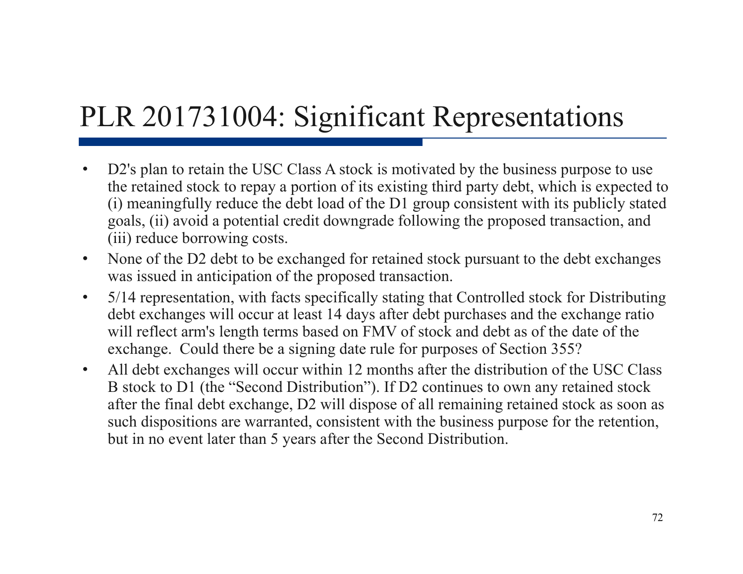# PLR 201731004: Significant Representations

- D2's plan to retain the USC Class A stock is motivated by the business purpose to use the retained stock to repay a portion of its existing third party debt, which is expected to (i) meaningfully reduce the debt load of the D1 group consistent with its publicly stated goals, (ii) avoid a potential credit downgrade following the proposed transaction, and (iii) reduce borrowing costs.
- None of the D2 debt to be exchanged for retained stock pursuant to the debt exchanges was issued in anticipation of the proposed transaction.
- 5/14 representation, with facts specifically stating that Controlled stock for Distributing debt exchanges will occur at least 14 days after debt purchases and the exchange ratio will reflect arm's length terms based on FMV of stock and debt as of the date of the exchange. Could there be a signing date rule for purposes of Section 355?
- All debt exchanges will occur within 12 months after the distribution of the USC Class B stock to D1 (the "Second Distribution"). If D2 continues to own any retained stock after the final debt exchange, D2 will dispose of all remaining retained stock as soon as such dispositions are warranted, consistent with the business purpose for the retention, but in no event later than 5 years after the Second Distribution.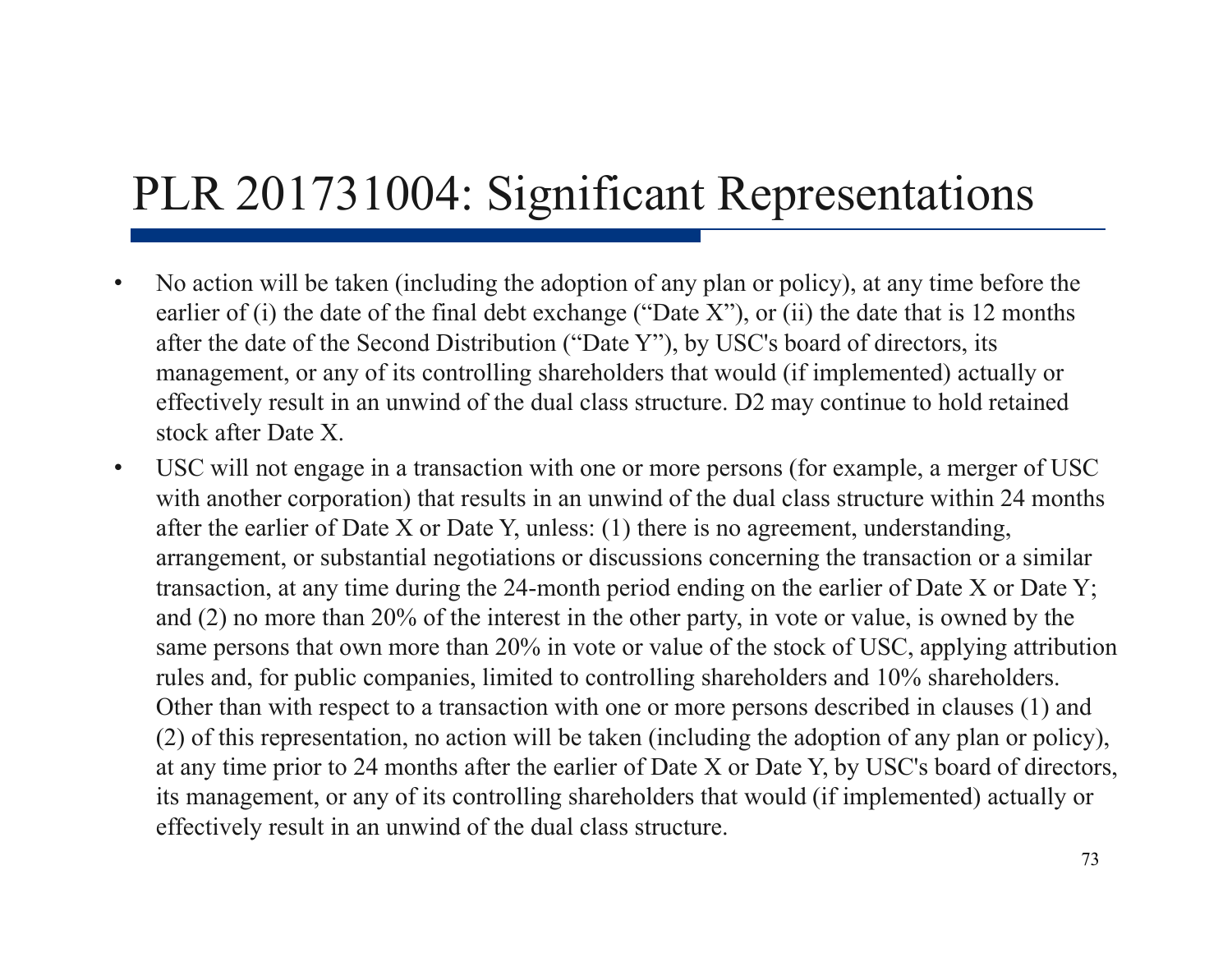# PLR 201731004: Significant Representations

- No action will be taken (including the adoption of any plan or policy), at any time before the earlier of (i) the date of the final debt exchange ("Date X"), or (ii) the date that is 12 months after the date of the Second Distribution ("Date Y"), by USC's board of directors, its management, or any of its controlling shareholders that would (if implemented) actually or effectively result in an unwind of the dual class structure. D2 may continue to hold retained stock after Date X.
- USC will not engage in a transaction with one or more persons (for example, a merger of USC with another corporation) that results in an unwind of the dual class structure within 24 months after the earlier of Date X or Date Y, unless: (1) there is no agreement, understanding, arrangement, or substantial negotiations or discussions concerning the transaction or a similar transaction, at any time during the 24-month period ending on the earlier of Date X or Date Y; and (2) no more than 20% of the interest in the other party, in vote or value, is owned by the same persons that own more than 20% in vote or value of the stock of USC, applying attribution rules and, for public companies, limited to controlling shareholders and 10% shareholders. Other than with respect to a transaction with one or more persons described in clauses (1) and (2) of this representation, no action will be taken (including the adoption of any plan or policy), at any time prior to 24 months after the earlier of Date X or Date Y, by USC's board of directors, its management, or any of its controlling shareholders that would (if implemented) actually or effectively result in an unwind of the dual class structure.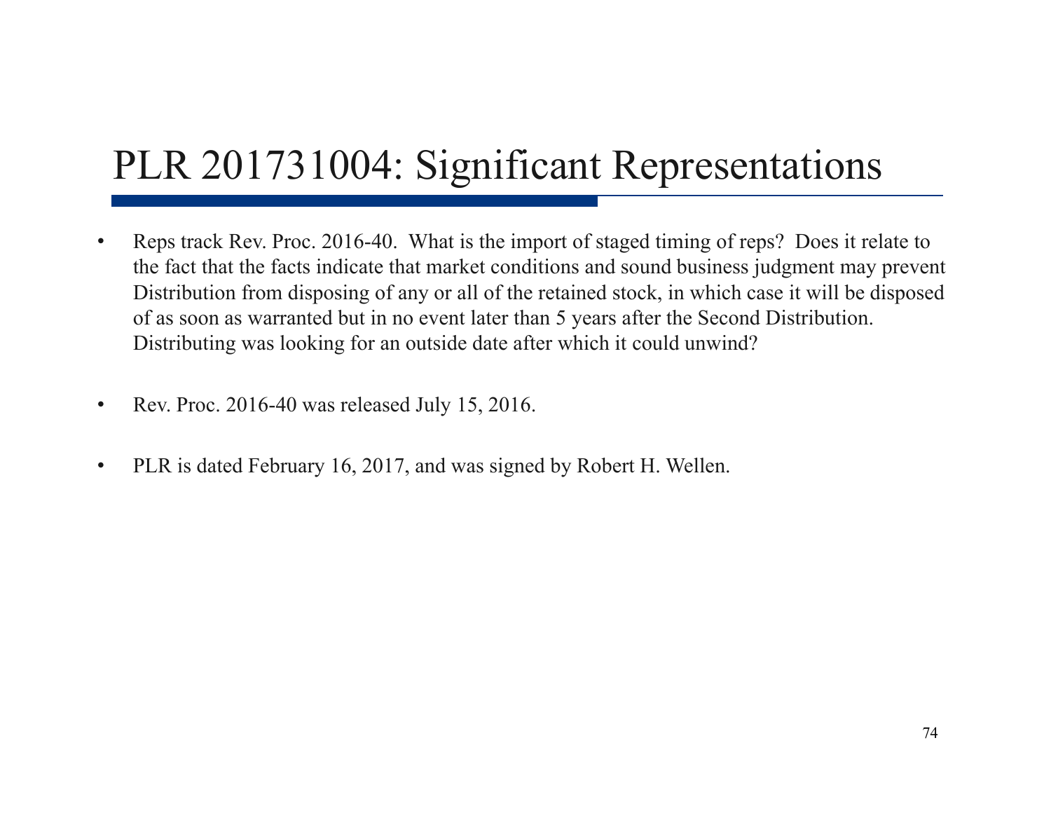# PLR 201731004: Significant Representations

- Reps track Rev. Proc. 2016-40. What is the import of staged timing of reps? Does it relate to the fact that the facts indicate that market conditions and sound business judgment may prevent Distribution from disposing of any or all of the retained stock, in which case it will be disposed of as soon as warranted but in no event later than 5 years after the Second Distribution. Distributing was looking for an outside date after which it could unwind?

- Rev. Proc. 2016-40 was released July 15, 2016.

- PLR is dated February 16, 2017, and was signed by Robert H. Wellen.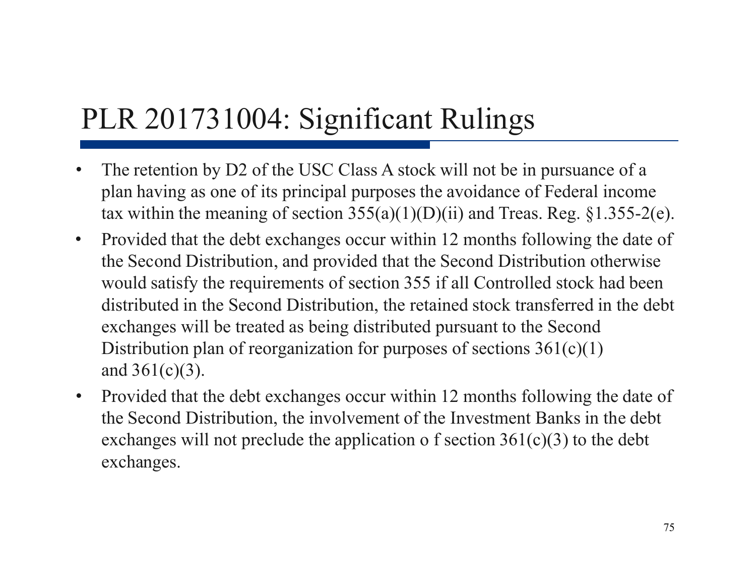# PLR 201731004: Significant Rulings

- The retention by D2 of the USC Class A stock will not be in pursuance of a plan having as one of its principal purposes the avoidance of Federal income tax within the meaning of section 355(a)(1)(D)(ii) and Treas. Reg. §1.355-2(e).
- Provided that the debt exchanges occur within 12 months following the date of the Second Distribution, and provided that the Second Distribution otherwise would satisfy the requirements of section 355 if all Controlled stock had been distributed in the Second Distribution, the retained stock transferred in the debt exchanges will be treated as being distributed pursuant to the Second Distribution plan of reorganization for purposes of sections 361(c)(1) and 361(c)(3).
- Provided that the debt exchanges occur within 12 months following the date of the Second Distribution, the involvement of the Investment Banks in the debt exchanges will not preclude the application o f section 361(c)(3) to the debt exchanges.